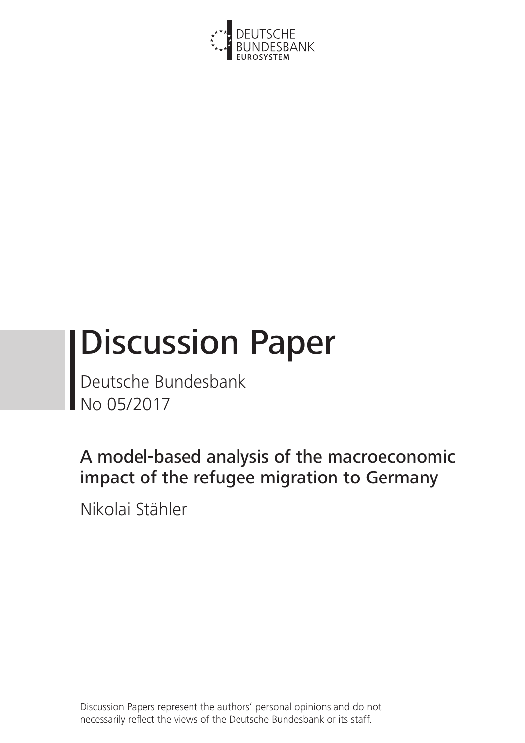DEUTSCHE BUNDESBANK
EUROSYSTEM

# Discussion Paper

Deutsche Bundesbank
No 05/2017

## A model-based analysis of the macroeconomic impact of the refugee migration to Germany

Nikolai Stähler

Discussion Papers represent the authors' personal opinions and do not necessarily reflect the views of the Deutsche Bundesbank or its staff.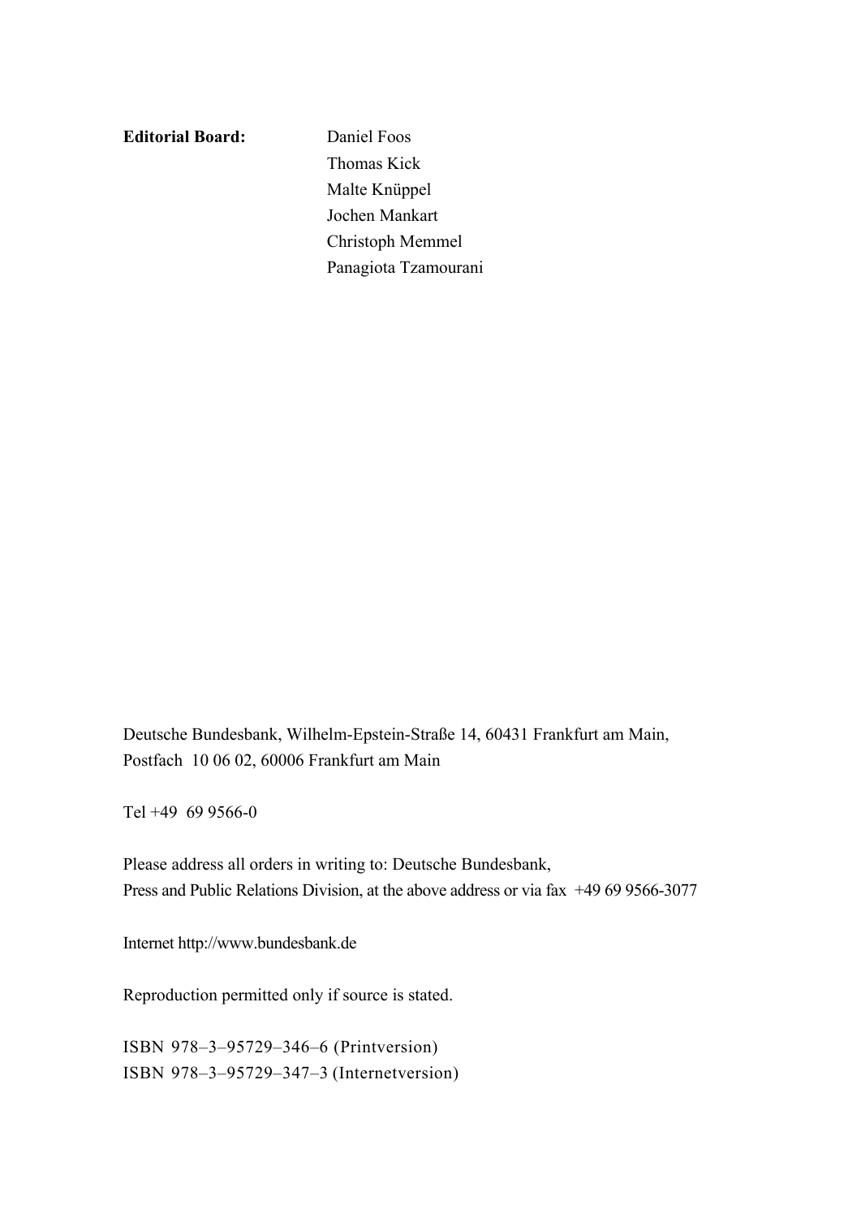**Editorial Board:** Daniel Foos
Thomas Kick
Malte Knüppel
Jochen Mankart
Christoph Memmel
Panagiota Tzamourani

Deutsche Bundesbank, Wilhelm-Epstein-Straße 14, 60431 Frankfurt am Main,
Postfach 10 06 02, 60006 Frankfurt am Main

Tel +49 69 9566-0

Please address all orders in writing to: Deutsche Bundesbank,
Press and Public Relations Division, at the above address or via fax +49 69 9566-3077

Internet http://www.bundesbank.de

Reproduction permitted only if source is stated.

ISBN 978–3–95729–346–6 (Printversion)
ISBN 978–3–95729–347–3 (Internetversion)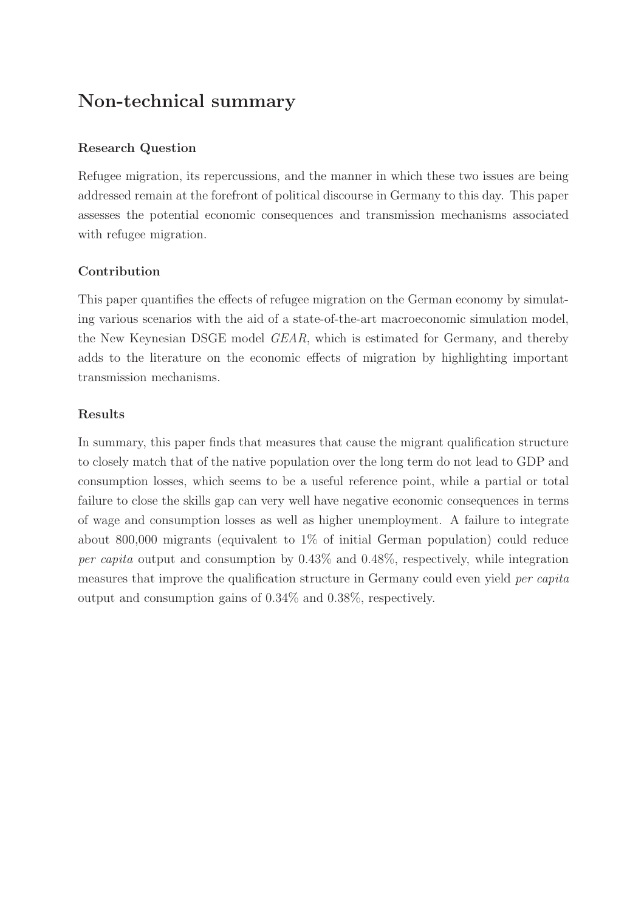# Non-technical summary

### Research Question

Refugee migration, its repercussions, and the manner in which these two issues are being addressed remain at the forefront of political discourse in Germany to this day. This paper assesses the potential economic consequences and transmission mechanisms associated with refugee migration.

### Contribution

This paper quantifies the effects of refugee migration on the German economy by simulating various scenarios with the aid of a state-of-the-art macroeconomic simulation model, the New Keynesian DSGE model *GEAR*, which is estimated for Germany, and thereby adds to the literature on the economic effects of migration by highlighting important transmission mechanisms.

### Results

In summary, this paper finds that measures that cause the migrant qualification structure to closely match that of the native population over the long term do not lead to GDP and consumption losses, which seems to be a useful reference point, while a partial or total failure to close the skills gap can very well have negative economic consequences in terms of wage and consumption losses as well as higher unemployment. A failure to integrate about 800,000 migrants (equivalent to 1% of initial German population) could reduce *per capita* output and consumption by 0.43% and 0.48%, respectively, while integration measures that improve the qualification structure in Germany could even yield *per capita* output and consumption gains of 0.34% and 0.38%, respectively.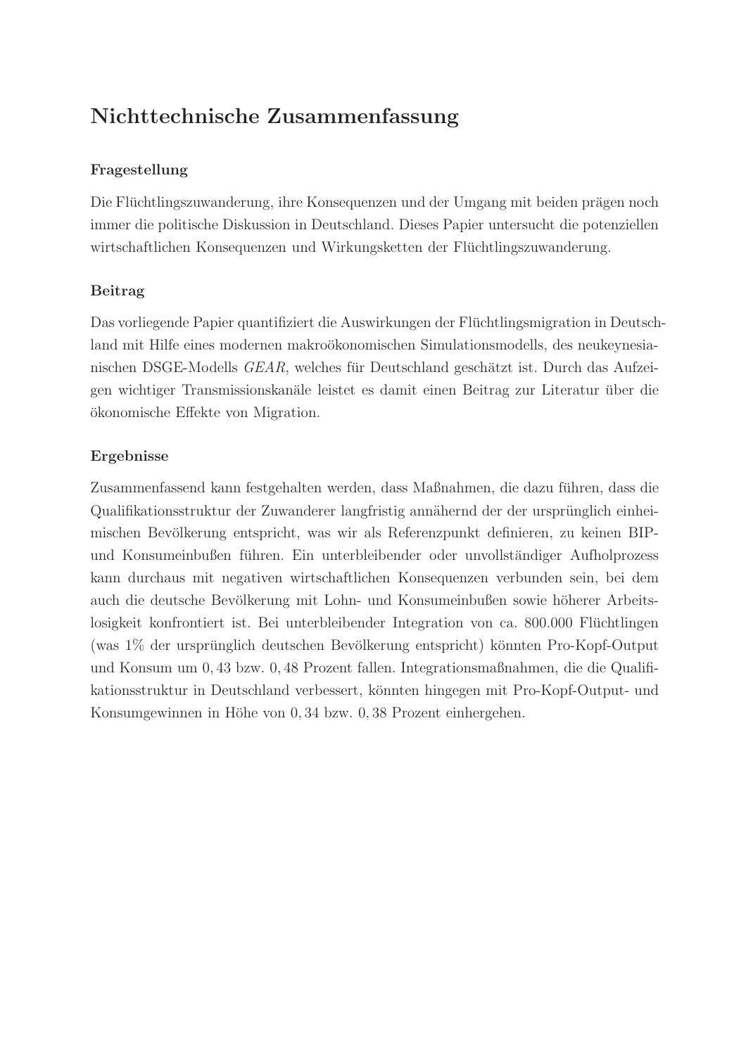# Nichttechnische Zusammenfassung

### Fragestellung

Die Flüchtlingszuwanderung, ihre Konsequenzen und der Umgang mit beiden prägen noch immer die politische Diskussion in Deutschland. Dieses Papier untersucht die potenziellen wirtschaftlichen Konsequenzen und Wirkungsketten der Flüchtlingszuwanderung.

### Beitrag

Das vorliegende Papier quantifiziert die Auswirkungen der Flüchtlingsmigration in Deutschland mit Hilfe eines modernen makroökonomischen Simulationsmodells, des neukeynesianischen DSGE-Modells *GEAR*, welches für Deutschland geschätzt ist. Durch das Aufzeigen wichtiger Transmissionskanäle leistet es damit einen Beitrag zur Literatur über die ökonomische Effekte von Migration.

### Ergebnisse

Zusammenfassend kann festgehalten werden, dass Maßnahmen, die dazu führen, dass die Qualifikationsstruktur der Zuwanderer langfristig annähernd der der ursprünglich einheimischen Bevölkerung entspricht, was wir als Referenzpunkt definieren, zu keinen BIP- und Konsumeinbußen führen. Ein unterbleibender oder unvollständiger Aufholprozess kann durchaus mit negativen wirtschaftlichen Konsequenzen verbunden sein, bei dem auch die deutsche Bevölkerung mit Lohn- und Konsumeinbußen sowie höherer Arbeitslosigkeit konfrontiert ist. Bei unterbleibender Integration von ca. 800.000 Flüchtlingen (was 1% der ursprünglich deutschen Bevölkerung entspricht) könnten Pro-Kopf-Output und Konsum um 0,43 bzw. 0,48 Prozent fallen. Integrationsmaßnahmen, die die Qualifikationsstruktur in Deutschland verbessert, könnten hingegen mit Pro-Kopf-Output- und Konsumgewinnen in Höhe von 0,34 bzw. 0,38 Prozent einhergehen.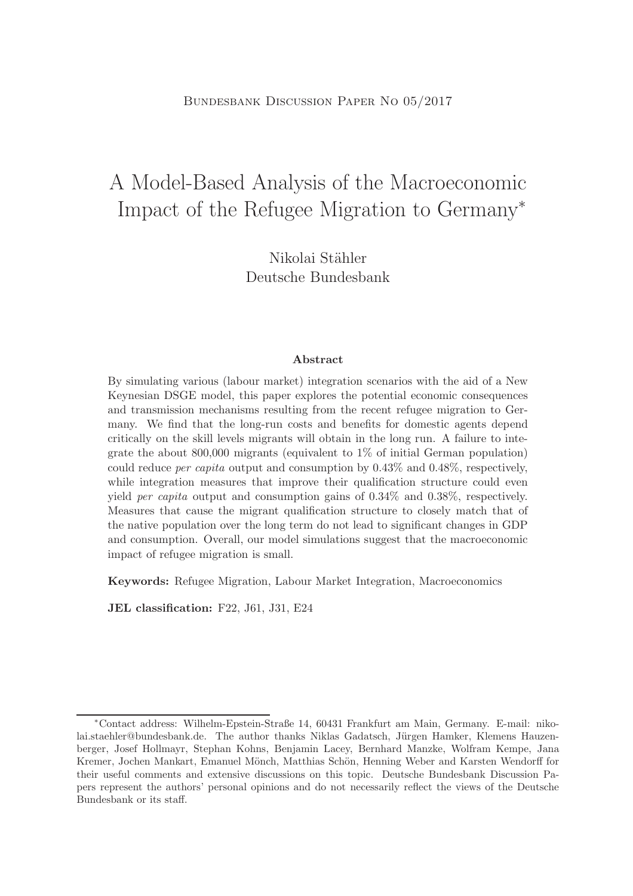Bundesbank Discussion Paper No 05/2017

# A Model-Based Analysis of the Macroeconomic Impact of the Refugee Migration to Germany*

Nikolai Stähler
Deutsche Bundesbank

**Abstract**

By simulating various (labour market) integration scenarios with the aid of a New Keynesian DSGE model, this paper explores the potential economic consequences and transmission mechanisms resulting from the recent refugee migration to Germany. We find that the long-run costs and benefits for domestic agents depend critically on the skill levels migrants will obtain in the long run. A failure to integrate the about 800,000 migrants (equivalent to 1% of initial German population) could reduce *per capita* output and consumption by 0.43% and 0.48%, respectively, while integration measures that improve their qualification structure could even yield *per capita* output and consumption gains of 0.34% and 0.38%, respectively. Measures that cause the migrant qualification structure to closely match that of the native population over the long term do not lead to significant changes in GDP and consumption. Overall, our model simulations suggest that the macroeconomic impact of refugee migration is small.

**Keywords:** Refugee Migration, Labour Market Integration, Macroeconomics

**JEL classification:** F22, J61, J31, E24

*Contact address: Wilhelm-Epstein-Straße 14, 60431 Frankfurt am Main, Germany. E-mail: nikolai.staehler@bundesbank.de. The author thanks Niklas Gadatsch, Jürgen Hamker, Klemens Hauzenberger, Josef Hollmayr, Stephan Kohns, Benjamin Lacey, Bernhard Manzke, Wolfram Kempe, Jana Kremer, Jochen Mankart, Emanuel Mönch, Matthias Schön, Henning Weber and Karsten Wendorff for their useful comments and extensive discussions on this topic. Deutsche Bundesbank Discussion Papers represent the authors' personal opinions and do not necessarily reflect the views of the Deutsche Bundesbank or its staff.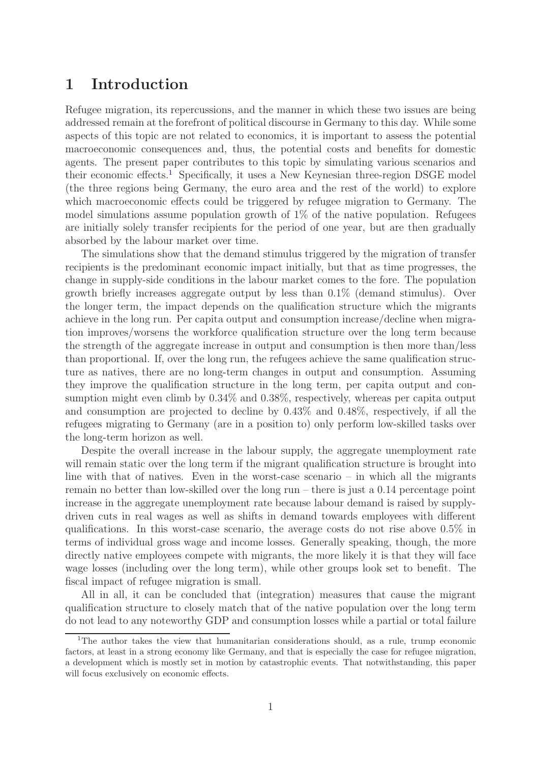# 1 Introduction

Refugee migration, its repercussions, and the manner in which these two issues are being addressed remain at the forefront of political discourse in Germany to this day. While some aspects of this topic are not related to economics, it is important to assess the potential macroeconomic consequences and, thus, the potential costs and benefits for domestic agents. The present paper contributes to this topic by simulating various scenarios and their economic effects.[1] Specifically, it uses a New Keynesian three-region DSGE model (the three regions being Germany, the euro area and the rest of the world) to explore which macroeconomic effects could be triggered by refugee migration to Germany. The model simulations assume population growth of 1% of the native population. Refugees are initially solely transfer recipients for the period of one year, but are then gradually absorbed by the labour market over time.

The simulations show that the demand stimulus triggered by the migration of transfer recipients is the predominant economic impact initially, but that as time progresses, the change in supply-side conditions in the labour market comes to the fore. The population growth briefly increases aggregate output by less than 0.1% (demand stimulus). Over the longer term, the impact depends on the qualification structure which the migrants achieve in the long run. Per capita output and consumption increase/decline when migration improves/worsens the workforce qualification structure over the long term because the strength of the aggregate increase in output and consumption is then more than/less than proportional. If, over the long run, the refugees achieve the same qualification structure as natives, there are no long-term changes in output and consumption. Assuming they improve the qualification structure in the long term, per capita output and consumption might even climb by 0.34% and 0.38%, respectively, whereas per capita output and consumption are projected to decline by 0.43% and 0.48%, respectively, if all the refugees migrating to Germany (are in a position to) only perform low-skilled tasks over the long-term horizon as well.

Despite the overall increase in the labour supply, the aggregate unemployment rate will remain static over the long term if the migrant qualification structure is brought into line with that of natives. Even in the worst-case scenario – in which all the migrants remain no better than low-skilled over the long run – there is just a 0.14 percentage point increase in the aggregate unemployment rate because labour demand is raised by supply-driven cuts in real wages as well as shifts in demand towards employees with different qualifications. In this worst-case scenario, the average costs do not rise above 0.5% in terms of individual gross wage and income losses. Generally speaking, though, the more directly native employees compete with migrants, the more likely it is that they will face wage losses (including over the long term), while other groups look set to benefit. The fiscal impact of refugee migration is small.

All in all, it can be concluded that (integration) measures that cause the migrant qualification structure to closely match that of the native population over the long term do not lead to any noteworthy GDP and consumption losses while a partial or total failure

[1] The author takes the view that humanitarian considerations should, as a rule, trump economic factors, at least in a strong economy like Germany, and that is especially the case for refugee migration, a development which is mostly set in motion by catastrophic events. That notwithstanding, this paper will focus exclusively on economic effects.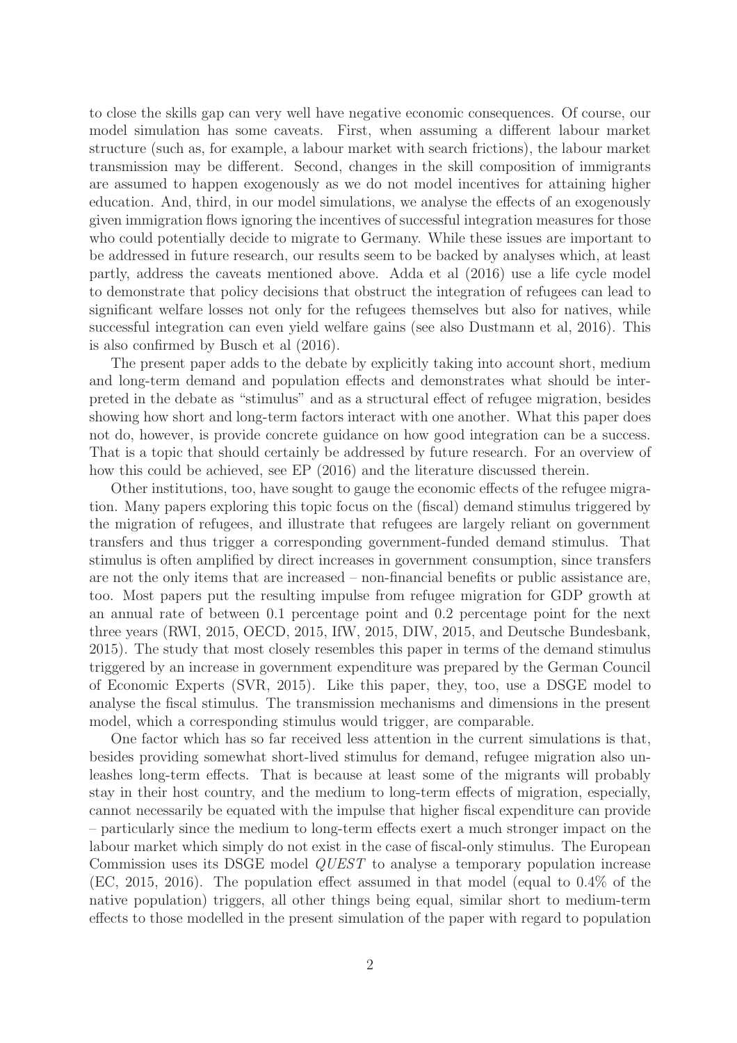to close the skills gap can very well have negative economic consequences. Of course, our model simulation has some caveats. First, when assuming a different labour market structure (such as, for example, a labour market with search frictions), the labour market transmission may be different. Second, changes in the skill composition of immigrants are assumed to happen exogenously as we do not model incentives for attaining higher education. And, third, in our model simulations, we analyse the effects of an exogenously given immigration flows ignoring the incentives of successful integration measures for those who could potentially decide to migrate to Germany. While these issues are important to be addressed in future research, our results seem to be backed by analyses which, at least partly, address the caveats mentioned above. Adda et al (2016) use a life cycle model to demonstrate that policy decisions that obstruct the integration of refugees can lead to significant welfare losses not only for the refugees themselves but also for natives, while successful integration can even yield welfare gains (see also Dustmann et al, 2016). This is also confirmed by Busch et al (2016).

The present paper adds to the debate by explicitly taking into account short, medium and long-term demand and population effects and demonstrates what should be interpreted in the debate as "stimulus" and as a structural effect of refugee migration, besides showing how short and long-term factors interact with one another. What this paper does not do, however, is provide concrete guidance on how good integration can be a success. That is a topic that should certainly be addressed by future research. For an overview of how this could be achieved, see EP (2016) and the literature discussed therein.

Other institutions, too, have sought to gauge the economic effects of the refugee migration. Many papers exploring this topic focus on the (fiscal) demand stimulus triggered by the migration of refugees, and illustrate that refugees are largely reliant on government transfers and thus trigger a corresponding government-funded demand stimulus. That stimulus is often amplified by direct increases in government consumption, since transfers are not the only items that are increased – non-financial benefits or public assistance are, too. Most papers put the resulting impulse from refugee migration for GDP growth at an annual rate of between 0.1 percentage point and 0.2 percentage point for the next three years (RWI, 2015, OECD, 2015, IfW, 2015, DIW, 2015, and Deutsche Bundesbank, 2015). The study that most closely resembles this paper in terms of the demand stimulus triggered by an increase in government expenditure was prepared by the German Council of Economic Experts (SVR, 2015). Like this paper, they, too, use a DSGE model to analyse the fiscal stimulus. The transmission mechanisms and dimensions in the present model, which a corresponding stimulus would trigger, are comparable.

One factor which has so far received less attention in the current simulations is that, besides providing somewhat short-lived stimulus for demand, refugee migration also unleashes long-term effects. That is because at least some of the migrants will probably stay in their host country, and the medium to long-term effects of migration, especially, cannot necessarily be equated with the impulse that higher fiscal expenditure can provide – particularly since the medium to long-term effects exert a much stronger impact on the labour market which simply do not exist in the case of fiscal-only stimulus. The European Commission uses its DSGE model *QUEST* to analyse a temporary population increase (EC, 2015, 2016). The population effect assumed in that model (equal to 0.4% of the native population) triggers, all other things being equal, similar short to medium-term effects to those modelled in the present simulation of the paper with regard to population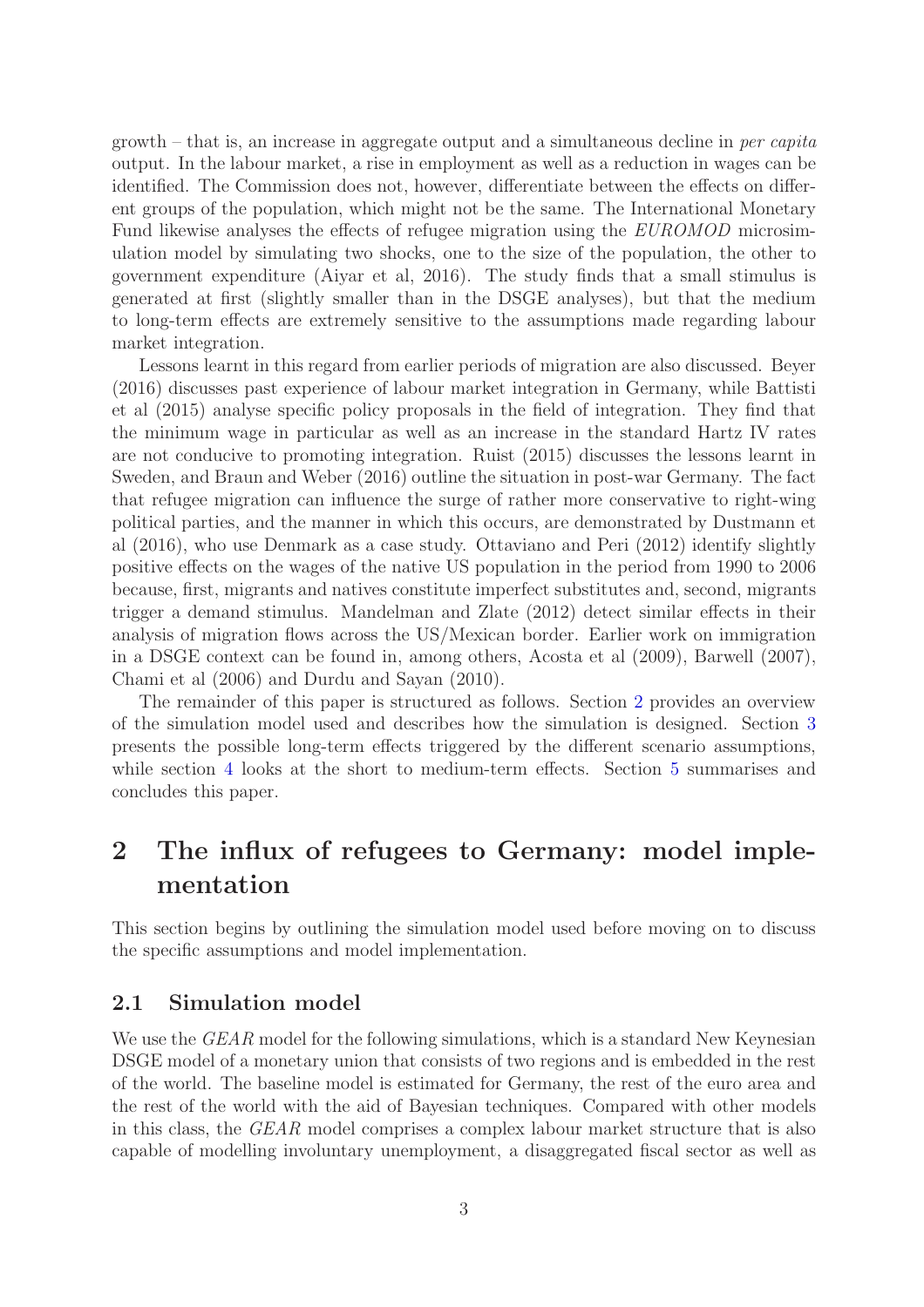growth – that is, an increase in aggregate output and a simultaneous decline in *per capita* output. In the labour market, a rise in employment as well as a reduction in wages can be identified. The Commission does not, however, differentiate between the effects on different groups of the population, which might not be the same. The International Monetary Fund likewise analyses the effects of refugee migration using the *EUROMOD* microsimulation model by simulating two shocks, one to the size of the population, the other to government expenditure (Aiyar et al, 2016). The study finds that a small stimulus is generated at first (slightly smaller than in the DSGE analyses), but that the medium to long-term effects are extremely sensitive to the assumptions made regarding labour market integration.

Lessons learnt in this regard from earlier periods of migration are also discussed. Beyer (2016) discusses past experience of labour market integration in Germany, while Battisti et al (2015) analyse specific policy proposals in the field of integration. They find that the minimum wage in particular as well as an increase in the standard Hartz IV rates are not conducive to promoting integration. Ruist (2015) discusses the lessons learnt in Sweden, and Braun and Weber (2016) outline the situation in post-war Germany. The fact that refugee migration can influence the surge of rather more conservative to right-wing political parties, and the manner in which this occurs, are demonstrated by Dustmann et al (2016), who use Denmark as a case study. Ottaviano and Peri (2012) identify slightly positive effects on the wages of the native US population in the period from 1990 to 2006 because, first, migrants and natives constitute imperfect substitutes and, second, migrants trigger a demand stimulus. Mandelman and Zlate (2012) detect similar effects in their analysis of migration flows across the US/Mexican border. Earlier work on immigration in a DSGE context can be found in, among others, Acosta et al (2009), Barwell (2007), Chami et al (2006) and Durdu and Sayan (2010).

The remainder of this paper is structured as follows. Section 2 provides an overview of the simulation model used and describes how the simulation is designed. Section 3 presents the possible long-term effects triggered by the different scenario assumptions, while section 4 looks at the short to medium-term effects. Section 5 summarises and concludes this paper.

# 2 The influx of refugees to Germany: model implementation

This section begins by outlining the simulation model used before moving on to discuss the specific assumptions and model implementation.

## 2.1 Simulation model

We use the *GEAR* model for the following simulations, which is a standard New Keynesian DSGE model of a monetary union that consists of two regions and is embedded in the rest of the world. The baseline model is estimated for Germany, the rest of the euro area and the rest of the world with the aid of Bayesian techniques. Compared with other models in this class, the *GEAR* model comprises a complex labour market structure that is also capable of modelling involuntary unemployment, a disaggregated fiscal sector as well as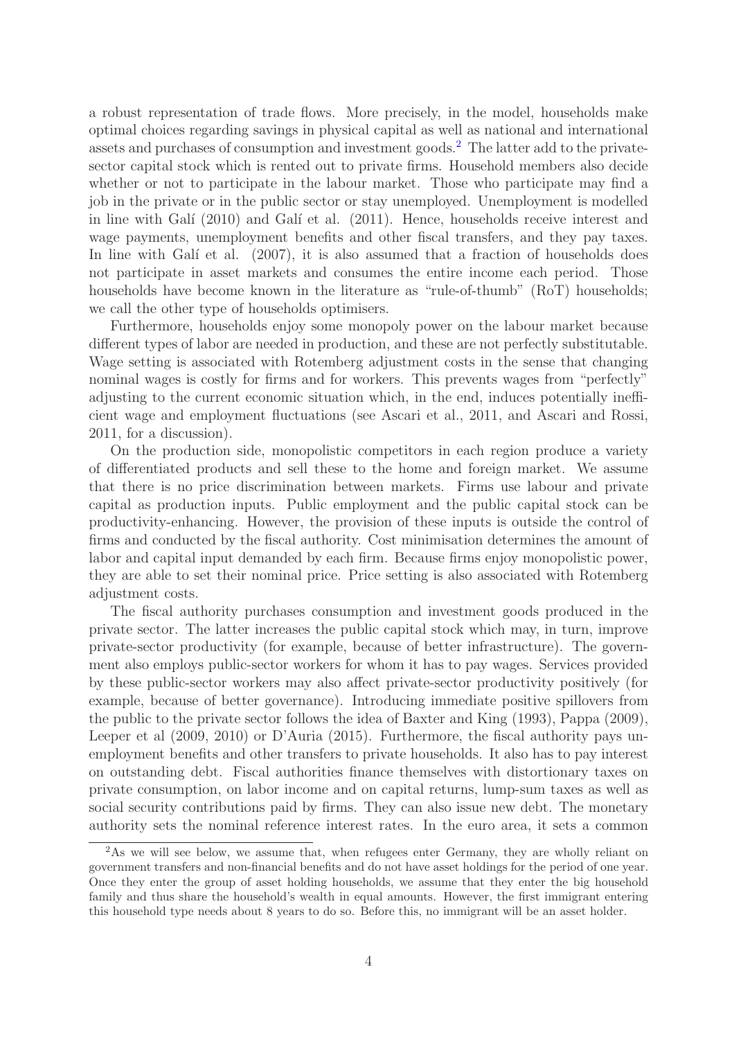a robust representation of trade flows. More precisely, in the model, households make optimal choices regarding savings in physical capital as well as national and international assets and purchases of consumption and investment goods.[2] The latter add to the private-sector capital stock which is rented out to private firms. Household members also decide whether or not to participate in the labour market. Those who participate may find a job in the private or in the public sector or stay unemployed. Unemployment is modelled in line with Galí (2010) and Galí et al. (2011). Hence, households receive interest and wage payments, unemployment benefits and other fiscal transfers, and they pay taxes. In line with Galí et al. (2007), it is also assumed that a fraction of households does not participate in asset markets and consumes the entire income each period. Those households have become known in the literature as "rule-of-thumb" (RoT) households; we call the other type of households optimisers.

Furthermore, households enjoy some monopoly power on the labour market because different types of labor are needed in production, and these are not perfectly substitutable. Wage setting is associated with Rotemberg adjustment costs in the sense that changing nominal wages is costly for firms and for workers. This prevents wages from "perfectly" adjusting to the current economic situation which, in the end, induces potentially inefficient wage and employment fluctuations (see Ascari et al., 2011, and Ascari and Rossi, 2011, for a discussion).

On the production side, monopolistic competitors in each region produce a variety of differentiated products and sell these to the home and foreign market. We assume that there is no price discrimination between markets. Firms use labour and private capital as production inputs. Public employment and the public capital stock can be productivity-enhancing. However, the provision of these inputs is outside the control of firms and conducted by the fiscal authority. Cost minimisation determines the amount of labor and capital input demanded by each firm. Because firms enjoy monopolistic power, they are able to set their nominal price. Price setting is also associated with Rotemberg adjustment costs.

The fiscal authority purchases consumption and investment goods produced in the private sector. The latter increases the public capital stock which may, in turn, improve private-sector productivity (for example, because of better infrastructure). The government also employs public-sector workers for whom it has to pay wages. Services provided by these public-sector workers may also affect private-sector productivity positively (for example, because of better governance). Introducing immediate positive spillovers from the public to the private sector follows the idea of Baxter and King (1993), Pappa (2009), Leeper et al (2009, 2010) or D'Auria (2015). Furthermore, the fiscal authority pays unemployment benefits and other transfers to private households. It also has to pay interest on outstanding debt. Fiscal authorities finance themselves with distortionary taxes on private consumption, on labor income and on capital returns, lump-sum taxes as well as social security contributions paid by firms. They can also issue new debt. The monetary authority sets the nominal reference interest rates. In the euro area, it sets a common

[2]As we will see below, we assume that, when refugees enter Germany, they are wholly reliant on government transfers and non-financial benefits and do not have asset holdings for the period of one year. Once they enter the group of asset holding households, we assume that they enter the big household family and thus share the household's wealth in equal amounts. However, the first immigrant entering this household type needs about 8 years to do so. Before this, no immigrant will be an asset holder.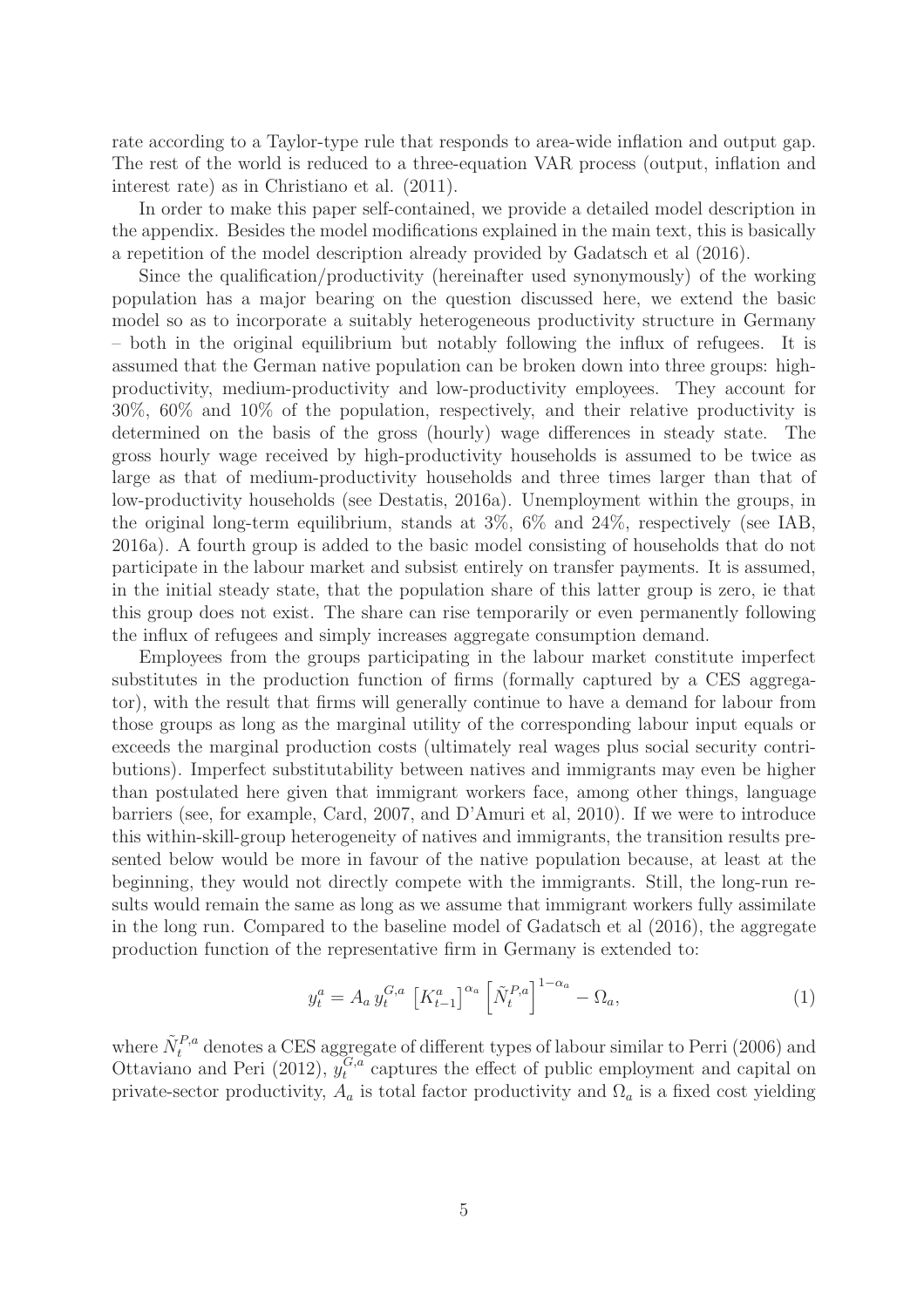rate according to a Taylor-type rule that responds to area-wide inflation and output gap. The rest of the world is reduced to a three-equation VAR process (output, inflation and interest rate) as in Christiano et al. (2011).

In order to make this paper self-contained, we provide a detailed model description in the appendix. Besides the model modifications explained in the main text, this is basically a repetition of the model description already provided by Gadatsch et al (2016).

Since the qualification/productivity (hereinafter used synonymously) of the working population has a major bearing on the question discussed here, we extend the basic model so as to incorporate a suitably heterogeneous productivity structure in Germany – both in the original equilibrium but notably following the influx of refugees. It is assumed that the German native population can be broken down into three groups: high-productivity, medium-productivity and low-productivity employees. They account for 30%, 60% and 10% of the population, respectively, and their relative productivity is determined on the basis of the gross (hourly) wage differences in steady state. The gross hourly wage received by high-productivity households is assumed to be twice as large as that of medium-productivity households and three times larger than that of low-productivity households (see Destatis, 2016a). Unemployment within the groups, in the original long-term equilibrium, stands at 3%, 6% and 24%, respectively (see IAB, 2016a). A fourth group is added to the basic model consisting of households that do not participate in the labour market and subsist entirely on transfer payments. It is assumed, in the initial steady state, that the population share of this latter group is zero, ie that this group does not exist. The share can rise temporarily or even permanently following the influx of refugees and simply increases aggregate consumption demand.

Employees from the groups participating in the labour market constitute imperfect substitutes in the production function of firms (formally captured by a CES aggregator), with the result that firms will generally continue to have a demand for labour from those groups as long as the marginal utility of the corresponding labour input equals or exceeds the marginal production costs (ultimately real wages plus social security contributions). Imperfect substitutability between natives and immigrants may even be higher than postulated here given that immigrant workers face, among other things, language barriers (see, for example, Card, 2007, and D'Amuri et al, 2010). If we were to introduce this within-skill-group heterogeneity of natives and immigrants, the transition results presented below would be more in favour of the native population because, at least at the beginning, they would not directly compete with the immigrants. Still, the long-run results would remain the same as long as we assume that immigrant workers fully assimilate in the long run. Compared to the baseline model of Gadatsch et al (2016), the aggregate production function of the representative firm in Germany is extended to:

$$y_t^a = A_a \, y_t^{G,a} \, \left[K_{t-1}^a\right]^{\alpha_a} \left[\tilde{N}_t^{P,a}\right]^{1-\alpha_a} - \Omega_a, \tag{1}$$

where $\tilde{N}_t^{P,a}$ denotes a CES aggregate of different types of labour similar to Perri (2006) and Ottaviano and Peri (2012), $y_t^{G,a}$ captures the effect of public employment and capital on private-sector productivity, $A_a$ is total factor productivity and $\Omega_a$ is a fixed cost yielding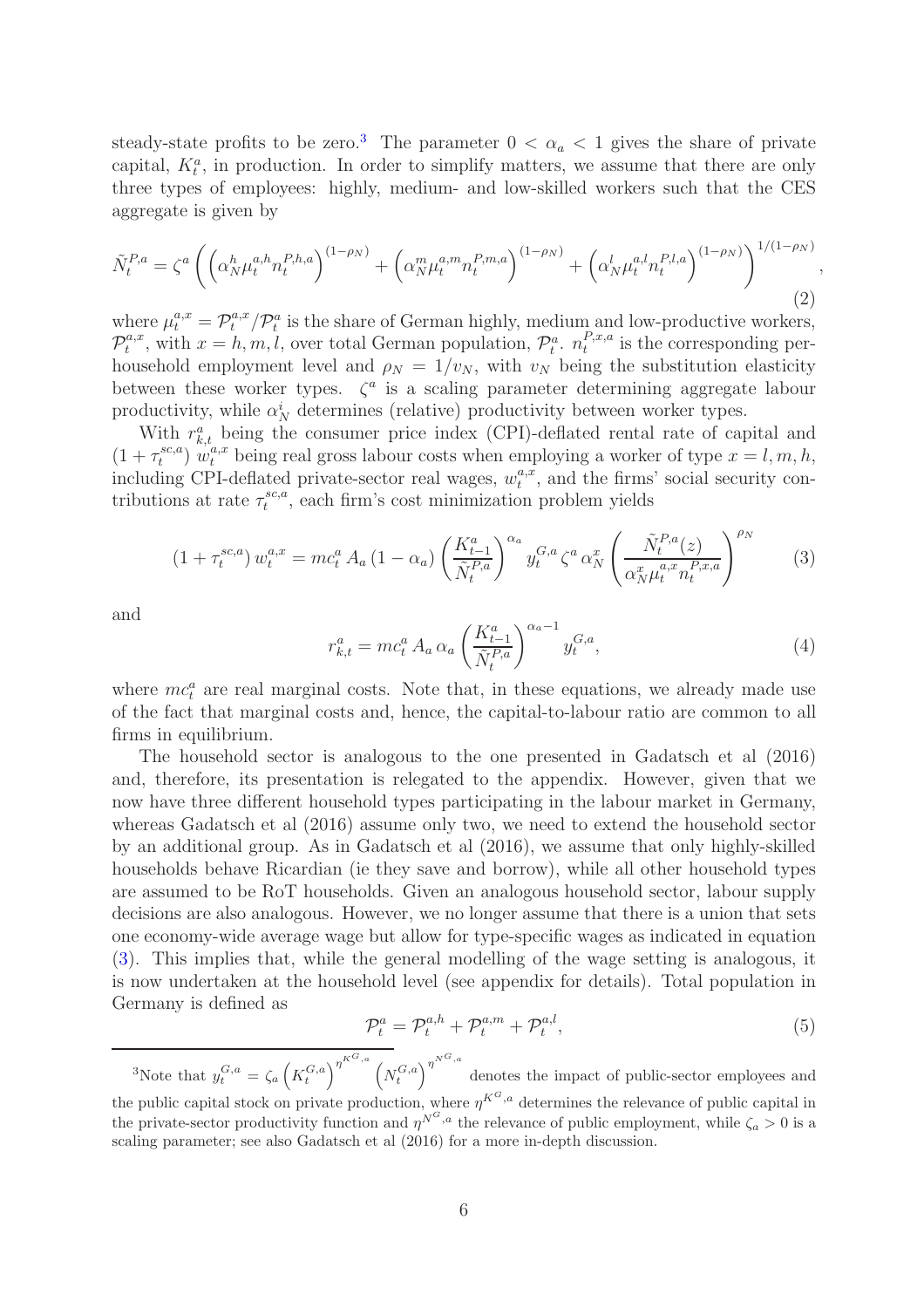steady-state profits to be zero.[3] The parameter $0 < \alpha_a < 1$ gives the share of private capital, $K_t^a$, in production. In order to simplify matters, we assume that there are only three types of employees: highly, medium- and low-skilled workers such that the CES aggregate is given by

$$\tilde{N}_t^{P,a} = \zeta^a \left( \left( \alpha_N^h \mu_t^{a,h} n_t^{P,h,a} \right)^{(1-\rho_N)} + \left( \alpha_N^m \mu_t^{a,m} n_t^{P,m,a} \right)^{(1-\rho_N)} + \left( \alpha_N^l \mu_t^{a,l} n_t^{P,l,a} \right)^{(1-\rho_N)} \right)^{1/(1-\rho_N)}, \tag{2}$$

where $\mu_t^{a,x} = \mathcal{P}_t^{a,x} / \mathcal{P}_t^a$ is the share of German highly, medium and low-productive workers, $\mathcal{P}_t^{a,x}$, with $x = h, m, l$, over total German population, $\mathcal{P}_t^a$. $n_t^{P,x,a}$ is the corresponding per-household employment level and $\rho_N = 1/v_N$, with $v_N$ being the substitution elasticity between these worker types. $\zeta^a$ is a scaling parameter determining aggregate labour productivity, while $\alpha_N^i$ determines (relative) productivity between worker types.

With $r_{k,t}^a$ being the consumer price index (CPI)-deflated rental rate of capital and $(1 + \tau_t^{sc,a})\, w_t^{a,x}$ being real gross labour costs when employing a worker of type $x = l, m, h$, including CPI-deflated private-sector real wages, $w_t^{a,x}$, and the firms' social security contributions at rate $\tau_t^{sc,a}$, each firm's cost minimization problem yields

$$(1 + \tau_t^{sc,a})\, w_t^{a,x} = mc_t^a \, A_a \, (1 - \alpha_a) \left( \frac{K_{t-1}^a}{\tilde{N}_t^{P,a}} \right)^{\alpha_a} y_t^{G,a} \, \zeta^a \, \alpha_N^x \left( \frac{\tilde{N}_t^{P,a}(z)}{\alpha_N^x \mu_t^{a,x} n_t^{P,x,a}} \right)^{\rho_N} \tag{3}$$

and

$$r_{k,t}^a = mc_t^a \, A_a \, \alpha_a \left( \frac{K_{t-1}^a}{\tilde{N}_t^{P,a}} \right)^{\alpha_a - 1} y_t^{G,a}, \tag{4}$$

where $mc_t^a$ are real marginal costs. Note that, in these equations, we already made use of the fact that marginal costs and, hence, the capital-to-labour ratio are common to all firms in equilibrium.

The household sector is analogous to the one presented in Gadatsch et al (2016) and, therefore, its presentation is relegated to the appendix. However, given that we now have three different household types participating in the labour market in Germany, whereas Gadatsch et al (2016) assume only two, we need to extend the household sector by an additional group. As in Gadatsch et al (2016), we assume that only highly-skilled households behave Ricardian (ie they save and borrow), while all other household types are assumed to be RoT households. Given an analogous household sector, labour supply decisions are also analogous. However, we no longer assume that there is a union that sets one economy-wide average wage but allow for type-specific wages as indicated in equation (3). This implies that, while the general modelling of the wage setting is analogous, it is now undertaken at the household level (see appendix for details). Total population in Germany is defined as

$$\mathcal{P}_t^a = \mathcal{P}_t^{a,h} + \mathcal{P}_t^{a,m} + \mathcal{P}_t^{a,l}, \tag{5}$$

[3] Note that $y_t^{G,a} = \zeta_a \left( K_t^{G,a} \right)^{\eta^{K^G,a}} \left( N_t^{G,a} \right)^{\eta^{N^G,a}}$ denotes the impact of public-sector employees and the public capital stock on private production, where $\eta^{K^G,a}$ determines the relevance of public capital in the private-sector productivity function and $\eta^{N^G,a}$ the relevance of public employment, while $\zeta_a > 0$ is a scaling parameter; see also Gadatsch et al (2016) for a more in-depth discussion.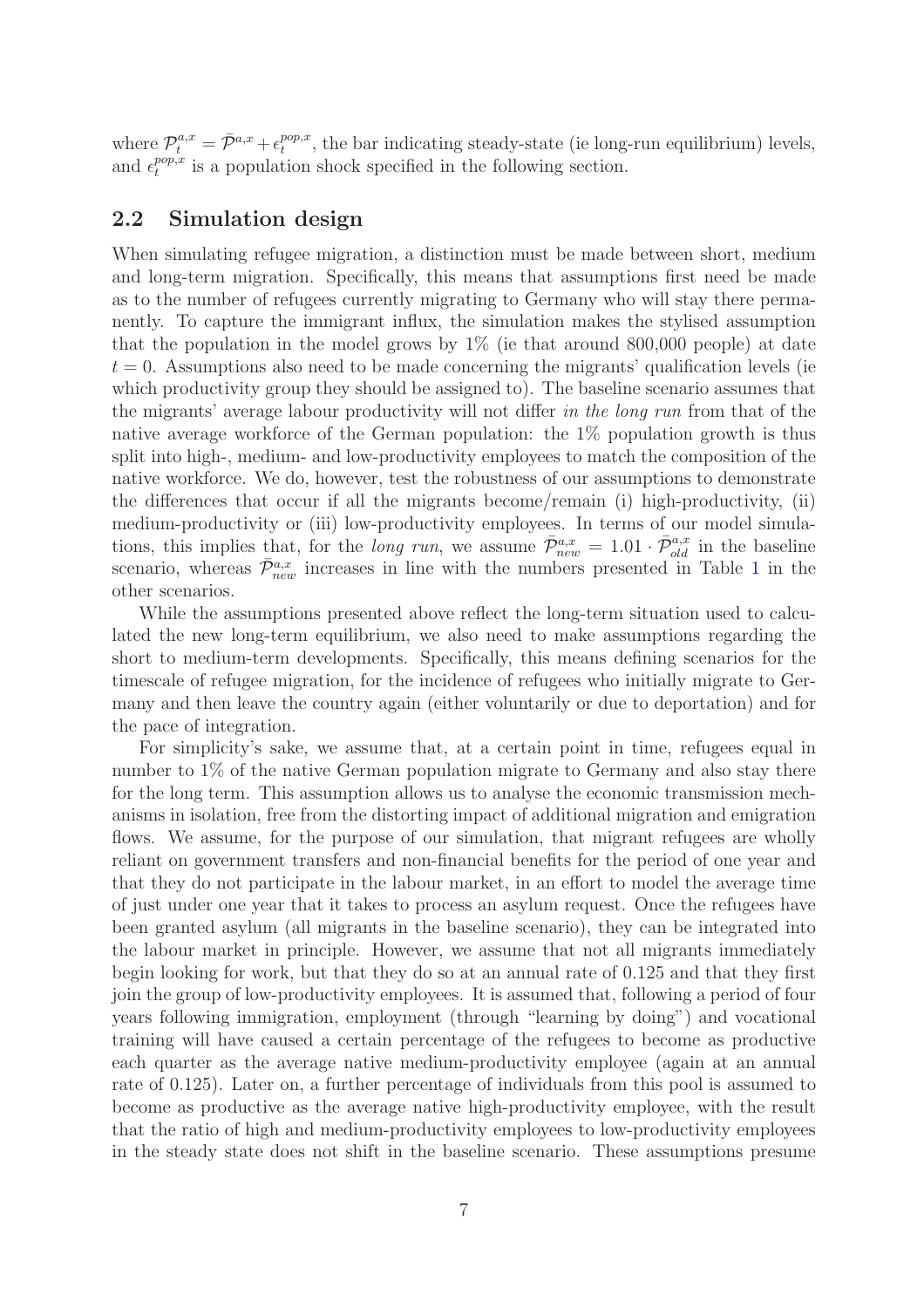where $\mathcal{P}_t^{a,x} = \bar{\mathcal{P}}^{a,x} + \epsilon_t^{pop,x}$, the bar indicating steady-state (ie long-run equilibrium) levels, and $\epsilon_t^{pop,x}$ is a population shock specified in the following section.

## 2.2 Simulation design

When simulating refugee migration, a distinction must be made between short, medium and long-term migration. Specifically, this means that assumptions first need be made as to the number of refugees currently migrating to Germany who will stay there permanently. To capture the immigrant influx, the simulation makes the stylised assumption that the population in the model grows by 1% (ie that around 800,000 people) at date $t = 0$. Assumptions also need to be made concerning the migrants' qualification levels (ie which productivity group they should be assigned to). The baseline scenario assumes that the migrants' average labour productivity will not differ *in the long run* from that of the native average workforce of the German population: the 1% population growth is thus split into high-, medium- and low-productivity employees to match the composition of the native workforce. We do, however, test the robustness of our assumptions to demonstrate the differences that occur if all the migrants become/remain (i) high-productivity, (ii) medium-productivity or (iii) low-productivity employees. In terms of our model simulations, this implies that, for the *long run*, we assume $\bar{\mathcal{P}}_{new}^{a,x} = 1.01 \cdot \bar{\mathcal{P}}_{old}^{a,x}$ in the baseline scenario, whereas $\bar{\mathcal{P}}_{new}^{a,x}$ increases in line with the numbers presented in Table 1 in the other scenarios.

While the assumptions presented above reflect the long-term situation used to calculated the new long-term equilibrium, we also need to make assumptions regarding the short to medium-term developments. Specifically, this means defining scenarios for the timescale of refugee migration, for the incidence of refugees who initially migrate to Germany and then leave the country again (either voluntarily or due to deportation) and for the pace of integration.

For simplicity's sake, we assume that, at a certain point in time, refugees equal in number to 1% of the native German population migrate to Germany and also stay there for the long term. This assumption allows us to analyse the economic transmission mechanisms in isolation, free from the distorting impact of additional migration and emigration flows. We assume, for the purpose of our simulation, that migrant refugees are wholly reliant on government transfers and non-financial benefits for the period of one year and that they do not participate in the labour market, in an effort to model the average time of just under one year that it takes to process an asylum request. Once the refugees have been granted asylum (all migrants in the baseline scenario), they can be integrated into the labour market in principle. However, we assume that not all migrants immediately begin looking for work, but that they do so at an annual rate of 0.125 and that they first join the group of low-productivity employees. It is assumed that, following a period of four years following immigration, employment (through "learning by doing") and vocational training will have caused a certain percentage of the refugees to become as productive each quarter as the average native medium-productivity employee (again at an annual rate of 0.125). Later on, a further percentage of individuals from this pool is assumed to become as productive as the average native high-productivity employee, with the result that the ratio of high and medium-productivity employees to low-productivity employees in the steady state does not shift in the baseline scenario. These assumptions presume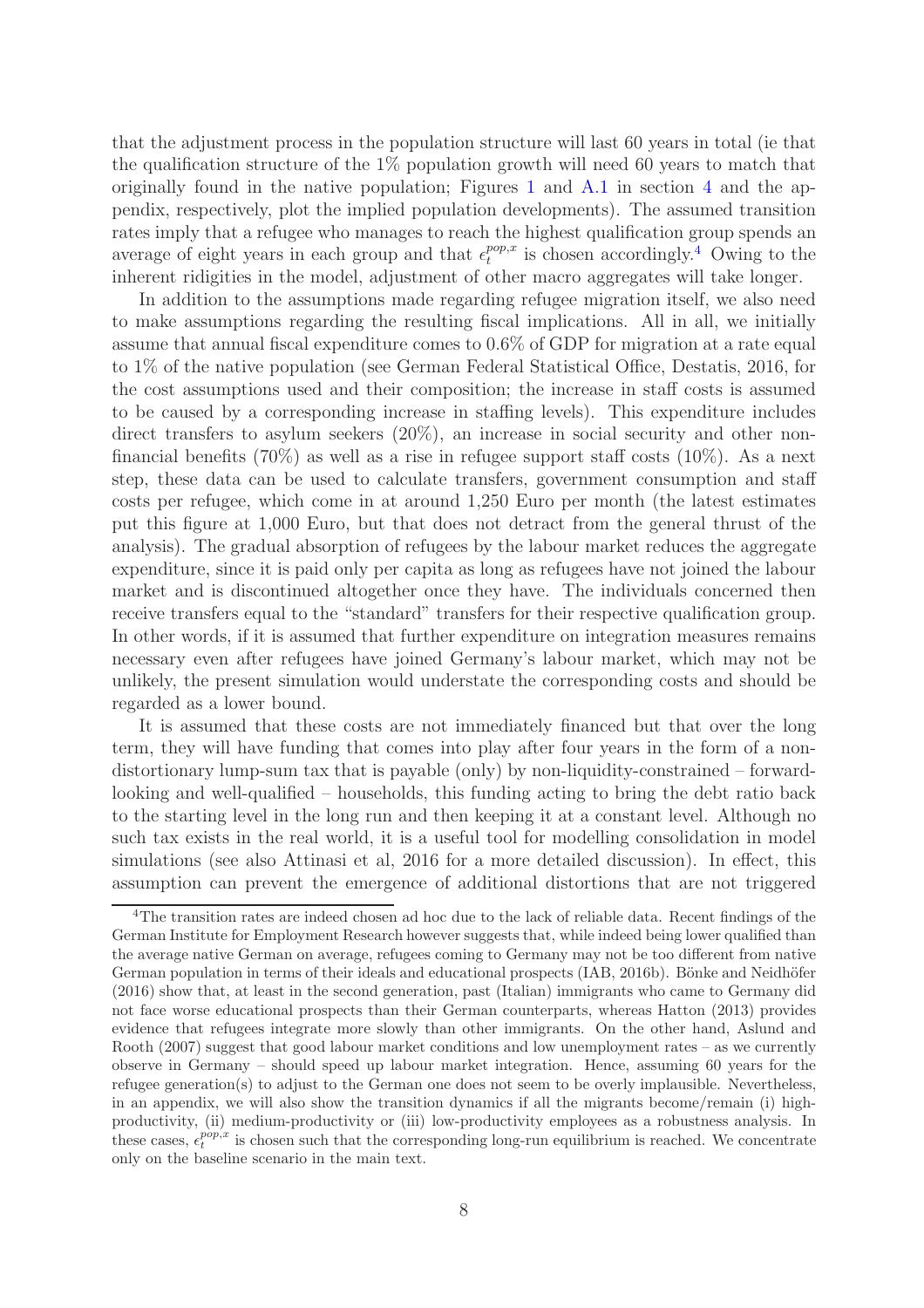that the adjustment process in the population structure will last 60 years in total (ie that the qualification structure of the 1% population growth will need 60 years to match that originally found in the native population; Figures 1 and A.1 in section 4 and the appendix, respectively, plot the implied population developments). The assumed transition rates imply that a refugee who manages to reach the highest qualification group spends an average of eight years in each group and that $\epsilon_t^{pop,x}$ is chosen accordingly.[4] Owing to the inherent ridigities in the model, adjustment of other macro aggregates will take longer.

In addition to the assumptions made regarding refugee migration itself, we also need to make assumptions regarding the resulting fiscal implications. All in all, we initially assume that annual fiscal expenditure comes to 0.6% of GDP for migration at a rate equal to 1% of the native population (see German Federal Statistical Office, Destatis, 2016, for the cost assumptions used and their composition; the increase in staff costs is assumed to be caused by a corresponding increase in staffing levels). This expenditure includes direct transfers to asylum seekers (20%), an increase in social security and other non-financial benefits (70%) as well as a rise in refugee support staff costs (10%). As a next step, these data can be used to calculate transfers, government consumption and staff costs per refugee, which come in at around 1,250 Euro per month (the latest estimates put this figure at 1,000 Euro, but that does not detract from the general thrust of the analysis). The gradual absorption of refugees by the labour market reduces the aggregate expenditure, since it is paid only per capita as long as refugees have not joined the labour market and is discontinued altogether once they have. The individuals concerned then receive transfers equal to the "standard" transfers for their respective qualification group. In other words, if it is assumed that further expenditure on integration measures remains necessary even after refugees have joined Germany's labour market, which may not be unlikely, the present simulation would understate the corresponding costs and should be regarded as a lower bound.

It is assumed that these costs are not immediately financed but that over the long term, they will have funding that comes into play after four years in the form of a non-distortionary lump-sum tax that is payable (only) by non-liquidity-constrained – forward-looking and well-qualified – households, this funding acting to bring the debt ratio back to the starting level in the long run and then keeping it at a constant level. Although no such tax exists in the real world, it is a useful tool for modelling consolidation in model simulations (see also Attinasi et al, 2016 for a more detailed discussion). In effect, this assumption can prevent the emergence of additional distortions that are not triggered

[4] The transition rates are indeed chosen ad hoc due to the lack of reliable data. Recent findings of the German Institute for Employment Research however suggests that, while indeed being lower qualified than the average native German on average, refugees coming to Germany may not be too different from native German population in terms of their ideals and educational prospects (IAB, 2016b). Bönke and Neidhöfer (2016) show that, at least in the second generation, past (Italian) immigrants who came to Germany did not face worse educational prospects than their German counterparts, whereas Hatton (2013) provides evidence that refugees integrate more slowly than other immigrants. On the other hand, Aslund and Rooth (2007) suggest that good labour market conditions and low unemployment rates – as we currently observe in Germany – should speed up labour market integration. Hence, assuming 60 years for the refugee generation(s) to adjust to the German one does not seem to be overly implausible. Nevertheless, in an appendix, we will also show the transition dynamics if all the migrants become/remain (i) high-productivity, (ii) medium-productivity or (iii) low-productivity employees as a robustness analysis. In these cases, $\epsilon_t^{pop,x}$ is chosen such that the corresponding long-run equilibrium is reached. We concentrate only on the baseline scenario in the main text.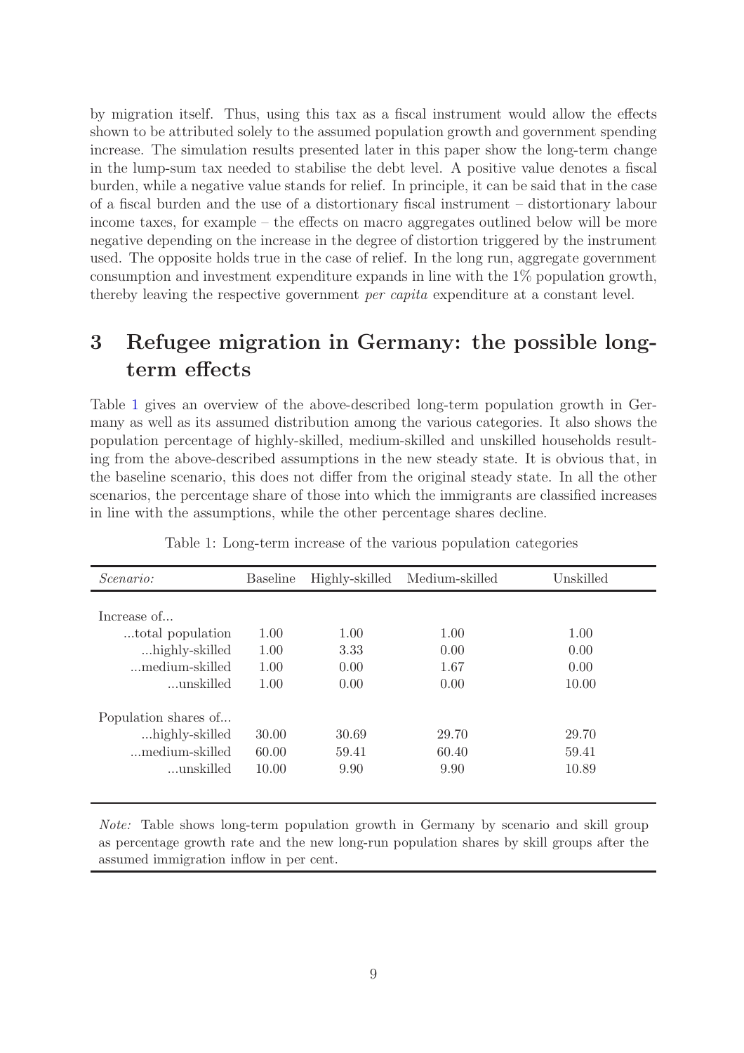by migration itself. Thus, using this tax as a fiscal instrument would allow the effects shown to be attributed solely to the assumed population growth and government spending increase. The simulation results presented later in this paper show the long-term change in the lump-sum tax needed to stabilise the debt level. A positive value denotes a fiscal burden, while a negative value stands for relief. In principle, it can be said that in the case of a fiscal burden and the use of a distortionary fiscal instrument – distortionary labour income taxes, for example – the effects on macro aggregates outlined below will be more negative depending on the increase in the degree of distortion triggered by the instrument used. The opposite holds true in the case of relief. In the long run, aggregate government consumption and investment expenditure expands in line with the 1% population growth, thereby leaving the respective government *per capita* expenditure at a constant level.

# 3 Refugee migration in Germany: the possible long-term effects

Table 1 gives an overview of the above-described long-term population growth in Germany as well as its assumed distribution among the various categories. It also shows the population percentage of highly-skilled, medium-skilled and unskilled households resulting from the above-described assumptions in the new steady state. It is obvious that, in the baseline scenario, this does not differ from the original steady state. In all the other scenarios, the percentage share of those into which the immigrants are classified increases in line with the assumptions, while the other percentage shares decline.

Table 1: Long-term increase of the various population categories

| *Scenario:* | Baseline | Highly-skilled | Medium-skilled | Unskilled |
|---|---|---|---|---|
| Increase of... | | | | |
| ...total population | 1.00 | 1.00 | 1.00 | 1.00 |
| ...highly-skilled | 1.00 | 3.33 | 0.00 | 0.00 |
| ...medium-skilled | 1.00 | 0.00 | 1.67 | 0.00 |
| ...unskilled | 1.00 | 0.00 | 0.00 | 10.00 |
| Population shares of... | | | | |
| ...highly-skilled | 30.00 | 30.69 | 29.70 | 29.70 |
| ...medium-skilled | 60.00 | 59.41 | 60.40 | 59.41 |
| ...unskilled | 10.00 | 9.90 | 9.90 | 10.89 |

*Note:* Table shows long-term population growth in Germany by scenario and skill group as percentage growth rate and the new long-run population shares by skill groups after the assumed immigration inflow in per cent.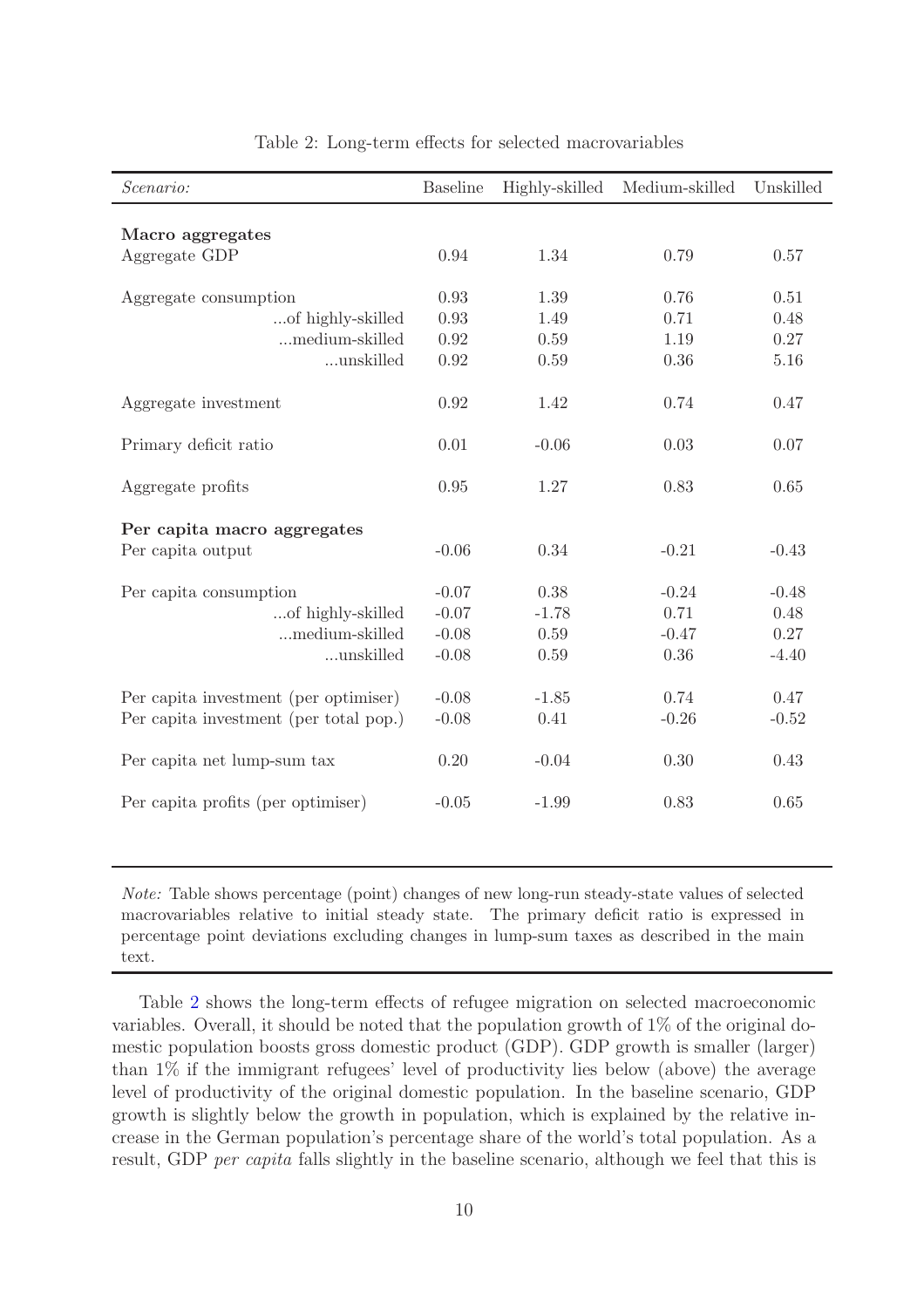Table 2: Long-term effects for selected macrovariables

| *Scenario:* | Baseline | Highly-skilled | Medium-skilled | Unskilled |
|---|---|---|---|---|
| **Macro aggregates** | | | | |
| Aggregate GDP | 0.94 | 1.34 | 0.79 | 0.57 |
| Aggregate consumption | 0.93 | 1.39 | 0.76 | 0.51 |
| ...of highly-skilled | 0.93 | 1.49 | 0.71 | 0.48 |
| ...medium-skilled | 0.92 | 0.59 | 1.19 | 0.27 |
| ...unskilled | 0.92 | 0.59 | 0.36 | 5.16 |
| Aggregate investment | 0.92 | 1.42 | 0.74 | 0.47 |
| Primary deficit ratio | 0.01 | -0.06 | 0.03 | 0.07 |
| Aggregate profits | 0.95 | 1.27 | 0.83 | 0.65 |
| **Per capita macro aggregates** | | | | |
| Per capita output | -0.06 | 0.34 | -0.21 | -0.43 |
| Per capita consumption | -0.07 | 0.38 | -0.24 | -0.48 |
| ...of highly-skilled | -0.07 | -1.78 | 0.71 | 0.48 |
| ...medium-skilled | -0.08 | 0.59 | -0.47 | 0.27 |
| ...unskilled | -0.08 | 0.59 | 0.36 | -4.40 |
| Per capita investment (per optimiser) | -0.08 | -1.85 | 0.74 | 0.47 |
| Per capita investment (per total pop.) | -0.08 | 0.41 | -0.26 | -0.52 |
| Per capita net lump-sum tax | 0.20 | -0.04 | 0.30 | 0.43 |
| Per capita profits (per optimiser) | -0.05 | -1.99 | 0.83 | 0.65 |

*Note:* Table shows percentage (point) changes of new long-run steady-state values of selected macrovariables relative to initial steady state. The primary deficit ratio is expressed in percentage point deviations excluding changes in lump-sum taxes as described in the main text.

Table 2 shows the long-term effects of refugee migration on selected macroeconomic variables. Overall, it should be noted that the population growth of 1% of the original domestic population boosts gross domestic product (GDP). GDP growth is smaller (larger) than 1% if the immigrant refugees' level of productivity lies below (above) the average level of productivity of the original domestic population. In the baseline scenario, GDP growth is slightly below the growth in population, which is explained by the relative increase in the German population's percentage share of the world's total population. As a result, GDP *per capita* falls slightly in the baseline scenario, although we feel that this is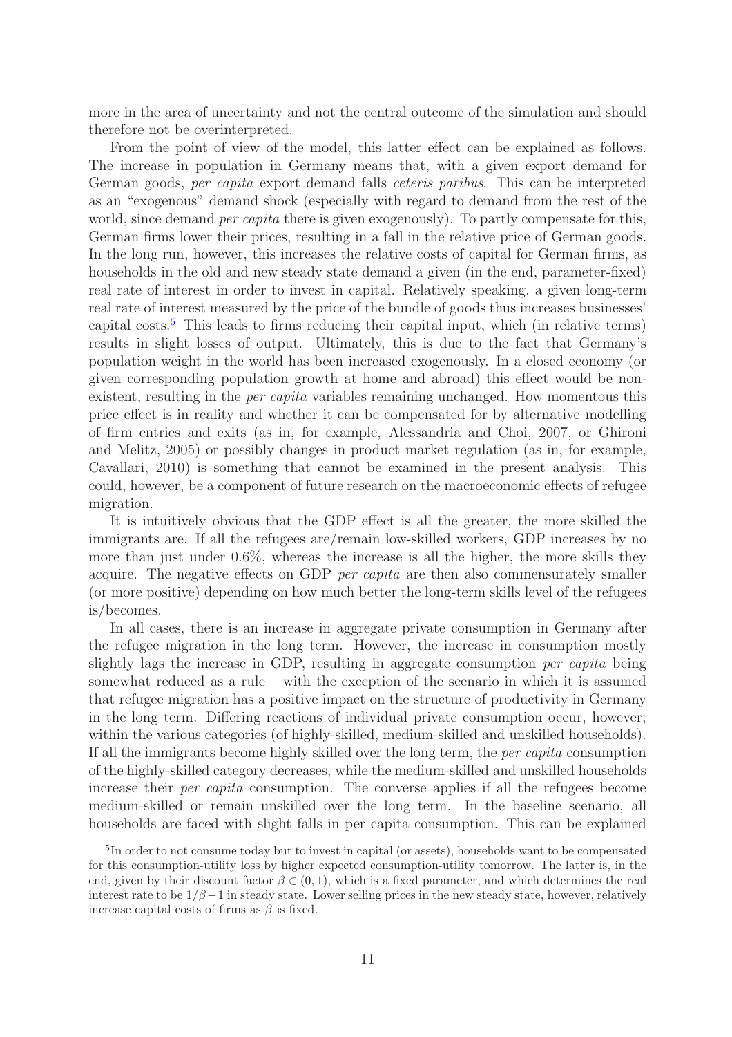more in the area of uncertainty and not the central outcome of the simulation and should therefore not be overinterpreted.

From the point of view of the model, this latter effect can be explained as follows. The increase in population in Germany means that, with a given export demand for German goods, *per capita* export demand falls *ceteris paribus*. This can be interpreted as an "exogenous" demand shock (especially with regard to demand from the rest of the world, since demand *per capita* there is given exogenously). To partly compensate for this, German firms lower their prices, resulting in a fall in the relative price of German goods. In the long run, however, this increases the relative costs of capital for German firms, as households in the old and new steady state demand a given (in the end, parameter-fixed) real rate of interest in order to invest in capital. Relatively speaking, a given long-term real rate of interest measured by the price of the bundle of goods thus increases businesses' capital costs.[5] This leads to firms reducing their capital input, which (in relative terms) results in slight losses of output. Ultimately, this is due to the fact that Germany's population weight in the world has been increased exogenously. In a closed economy (or given corresponding population growth at home and abroad) this effect would be non-existent, resulting in the *per capita* variables remaining unchanged. How momentous this price effect is in reality and whether it can be compensated for by alternative modelling of firm entries and exits (as in, for example, Alessandria and Choi, 2007, or Ghironi and Melitz, 2005) or possibly changes in product market regulation (as in, for example, Cavallari, 2010) is something that cannot be examined in the present analysis. This could, however, be a component of future research on the macroeconomic effects of refugee migration.

It is intuitively obvious that the GDP effect is all the greater, the more skilled the immigrants are. If all the refugees are/remain low-skilled workers, GDP increases by no more than just under 0.6%, whereas the increase is all the higher, the more skills they acquire. The negative effects on GDP *per capita* are then also commensurately smaller (or more positive) depending on how much better the long-term skills level of the refugees is/becomes.

In all cases, there is an increase in aggregate private consumption in Germany after the refugee migration in the long term. However, the increase in consumption mostly slightly lags the increase in GDP, resulting in aggregate consumption *per capita* being somewhat reduced as a rule – with the exception of the scenario in which it is assumed that refugee migration has a positive impact on the structure of productivity in Germany in the long term. Differing reactions of individual private consumption occur, however, within the various categories (of highly-skilled, medium-skilled and unskilled households). If all the immigrants become highly skilled over the long term, the *per capita* consumption of the highly-skilled category decreases, while the medium-skilled and unskilled households increase their *per capita* consumption. The converse applies if all the refugees become medium-skilled or remain unskilled over the long term. In the baseline scenario, all households are faced with slight falls in per capita consumption. This can be explained

[5] In order to not consume today but to invest in capital (or assets), households want to be compensated for this consumption-utility loss by higher expected consumption-utility tomorrow. The latter is, in the end, given by their discount factor $\beta \in (0, 1)$, which is a fixed parameter, and which determines the real interest rate to be $1/\beta - 1$ in steady state. Lower selling prices in the new steady state, however, relatively increase capital costs of firms as $\beta$ is fixed.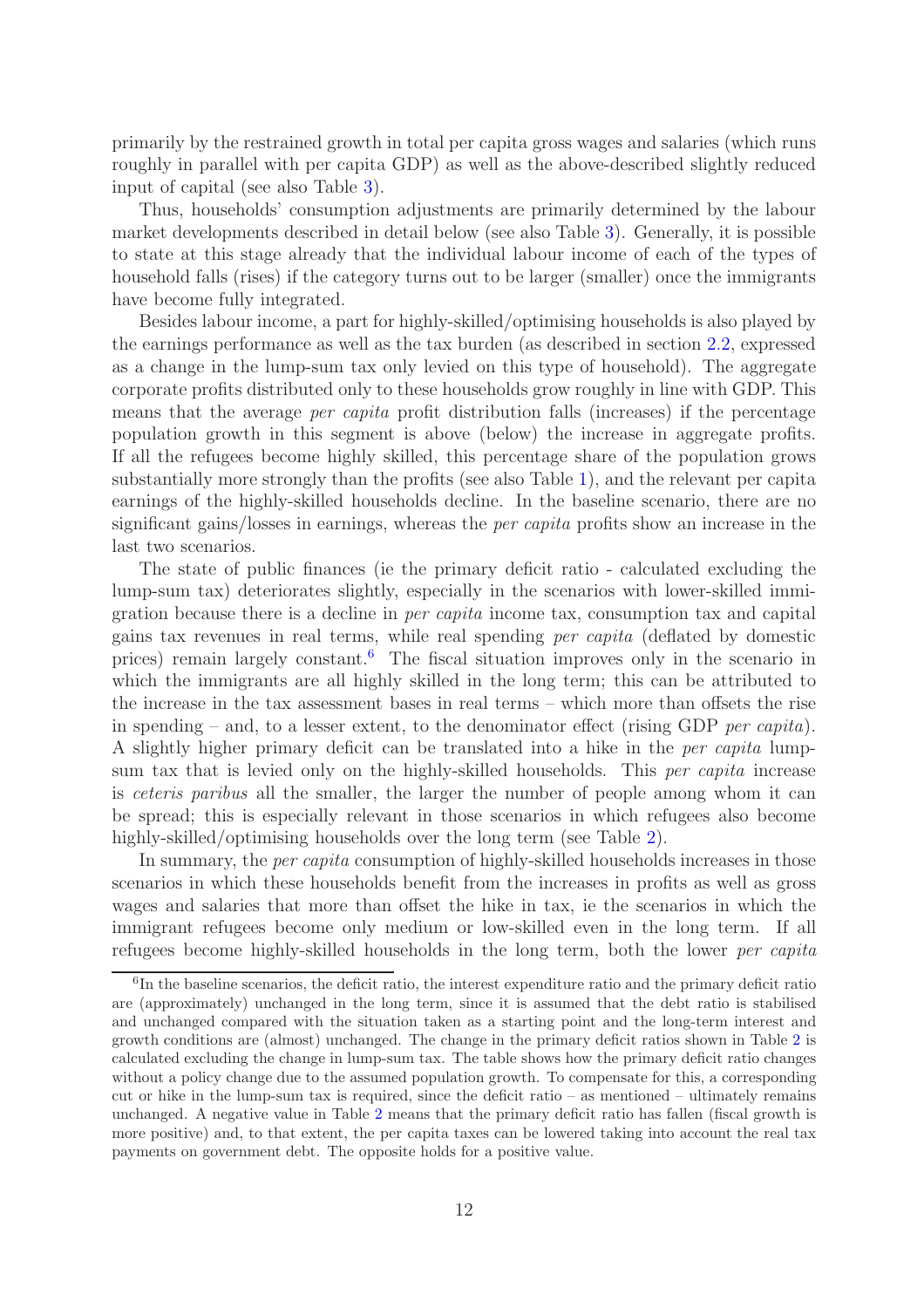primarily by the restrained growth in total per capita gross wages and salaries (which runs roughly in parallel with per capita GDP) as well as the above-described slightly reduced input of capital (see also Table 3).

Thus, households' consumption adjustments are primarily determined by the labour market developments described in detail below (see also Table 3). Generally, it is possible to state at this stage already that the individual labour income of each of the types of household falls (rises) if the category turns out to be larger (smaller) once the immigrants have become fully integrated.

Besides labour income, a part for highly-skilled/optimising households is also played by the earnings performance as well as the tax burden (as described in section 2.2, expressed as a change in the lump-sum tax only levied on this type of household). The aggregate corporate profits distributed only to these households grow roughly in line with GDP. This means that the average *per capita* profit distribution falls (increases) if the percentage population growth in this segment is above (below) the increase in aggregate profits. If all the refugees become highly skilled, this percentage share of the population grows substantially more strongly than the profits (see also Table 1), and the relevant per capita earnings of the highly-skilled households decline. In the baseline scenario, there are no significant gains/losses in earnings, whereas the *per capita* profits show an increase in the last two scenarios.

The state of public finances (ie the primary deficit ratio - calculated excluding the lump-sum tax) deteriorates slightly, especially in the scenarios with lower-skilled immigration because there is a decline in *per capita* income tax, consumption tax and capital gains tax revenues in real terms, while real spending *per capita* (deflated by domestic prices) remain largely constant.[6] The fiscal situation improves only in the scenario in which the immigrants are all highly skilled in the long term; this can be attributed to the increase in the tax assessment bases in real terms – which more than offsets the rise in spending – and, to a lesser extent, to the denominator effect (rising GDP *per capita*). A slightly higher primary deficit can be translated into a hike in the *per capita* lump-sum tax that is levied only on the highly-skilled households. This *per capita* increase is *ceteris paribus* all the smaller, the larger the number of people among whom it can be spread; this is especially relevant in those scenarios in which refugees also become highly-skilled/optimising households over the long term (see Table 2).

In summary, the *per capita* consumption of highly-skilled households increases in those scenarios in which these households benefit from the increases in profits as well as gross wages and salaries that more than offset the hike in tax, ie the scenarios in which the immigrant refugees become only medium or low-skilled even in the long term. If all refugees become highly-skilled households in the long term, both the lower *per capita*

---

[6] In the baseline scenarios, the deficit ratio, the interest expenditure ratio and the primary deficit ratio are (approximately) unchanged in the long term, since it is assumed that the debt ratio is stabilised and unchanged compared with the situation taken as a starting point and the long-term interest and growth conditions are (almost) unchanged. The change in the primary deficit ratios shown in Table 2 is calculated excluding the change in lump-sum tax. The table shows how the primary deficit ratio changes without a policy change due to the assumed population growth. To compensate for this, a corresponding cut or hike in the lump-sum tax is required, since the deficit ratio – as mentioned – ultimately remains unchanged. A negative value in Table 2 means that the primary deficit ratio has fallen (fiscal growth is more positive) and, to that extent, the per capita taxes can be lowered taking into account the real tax payments on government debt. The opposite holds for a positive value.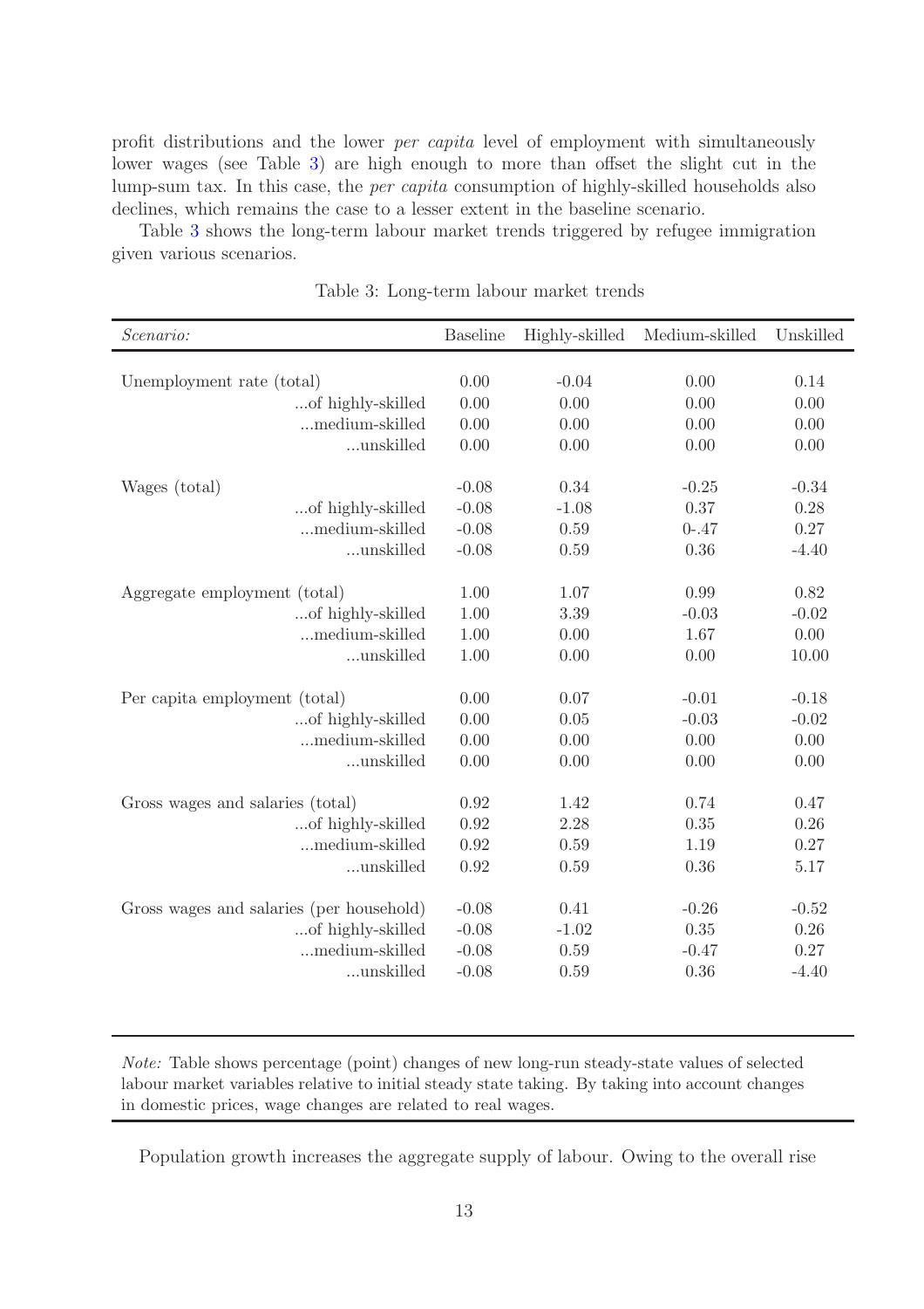profit distributions and the lower *per capita* level of employment with simultaneously lower wages (see Table 3) are high enough to more than offset the slight cut in the lump-sum tax. In this case, the *per capita* consumption of highly-skilled households also declines, which remains the case to a lesser extent in the baseline scenario.

Table 3 shows the long-term labour market trends triggered by refugee immigration given various scenarios.

Table 3: Long-term labour market trends

| *Scenario:* | Baseline | Highly-skilled | Medium-skilled | Unskilled |
|---|---|---|---|---|
| Unemployment rate (total) | 0.00 | -0.04 | 0.00 | 0.14 |
| ...of highly-skilled | 0.00 | 0.00 | 0.00 | 0.00 |
| ...medium-skilled | 0.00 | 0.00 | 0.00 | 0.00 |
| ...unskilled | 0.00 | 0.00 | 0.00 | 0.00 |
| Wages (total) | -0.08 | 0.34 | -0.25 | -0.34 |
| ...of highly-skilled | -0.08 | -1.08 | 0.37 | 0.28 |
| ...medium-skilled | -0.08 | 0.59 | 0-.47 | 0.27 |
| ...unskilled | -0.08 | 0.59 | 0.36 | -4.40 |
| Aggregate employment (total) | 1.00 | 1.07 | 0.99 | 0.82 |
| ...of highly-skilled | 1.00 | 3.39 | -0.03 | -0.02 |
| ...medium-skilled | 1.00 | 0.00 | 1.67 | 0.00 |
| ...unskilled | 1.00 | 0.00 | 0.00 | 10.00 |
| Per capita employment (total) | 0.00 | 0.07 | -0.01 | -0.18 |
| ...of highly-skilled | 0.00 | 0.05 | -0.03 | -0.02 |
| ...medium-skilled | 0.00 | 0.00 | 0.00 | 0.00 |
| ...unskilled | 0.00 | 0.00 | 0.00 | 0.00 |
| Gross wages and salaries (total) | 0.92 | 1.42 | 0.74 | 0.47 |
| ...of highly-skilled | 0.92 | 2.28 | 0.35 | 0.26 |
| ...medium-skilled | 0.92 | 0.59 | 1.19 | 0.27 |
| ...unskilled | 0.92 | 0.59 | 0.36 | 5.17 |
| Gross wages and salaries (per household) | -0.08 | 0.41 | -0.26 | -0.52 |
| ...of highly-skilled | -0.08 | -1.02 | 0.35 | 0.26 |
| ...medium-skilled | -0.08 | 0.59 | -0.47 | 0.27 |
| ...unskilled | -0.08 | 0.59 | 0.36 | -4.40 |

*Note:* Table shows percentage (point) changes of new long-run steady-state values of selected labour market variables relative to initial steady state taking. By taking into account changes in domestic prices, wage changes are related to real wages.

Population growth increases the aggregate supply of labour. Owing to the overall rise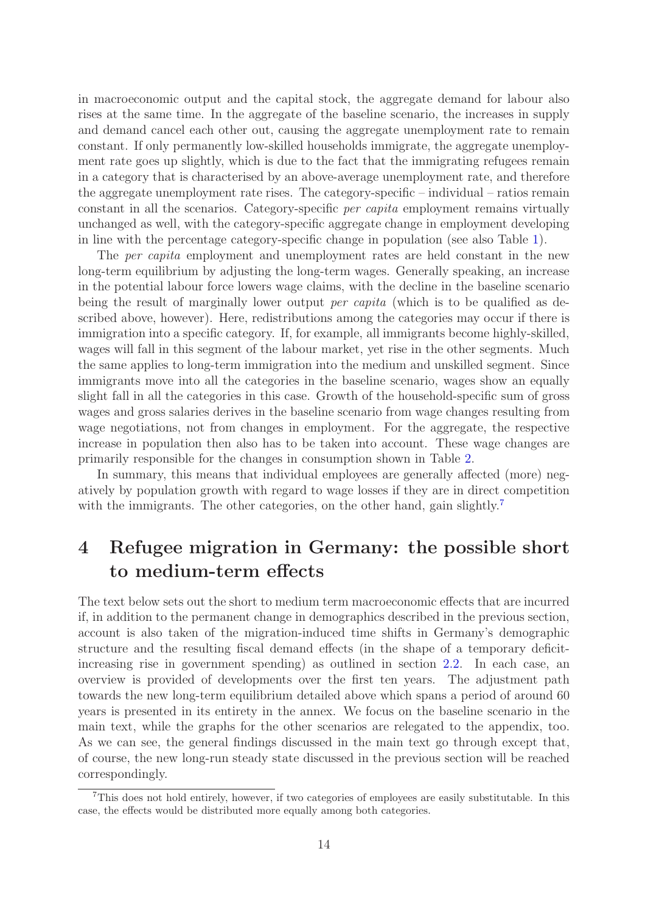in macroeconomic output and the capital stock, the aggregate demand for labour also rises at the same time. In the aggregate of the baseline scenario, the increases in supply and demand cancel each other out, causing the aggregate unemployment rate to remain constant. If only permanently low-skilled households immigrate, the aggregate unemployment rate goes up slightly, which is due to the fact that the immigrating refugees remain in a category that is characterised by an above-average unemployment rate, and therefore the aggregate unemployment rate rises. The category-specific – individual – ratios remain constant in all the scenarios. Category-specific *per capita* employment remains virtually unchanged as well, with the category-specific aggregate change in employment developing in line with the percentage category-specific change in population (see also Table 1).

The *per capita* employment and unemployment rates are held constant in the new long-term equilibrium by adjusting the long-term wages. Generally speaking, an increase in the potential labour force lowers wage claims, with the decline in the baseline scenario being the result of marginally lower output *per capita* (which is to be qualified as described above, however). Here, redistributions among the categories may occur if there is immigration into a specific category. If, for example, all immigrants become highly-skilled, wages will fall in this segment of the labour market, yet rise in the other segments. Much the same applies to long-term immigration into the medium and unskilled segment. Since immigrants move into all the categories in the baseline scenario, wages show an equally slight fall in all the categories in this case. Growth of the household-specific sum of gross wages and gross salaries derives in the baseline scenario from wage changes resulting from wage negotiations, not from changes in employment. For the aggregate, the respective increase in population then also has to be taken into account. These wage changes are primarily responsible for the changes in consumption shown in Table 2.

In summary, this means that individual employees are generally affected (more) negatively by population growth with regard to wage losses if they are in direct competition with the immigrants. The other categories, on the other hand, gain slightly.[7]

# 4 Refugee migration in Germany: the possible short to medium-term effects

The text below sets out the short to medium term macroeconomic effects that are incurred if, in addition to the permanent change in demographics described in the previous section, account is also taken of the migration-induced time shifts in Germany's demographic structure and the resulting fiscal demand effects (in the shape of a temporary deficit-increasing rise in government spending) as outlined in section 2.2. In each case, an overview is provided of developments over the first ten years. The adjustment path towards the new long-term equilibrium detailed above which spans a period of around 60 years is presented in its entirety in the annex. We focus on the baseline scenario in the main text, while the graphs for the other scenarios are relegated to the appendix, too. As we can see, the general findings discussed in the main text go through except that, of course, the new long-run steady state discussed in the previous section will be reached correspondingly.

[7] This does not hold entirely, however, if two categories of employees are easily substitutable. In this case, the effects would be distributed more equally among both categories.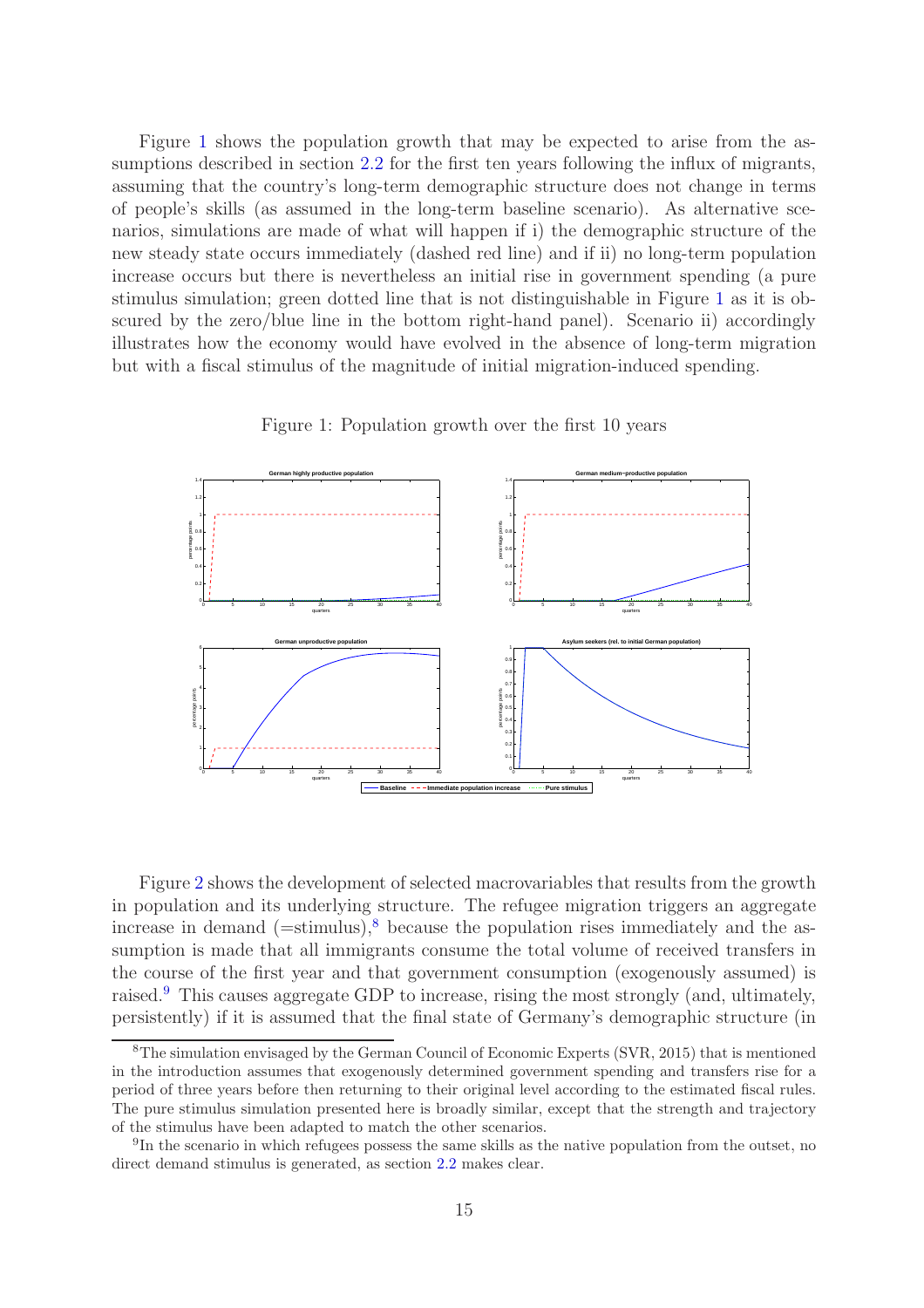Figure 1 shows the population growth that may be expected to arise from the assumptions described in section 2.2 for the first ten years following the influx of migrants, assuming that the country's long-term demographic structure does not change in terms of people's skills (as assumed in the long-term baseline scenario). As alternative scenarios, simulations are made of what will happen if i) the demographic structure of the new steady state occurs immediately (dashed red line) and if ii) no long-term population increase occurs but there is nevertheless an initial rise in government spending (a pure stimulus simulation; green dotted line that is not distinguishable in Figure 1 as it is obscured by the zero/blue line in the bottom right-hand panel). Scenario ii) accordingly illustrates how the economy would have evolved in the absence of long-term migration but with a fiscal stimulus of the magnitude of initial migration-induced spending.

Figure 1: Population growth over the first 10 years

Figure 2 shows the development of selected macrovariables that results from the growth in population and its underlying structure. The refugee migration triggers an aggregate increase in demand (=stimulus),[8] because the population rises immediately and the assumption is made that all immigrants consume the total volume of received transfers in the course of the first year and that government consumption (exogenously assumed) is raised.[9] This causes aggregate GDP to increase, rising the most strongly (and, ultimately, persistently) if it is assumed that the final state of Germany's demographic structure (in

[8] The simulation envisaged by the German Council of Economic Experts (SVR, 2015) that is mentioned in the introduction assumes that exogenously determined government spending and transfers rise for a period of three years before then returning to their original level according to the estimated fiscal rules. The pure stimulus simulation presented here is broadly similar, except that the strength and trajectory of the stimulus have been adapted to match the other scenarios.

[9] In the scenario in which refugees possess the same skills as the native population from the outset, no direct demand stimulus is generated, as section 2.2 makes clear.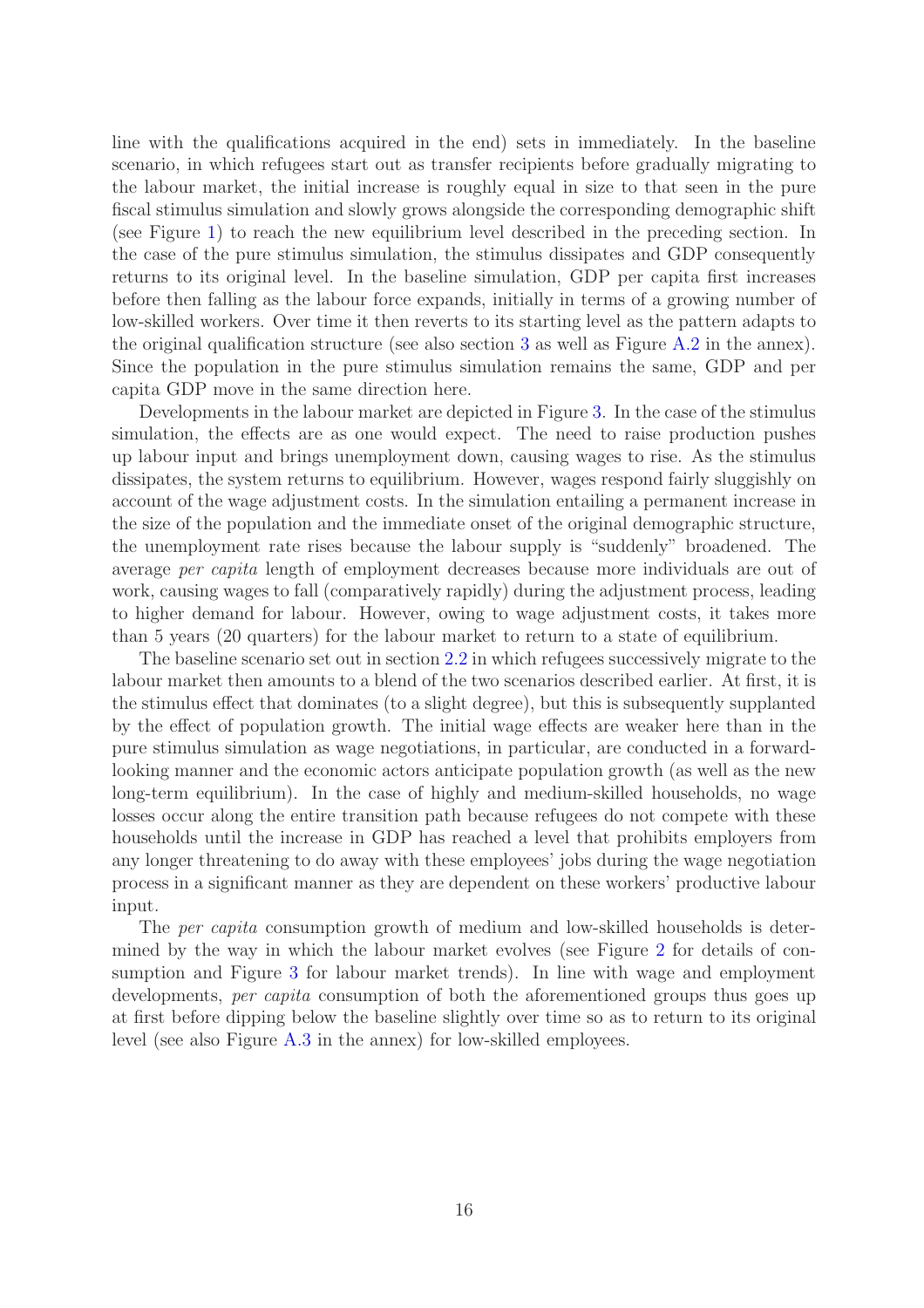line with the qualifications acquired in the end) sets in immediately. In the baseline scenario, in which refugees start out as transfer recipients before gradually migrating to the labour market, the initial increase is roughly equal in size to that seen in the pure fiscal stimulus simulation and slowly grows alongside the corresponding demographic shift (see Figure 1) to reach the new equilibrium level described in the preceding section. In the case of the pure stimulus simulation, the stimulus dissipates and GDP consequently returns to its original level. In the baseline simulation, GDP per capita first increases before then falling as the labour force expands, initially in terms of a growing number of low-skilled workers. Over time it then reverts to its starting level as the pattern adapts to the original qualification structure (see also section 3 as well as Figure A.2 in the annex). Since the population in the pure stimulus simulation remains the same, GDP and per capita GDP move in the same direction here.

Developments in the labour market are depicted in Figure 3. In the case of the stimulus simulation, the effects are as one would expect. The need to raise production pushes up labour input and brings unemployment down, causing wages to rise. As the stimulus dissipates, the system returns to equilibrium. However, wages respond fairly sluggishly on account of the wage adjustment costs. In the simulation entailing a permanent increase in the size of the population and the immediate onset of the original demographic structure, the unemployment rate rises because the labour supply is "suddenly" broadened. The average *per capita* length of employment decreases because more individuals are out of work, causing wages to fall (comparatively rapidly) during the adjustment process, leading to higher demand for labour. However, owing to wage adjustment costs, it takes more than 5 years (20 quarters) for the labour market to return to a state of equilibrium.

The baseline scenario set out in section 2.2 in which refugees successively migrate to the labour market then amounts to a blend of the two scenarios described earlier. At first, it is the stimulus effect that dominates (to a slight degree), but this is subsequently supplanted by the effect of population growth. The initial wage effects are weaker here than in the pure stimulus simulation as wage negotiations, in particular, are conducted in a forward-looking manner and the economic actors anticipate population growth (as well as the new long-term equilibrium). In the case of highly and medium-skilled households, no wage losses occur along the entire transition path because refugees do not compete with these households until the increase in GDP has reached a level that prohibits employers from any longer threatening to do away with these employees' jobs during the wage negotiation process in a significant manner as they are dependent on these workers' productive labour input.

The *per capita* consumption growth of medium and low-skilled households is determined by the way in which the labour market evolves (see Figure 2 for details of consumption and Figure 3 for labour market trends). In line with wage and employment developments, *per capita* consumption of both the aforementioned groups thus goes up at first before dipping below the baseline slightly over time so as to return to its original level (see also Figure A.3 in the annex) for low-skilled employees.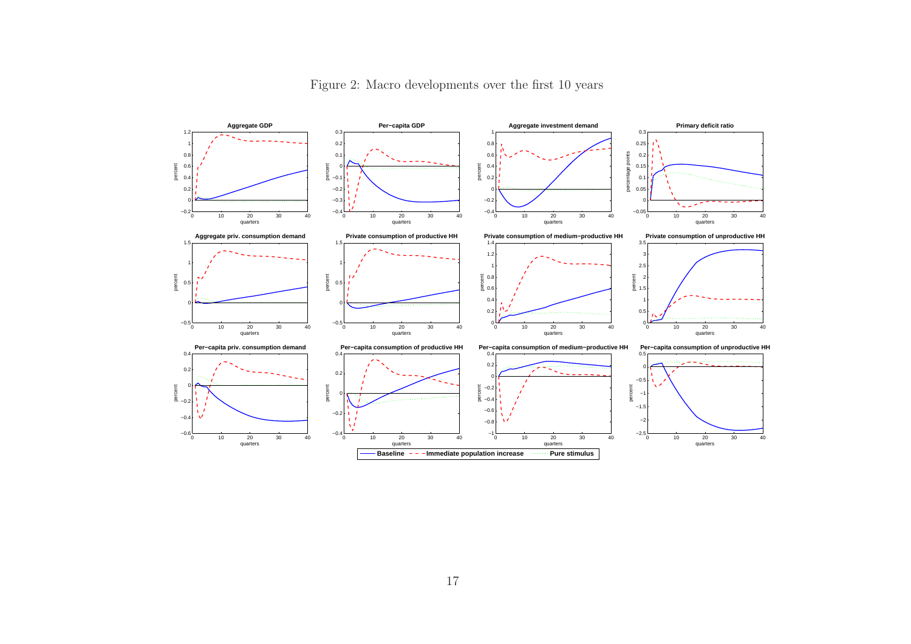Figure 2: Macro developments over the first 10 years

Aggregate GDP
percent
quarters

Per−capita GDP
percent
quarters

Aggregate investment demand
percent
quarters

Primary deficit ratio
percentage points
quarters

Aggregate priv. consumption demand
percent
quarters

Private consumption of productive HH
percent
quarters

Private consumption of medium−productive HH
percent
quarters

Private consumption of unproductive HH
percent
quarters

Per−capita priv. consumption demand
percent
quarters

Per−capita consumption of productive HH
percent
quarters

Per−capita consumption of medium−productive HH
percent
quarters

Per−capita consumption of unproductive HH
percent
quarters

Baseline
Immediate population increase
Pure stimulus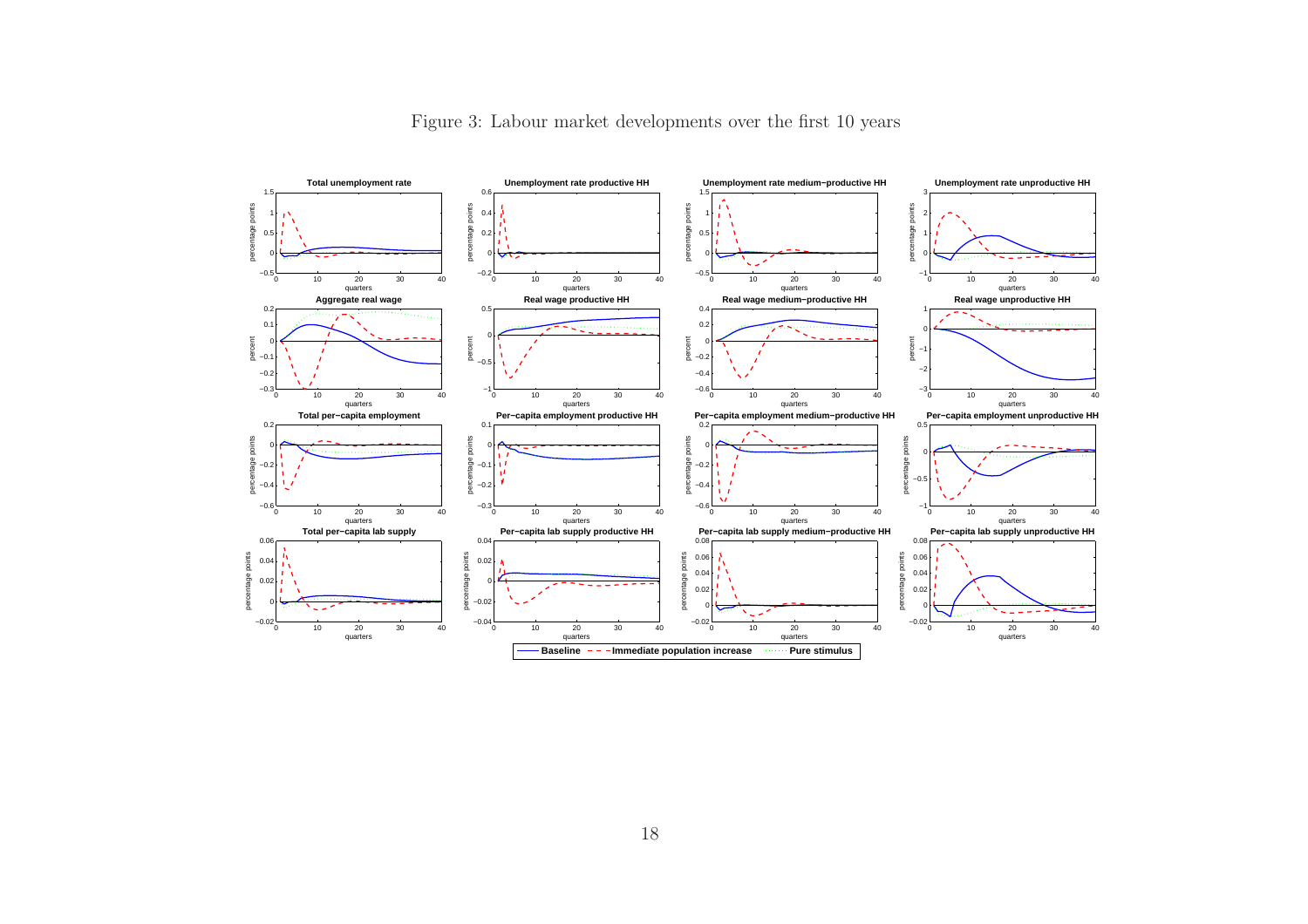Figure 3: Labour market developments over the first 10 years

Total unemployment rate

Unemployment rate productive HH

Unemployment rate medium−productive HH

Unemployment rate unproductive HH

Aggregate real wage

Real wage productive HH

Real wage medium−productive HH

Real wage unproductive HH

Total per−capita employment

Per−capita employment productive HH

Per−capita employment medium−productive HH

Per−capita employment unproductive HH

Total per−capita lab supply

Per−capita lab supply productive HH

Per−capita lab supply medium−productive HH

Per−capita lab supply unproductive HH

Baseline — Immediate population increase — Pure stimulus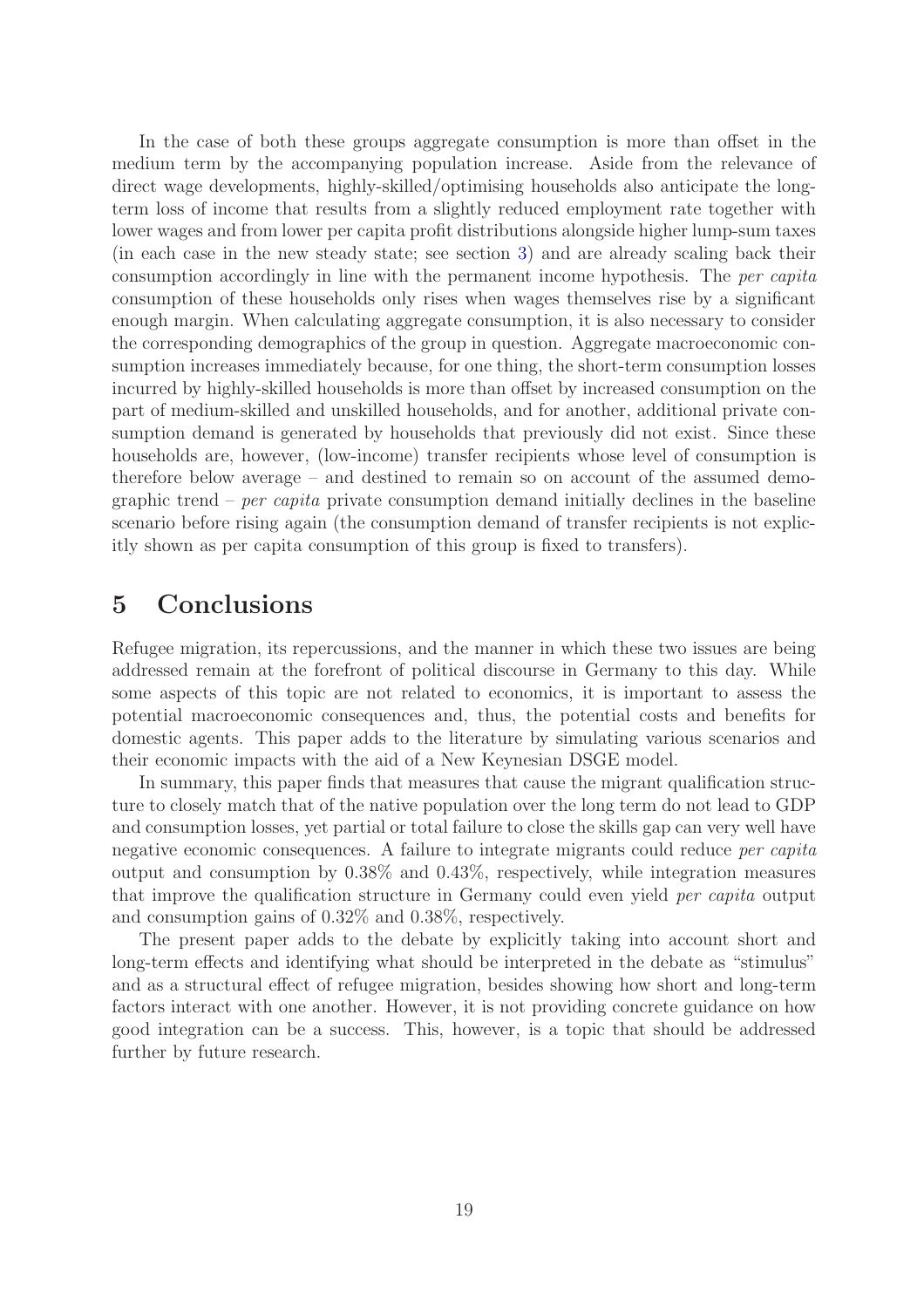In the case of both these groups aggregate consumption is more than offset in the medium term by the accompanying population increase. Aside from the relevance of direct wage developments, highly-skilled/optimising households also anticipate the long-term loss of income that results from a slightly reduced employment rate together with lower wages and from lower per capita profit distributions alongside higher lump-sum taxes (in each case in the new steady state; see section 3) and are already scaling back their consumption accordingly in line with the permanent income hypothesis. The *per capita* consumption of these households only rises when wages themselves rise by a significant enough margin. When calculating aggregate consumption, it is also necessary to consider the corresponding demographics of the group in question. Aggregate macroeconomic consumption increases immediately because, for one thing, the short-term consumption losses incurred by highly-skilled households is more than offset by increased consumption on the part of medium-skilled and unskilled households, and for another, additional private consumption demand is generated by households that previously did not exist. Since these households are, however, (low-income) transfer recipients whose level of consumption is therefore below average – and destined to remain so on account of the assumed demographic trend – *per capita* private consumption demand initially declines in the baseline scenario before rising again (the consumption demand of transfer recipients is not explicitly shown as per capita consumption of this group is fixed to transfers).

# 5 Conclusions

Refugee migration, its repercussions, and the manner in which these two issues are being addressed remain at the forefront of political discourse in Germany to this day. While some aspects of this topic are not related to economics, it is important to assess the potential macroeconomic consequences and, thus, the potential costs and benefits for domestic agents. This paper adds to the literature by simulating various scenarios and their economic impacts with the aid of a New Keynesian DSGE model.

In summary, this paper finds that measures that cause the migrant qualification structure to closely match that of the native population over the long term do not lead to GDP and consumption losses, yet partial or total failure to close the skills gap can very well have negative economic consequences. A failure to integrate migrants could reduce *per capita* output and consumption by 0.38% and 0.43%, respectively, while integration measures that improve the qualification structure in Germany could even yield *per capita* output and consumption gains of 0.32% and 0.38%, respectively.

The present paper adds to the debate by explicitly taking into account short and long-term effects and identifying what should be interpreted in the debate as "stimulus" and as a structural effect of refugee migration, besides showing how short and long-term factors interact with one another. However, it is not providing concrete guidance on how good integration can be a success. This, however, is a topic that should be addressed further by future research.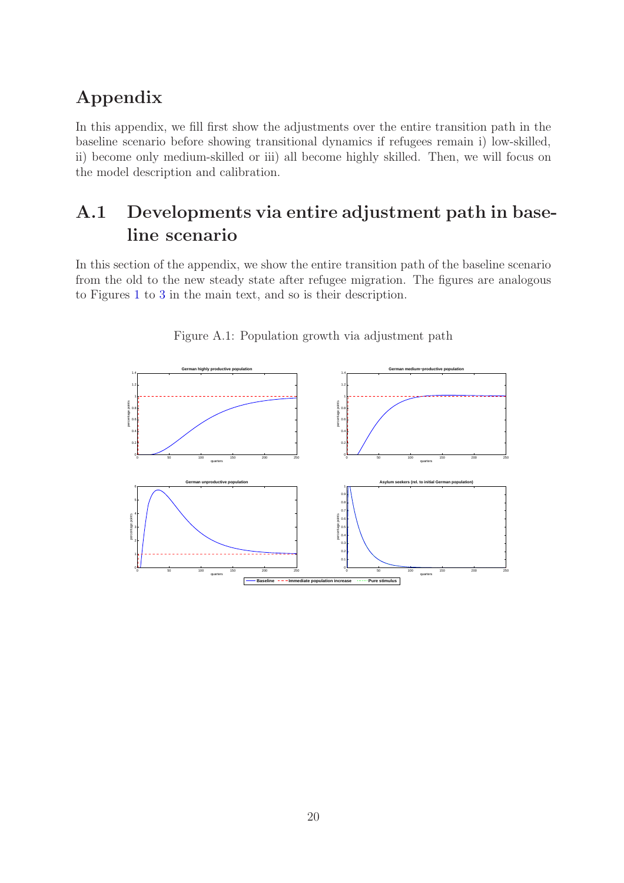# Appendix

In this appendix, we fill first show the adjustments over the entire transition path in the baseline scenario before showing transitional dynamics if refugees remain i) low-skilled, ii) become only medium-skilled or iii) all become highly skilled. Then, we will focus on the model description and calibration.

## A.1 Developments via entire adjustment path in baseline scenario

In this section of the appendix, we show the entire transition path of the baseline scenario from the old to the new steady state after refugee migration. The figures are analogous to Figures 1 to 3 in the main text, and so is their description.

Figure A.1: Population growth via adjustment path

German highly productive population
percentage points
quarters
0 50 100 150 200 250
0 0.2 0.4 0.6 0.8 1 1.2 1.4

German medium−productive population
percentage points
quarters
0 50 100 150 200 250
0 0.2 0.4 0.6 0.8 1 1.2 1.4

German unproductive population
percentage points
quarters
0 50 100 150 200 250
0 1 2 3 4 5 6

Asylum seekers (rel. to initial German population)
percentage points
quarters
0 50 100 150 200 250
0 0.1 0.2 0.3 0.4 0.5 0.6 0.7 0.8 0.9 1

Baseline
Immediate population increase
Pure stimulus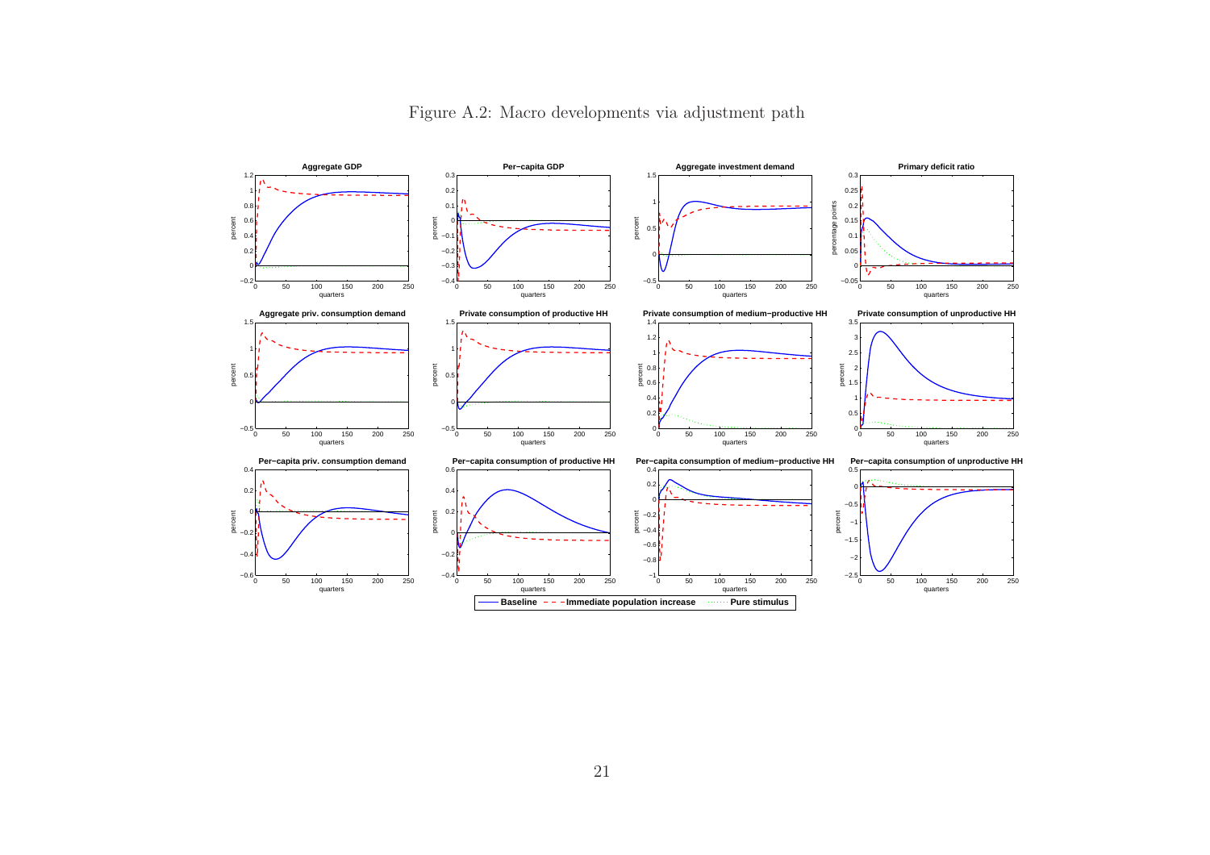Figure A.2: Macro developments via adjustment path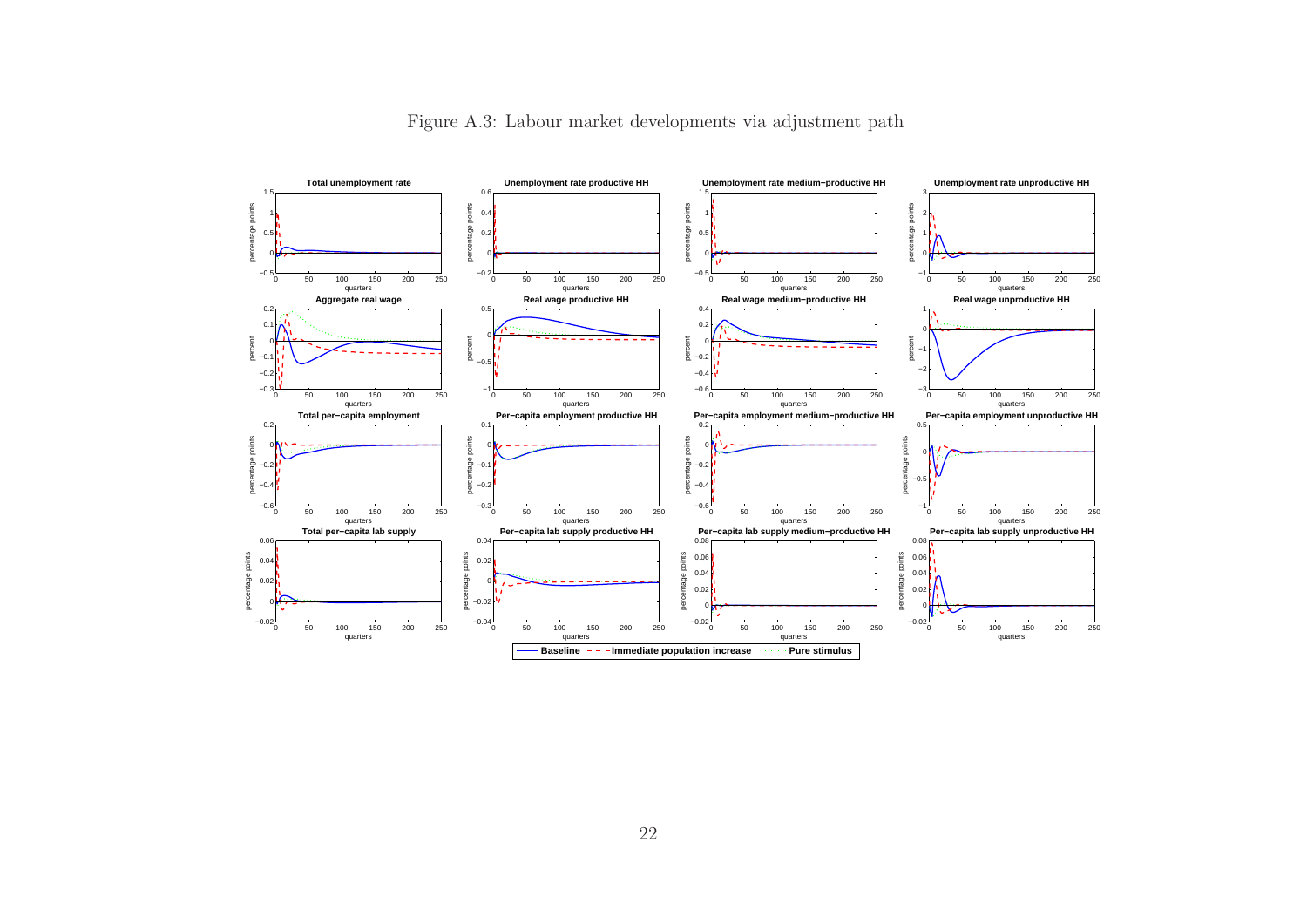Figure A.3: Labour market developments via adjustment path

Total unemployment rate
percentage points
1.5
1
0.5
0
−0.5
0 50 100 150 200 250
quarters

Unemployment rate productive HH
percentage points
0.6
0.4
0.2
0
−0.2
0 50 100 150 200 250
quarters

Unemployment rate medium−productive HH
percentage points
1.5
1
0.5
0
−0.5
0 50 100 150 200 250
quarters

Unemployment rate unproductive HH
percentage points
3
2
1
0
−1
0 50 100 150 200 250
quarters

Aggregate real wage
percent
0.2
0.1
0
−0.1
−0.2
−0.3
0 50 100 150 200 250
quarters

Real wage productive HH
percent
0.5
0
−0.5
−1
0 50 100 150 200 250
quarters

Real wage medium−productive HH
percent
0.4
0.2
0
−0.2
−0.4
−0.6
0 50 100 150 200 250
quarters

Real wage unproductive HH
percent
1
0
−1
−2
−3
0 50 100 150 200 250
quarters

Total per−capita employment
percentage points
0.2
0
−0.2
−0.4
−0.6
0 50 100 150 200 250
quarters

Per−capita employment productive HH
percentage points
0.1
0
−0.1
−0.2
−0.3
0 50 100 150 200 250
quarters

Per−capita employment medium−productive HH
percentage points
0.2
0
−0.2
−0.4
−0.6
0 50 100 150 200 250
quarters

Per−capita employment unproductive HH
percentage points
0.5
0
−0.5
−1
0 50 100 150 200 250
quarters

Total per−capita lab supply
percentage points
0.06
0.04
0.02
0
−0.02
0 50 100 150 200 250
quarters

Per−capita lab supply productive HH
percentage points
0.04
0.02
0
−0.02
−0.04
0 50 100 150 200 250
quarters

Per−capita lab supply medium−productive HH
percentage points
0.08
0.06
0.04
0.02
0
−0.02
0 50 100 150 200 250
quarters

Per−capita lab supply unproductive HH
percentage points
0.08
0.06
0.04
0.02
0
−0.02
0 50 100 150 200 250
quarters

Baseline
Immediate population increase
Pure stimulus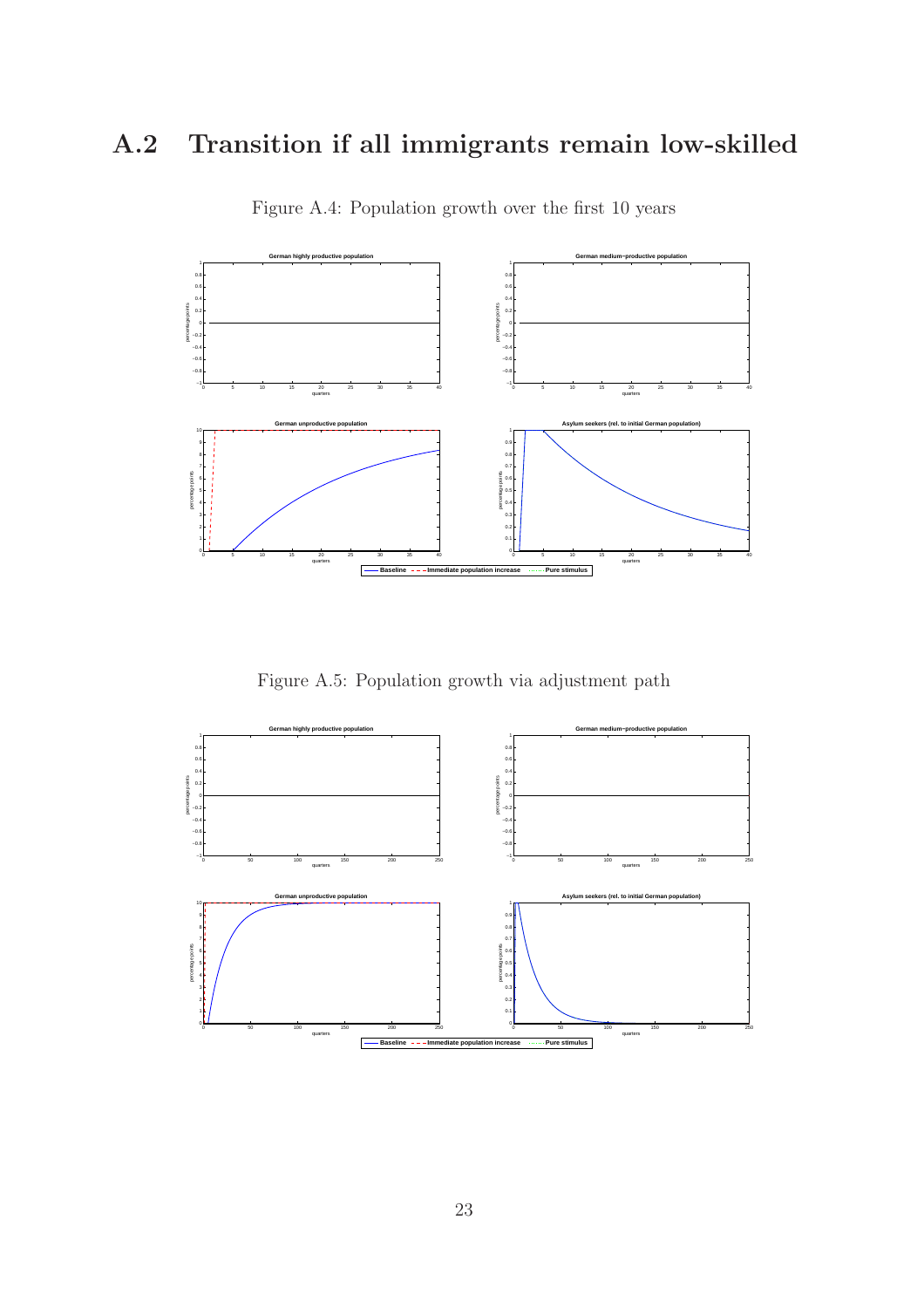## A.2 Transition if all immigrants remain low-skilled

Figure A.4: Population growth over the first 10 years

German highly productive population

percentage points

1
0.8
0.6
0.4
0.2
0
−0.2
−0.4
−0.6
−0.8
−1

0 5 10 15 20 25 30 35 40

quarters

German medium−productive population

percentage points

1
0.8
0.6
0.4
0.2
0
−0.2
−0.4
−0.6
−0.8
−1

0 5 10 15 20 25 30 35 40

quarters

German unproductive population

percentage points

10
9
8
7
6
5
4
3
2
1
0

0 5 10 15 20 25 30 35 40

quarters

Asylum seekers (rel. to initial German population)

percentage points

1
0.9
0.8
0.7
0.6
0.5
0.4
0.3
0.2
0.1
0

0 5 10 15 20 25 30 35 40

quarters

Baseline   Immediate population increase   Pure stimulus

Figure A.5: Population growth via adjustment path

German highly productive population

percentage points

1
0.8
0.6
0.4
0.2
0
−0.2
−0.4
−0.6
−0.8
−1

0 50 100 150 200 250

quarters

German medium−productive population

percentage points

1
0.8
0.6
0.4
0.2
0
−0.2
−0.4
−0.6
−0.8
−1

0 50 100 150 200 250

quarters

German unproductive population

percentage points

10
9
8
7
6
5
4
3
2
1
0

0 50 100 150 200 250

quarters

Asylum seekers (rel. to initial German population)

percentage points

1
0.9
0.8
0.7
0.6
0.5
0.4
0.3
0.2
0.1
0

0 50 100 150 200 250

quarters

Baseline   Immediate population increase   Pure stimulus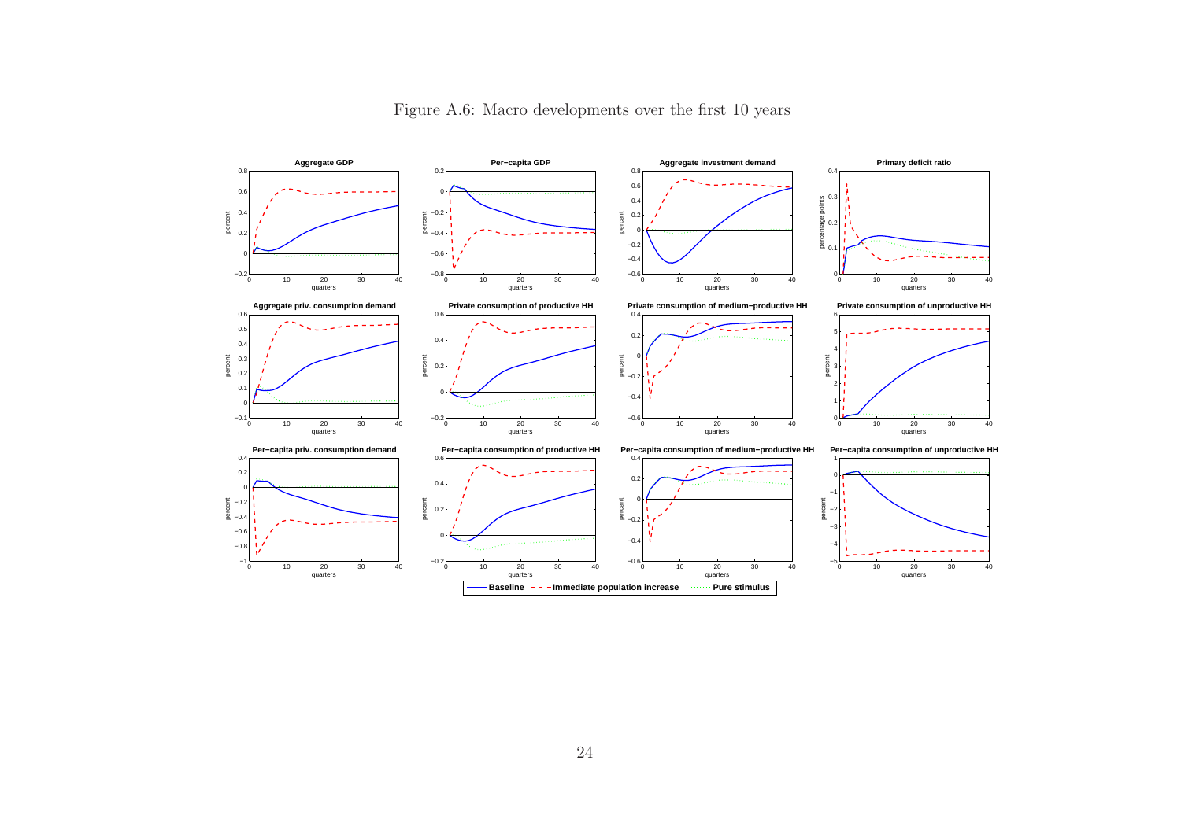Figure A.6: Macro developments over the first 10 years

Aggregate GDP
percent
quarters

Per−capita GDP
percent
quarters

Aggregate investment demand
percent
quarters

Primary deficit ratio
percentage points
quarters

Aggregate priv. consumption demand
percent
quarters

Private consumption of productive HH
percent
quarters

Private consumption of medium−productive HH
percent
quarters

Private consumption of unproductive HH
percent
quarters

Per−capita priv. consumption demand
percent
quarters

Per−capita consumption of productive HH
percent
quarters

Per−capita consumption of medium−productive HH
percent
quarters

Per−capita consumption of unproductive HH
percent
quarters

Baseline
Immediate population increase
Pure stimulus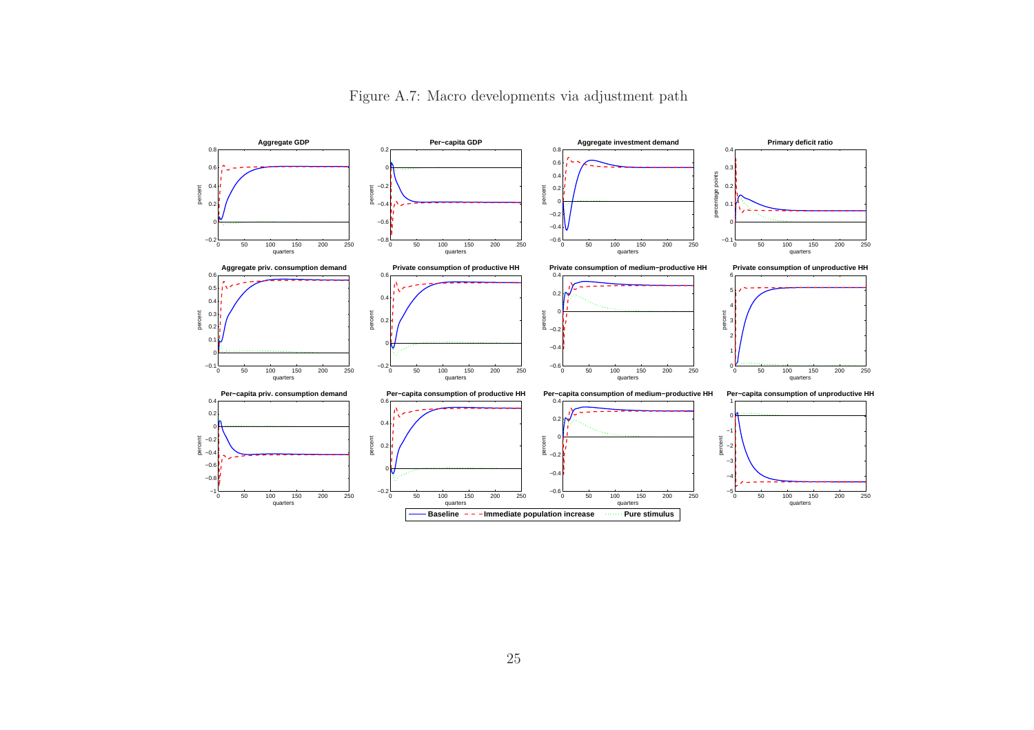Figure A.7: Macro developments via adjustment path

Aggregate GDP
percent
0.8
0.6
0.4
0.2
0
−0.2
0 50 100 150 200 250
quarters

Per−capita GDP
percent
0.2
0
−0.2
−0.4
−0.6
−0.8
0 50 100 150 200 250
quarters

Aggregate investment demand
percent
0.8
0.6
0.4
0.2
0
−0.2
−0.4
−0.6
0 50 100 150 200 250
quarters

Primary deficit ratio
percentage points
0.4
0.3
0.2
0.1
0
−0.1
0 50 100 150 200 250
quarters

Aggregate priv. consumption demand
percent
0.6
0.5
0.4
0.3
0.2
0.1
0
−0.1
0 50 100 150 200 250
quarters

Private consumption of productive HH
percent
0.6
0.4
0.2
0
−0.2
0 50 100 150 200 250
quarters

Private consumption of medium−productive HH
percent
0.4
0.2
0
−0.2
−0.4
−0.6
0 50 100 150 200 250
quarters

Private consumption of unproductive HH
percent
6
5
4
3
2
1
0
0 50 100 150 200 250
quarters

Per−capita priv. consumption demand
percent
0.4
0.2
0
−0.2
−0.4
−0.6
−0.8
−1
0 50 100 150 200 250
quarters

Per−capita consumption of productive HH
percent
0.6
0.4
0.2
0
−0.2
0 50 100 150 200 250
quarters

Per−capita consumption of medium−productive HH
percent
0.4
0.2
0
−0.2
−0.4
−0.6
0 50 100 150 200 250
quarters

Per−capita consumption of unproductive HH
percent
1
0
−1
−2
−3
−4
−5
0 50 100 150 200 250
quarters

Baseline    Immediate population increase    Pure stimulus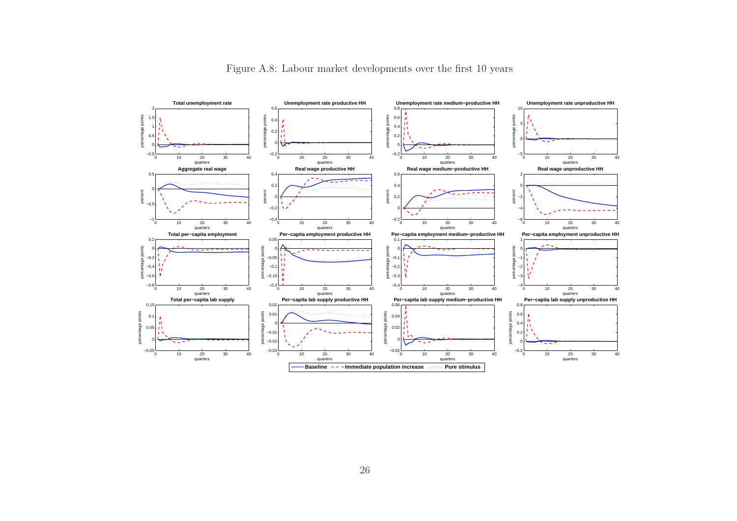Figure A.8: Labour market developments over the first 10 years

Total unemployment rate
percentage points
2
1.5
1
0.5
0
−0.5
0 10 20 30 40
quarters

Unemployment rate productive HH
percentage points
0.6
0.4
0.2
0
−0.2
0 10 20 30 40
quarters

Unemployment rate medium−productive HH
percentage points
0.8
0.6
0.4
0.2
0
−0.2
0 10 20 30 40
quarters

Unemployment rate unproductive HH
percentage points
10
5
0
−5
0 10 20 30 40
quarters

Aggregate real wage
percent
0.5
0
−0.5
−1
0 10 20 30 40
quarters

Real wage productive HH
percent
0.4
0.2
0
−0.2
−0.4
0 10 20 30 40
quarters

Real wage medium−productive HH
percent
0.6
0.4
0.2
0
−0.2
0 10 20 30 40
quarters

Real wage unproductive HH
percent
2
0
−2
−4
−6
0 10 20 30 40
quarters

Total per−capita employment
percentage points
0.2
0
−0.2
−0.4
−0.6
−0.8
0 10 20 30 40
quarters

Per−capita employment productive HH
percentage points
0.05
0
−0.05
−0.1
−0.15
−0.2
0 10 20 30 40
quarters

Per−capita employment medium−productive HH
percentage points
0.1
0
−0.1
−0.2
−0.3
−0.4
0 10 20 30 40
quarters

Per−capita employment unproductive HH
percentage points
1
0
−1
−2
−3
−4
0 10 20 30 40
quarters

Total per−capita lab supply
percentage points
0.15
0.1
0.05
0
−0.05
0 10 20 30 40
quarters

Per−capita lab supply productive HH
percentage points
0.02
0.01
0
−0.01
−0.02
−0.03
0 10 20 30 40
quarters

Per−capita lab supply medium−productive HH
percentage points
0.06
0.04
0.02
0
−0.02
0 10 20 30 40
quarters

Per−capita lab supply unproductive HH
percentage points
0.8
0.6
0.4
0.2
0
−0.2
0 10 20 30 40
quarters

Baseline — Immediate population increase — Pure stimulus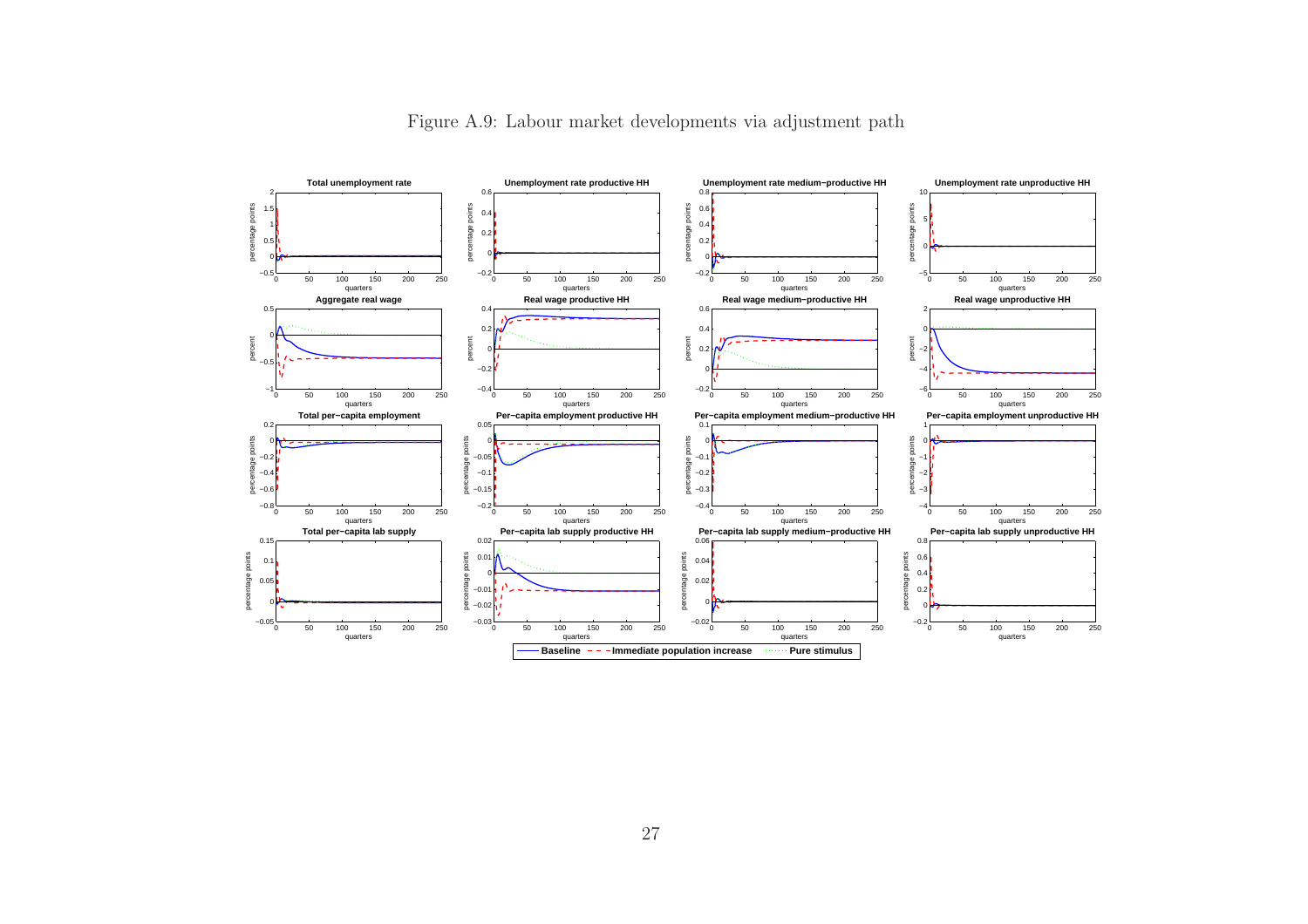Figure A.9: Labour market developments via adjustment path

Total unemployment rate
percentage points
2
1.5
1
0.5
0
−0.5
0 50 100 150 200 250
quarters

Unemployment rate productive HH
percentage points
0.6
0.4
0.2
0
−0.2
0 50 100 150 200 250
quarters

Unemployment rate medium−productive HH
percentage points
0.8
0.6
0.4
0.2
0
−0.2
0 50 100 150 200 250
quarters

Unemployment rate unproductive HH
percentage points
10
5
0
−5
0 50 100 150 200 250
quarters

Aggregate real wage
percent
0.5
0
−0.5
−1
0 50 100 150 200 250
quarters

Real wage productive HH
percent
0.4
0.2
0
−0.2
−0.4
0 50 100 150 200 250
quarters

Real wage medium−productive HH
percent
0.6
0.4
0.2
0
−0.2
0 50 100 150 200 250
quarters

Real wage unproductive HH
percent
2
0
−2
−4
−6
0 50 100 150 200 250
quarters

Total per−capita employment
percentage points
0.2
0
−0.2
−0.4
−0.6
−0.8
0 50 100 150 200 250
quarters

Per−capita employment productive HH
percentage points
0.05
0
−0.05
−0.1
−0.15
−0.2
0 50 100 150 200 250
quarters

Per−capita employment medium−productive HH
percentage points
0.1
0
−0.1
−0.2
−0.3
−0.4
0 50 100 150 200 250
quarters

Per−capita employment unproductive HH
percentage points
1
0
−1
−2
−3
−4
0 50 100 150 200 250
quarters

Total per−capita lab supply
percentage points
0.15
0.1
0.05
0
−0.05
0 50 100 150 200 250
quarters

Per−capita lab supply productive HH
percentage points
0.02
0.01
0
−0.01
−0.02
−0.03
0 50 100 150 200 250
quarters

Per−capita lab supply medium−productive HH
percentage points
0.06
0.04
0.02
0
−0.02
0 50 100 150 200 250
quarters

Per−capita lab supply unproductive HH
percentage points
0.8
0.6
0.4
0.2
0
−0.2
0 50 100 150 200 250
quarters

Baseline
Immediate population increase
Pure stimulus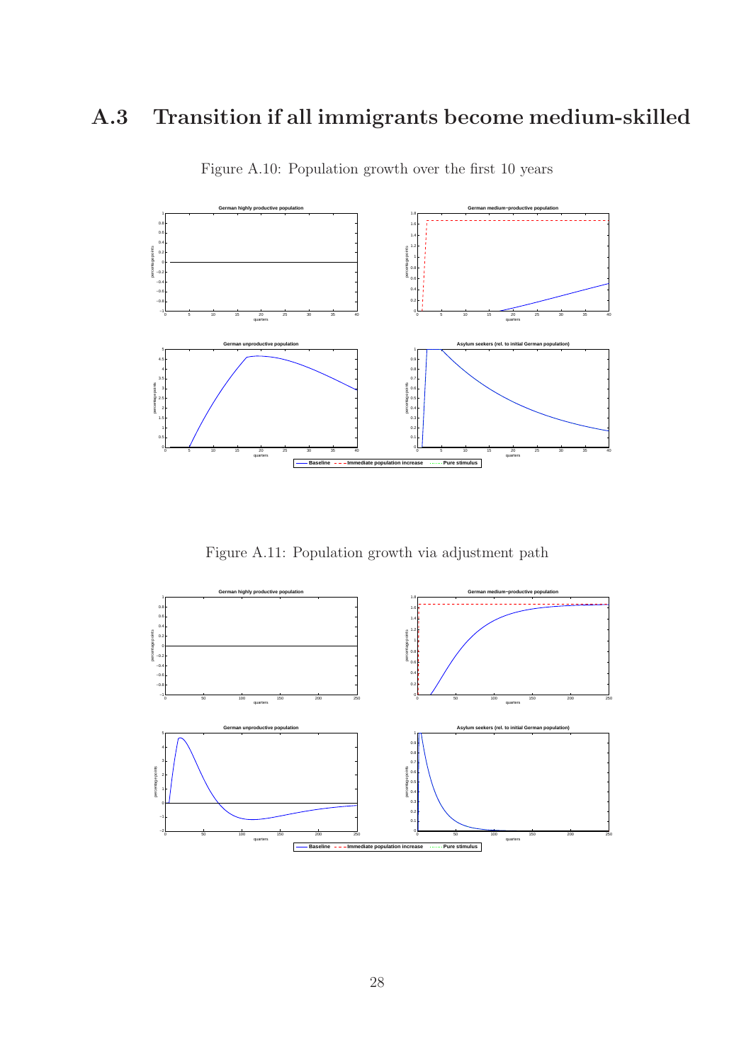## A.3 Transition if all immigrants become medium-skilled

Figure A.10: Population growth over the first 10 years

German highly productive population

percentage points

quarters

German medium-productive population

percentage points

quarters

German unproductive population

percentage points

quarters

Asylum seekers (rel. to initial German population)

percentage points

quarters

Baseline - - Immediate population increase ·-·- Pure stimulus

Figure A.11: Population growth via adjustment path

German highly productive population

percentage points

quarters

German medium-productive population

percentage points

quarters

German unproductive population

percentage points

quarters

Asylum seekers (rel. to initial German population)

percentage points

quarters

Baseline - - Immediate population increase ·-·- Pure stimulus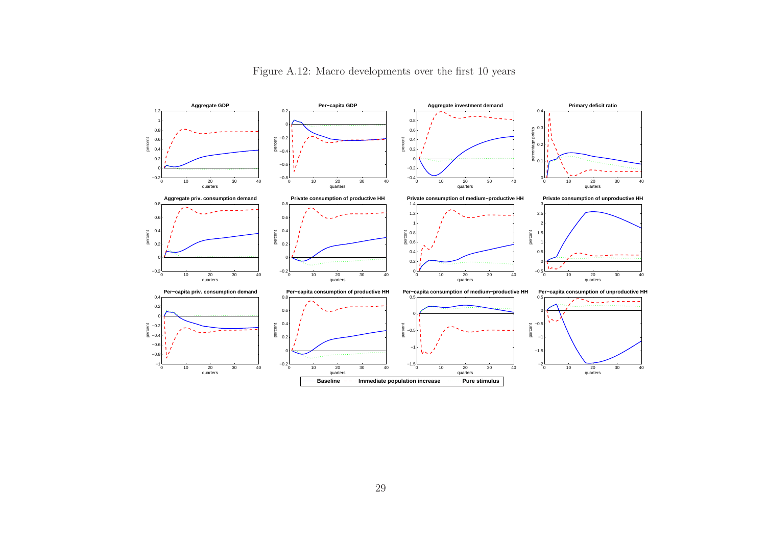Figure A.12: Macro developments over the first 10 years

Aggregate GDP
percent
quarters

Per−capita GDP
percent
quarters

Aggregate investment demand
percent
quarters

Primary deficit ratio
percentage points
quarters

Aggregate priv. consumption demand
percent
quarters

Private consumption of productive HH
percent
quarters

Private consumption of medium−productive HH
percent
quarters

Private consumption of unproductive HH
percent
quarters

Per−capita priv. consumption demand
percent
quarters

Per−capita consumption of productive HH
percent
quarters

Per−capita consumption of medium−productive HH
percent
quarters

Per−capita consumption of unproductive HH
percent
quarters

Baseline
Immediate population increase
Pure stimulus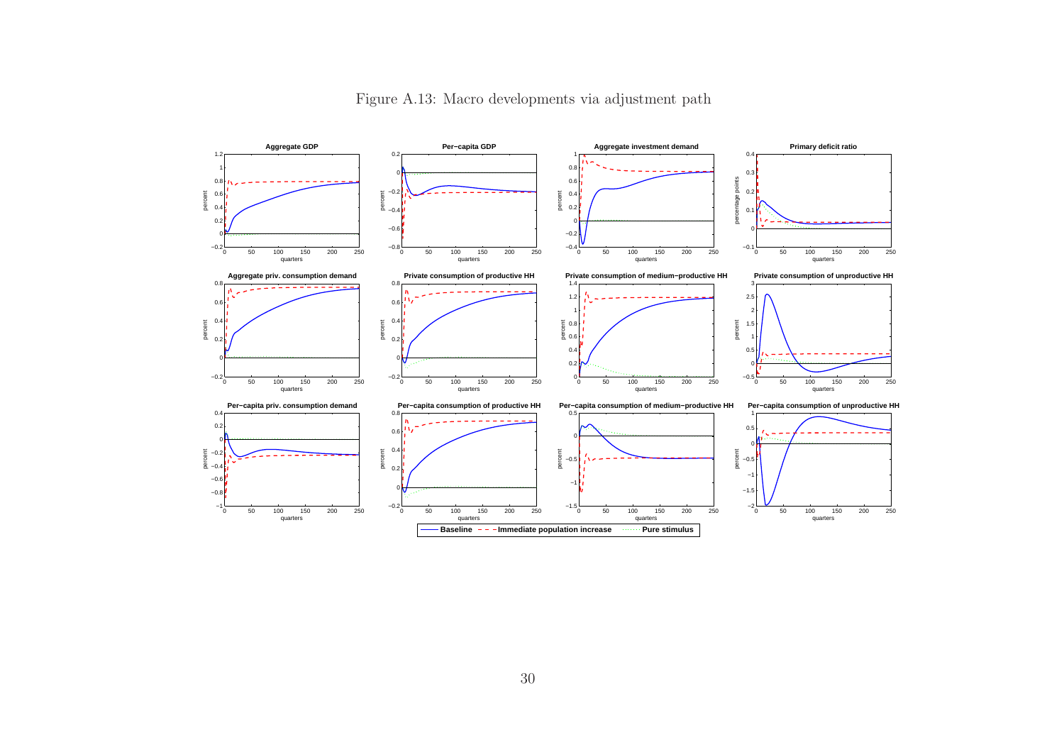Figure A.13: Macro developments via adjustment path

**Aggregate GDP**
percent
1.2
1
0.8
0.6
0.4
0.2
0
−0.2
0 50 100 150 200 250
quarters

**Per−capita GDP**
percent
0.2
0
−0.2
−0.4
−0.6
−0.8
0 50 100 150 200 250
quarters

**Aggregate investment demand**
percent
1
0.8
0.6
0.4
0.2
0
−0.2
−0.4
0 50 100 150 200 250
quarters

**Primary deficit ratio**
percentage points
0.4
0.3
0.2
0.1
0
−0.1
0 50 100 150 200 250
quarters

**Aggregate priv. consumption demand**
percent
0.8
0.6
0.4
0.2
0
−0.2
0 50 100 150 200 250
quarters

**Private consumption of productive HH**
percent
0.8
0.6
0.4
0.2
0
−0.2
0 50 100 150 200 250
quarters

**Private consumption of medium−productive HH**
percent
1.4
1.2
1
0.8
0.6
0.4
0.2
0
0 50 100 150 200 250
quarters

**Private consumption of unproductive HH**
percent
3
2.5
2
1.5
1
0.5
0
−0.5
0 50 100 150 200 250
quarters

**Per−capita priv. consumption demand**
percent
0.4
0.2
0
−0.2
−0.4
−0.6
−0.8
−1
0 50 100 150 200 250
quarters

**Per−capita consumption of productive HH**
percent
0.8
0.6
0.4
0.2
0
−0.2
0 50 100 150 200 250
quarters

**Per−capita consumption of medium−productive HH**
percent
0.5
0
−0.5
−1
−1.5
0 50 100 150 200 250
quarters

**Per−capita consumption of unproductive HH**
percent
1
0.5
0
−0.5
−1
−1.5
−2
0 50 100 150 200 250
quarters

**Baseline** **Immediate population increase** **Pure stimulus**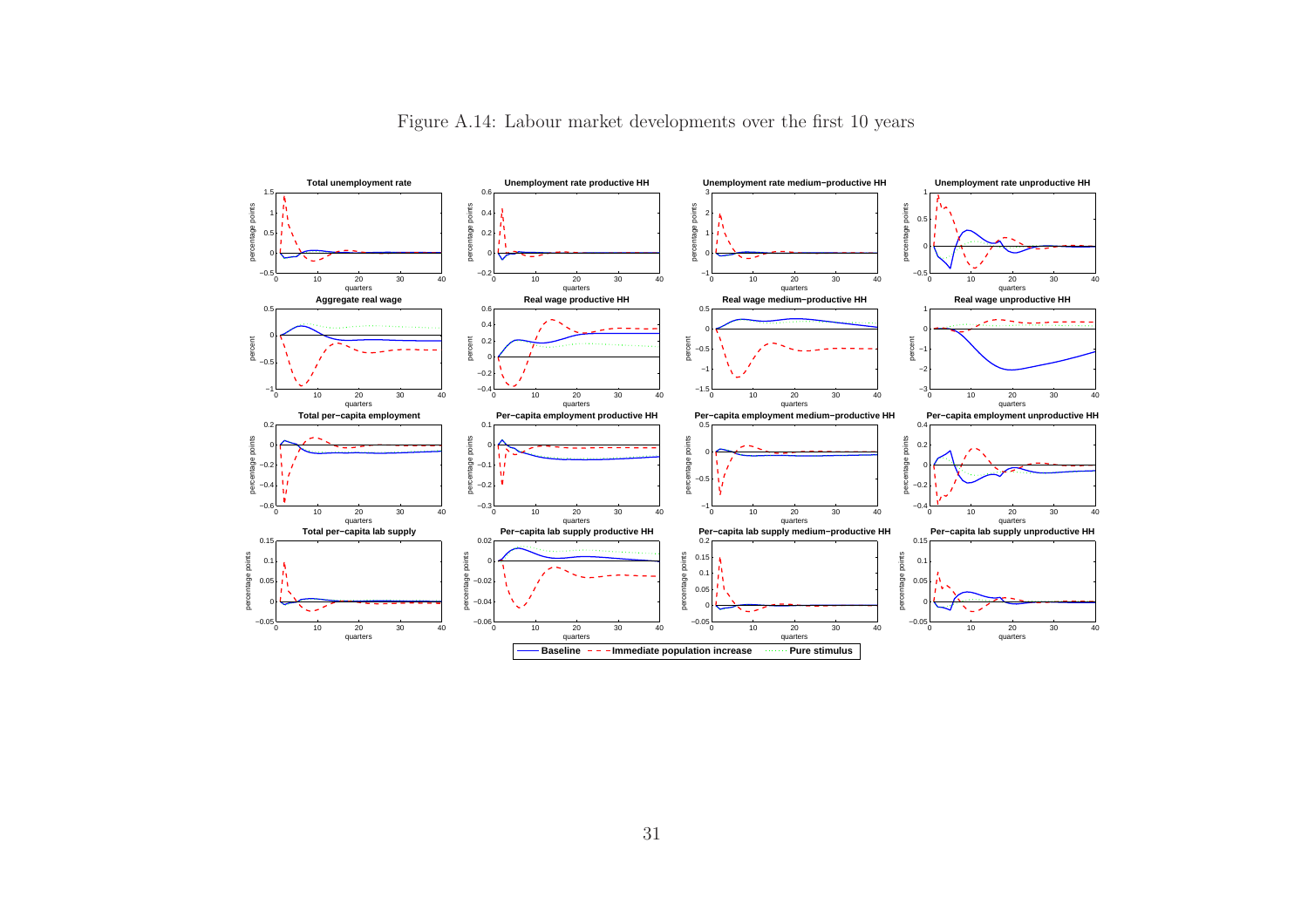Figure A.14: Labour market developments over the first 10 years

Total unemployment rate

Unemployment rate productive HH

Unemployment rate medium−productive HH

Unemployment rate unproductive HH

Aggregate real wage

Real wage productive HH

Real wage medium−productive HH

Real wage unproductive HH

Total per−capita employment

Per−capita employment productive HH

Per−capita employment medium−productive HH

Per−capita employment unproductive HH

Total per−capita lab supply

Per−capita lab supply productive HH

Per−capita lab supply medium−productive HH

Per−capita lab supply unproductive HH

Baseline — Immediate population increase — Pure stimulus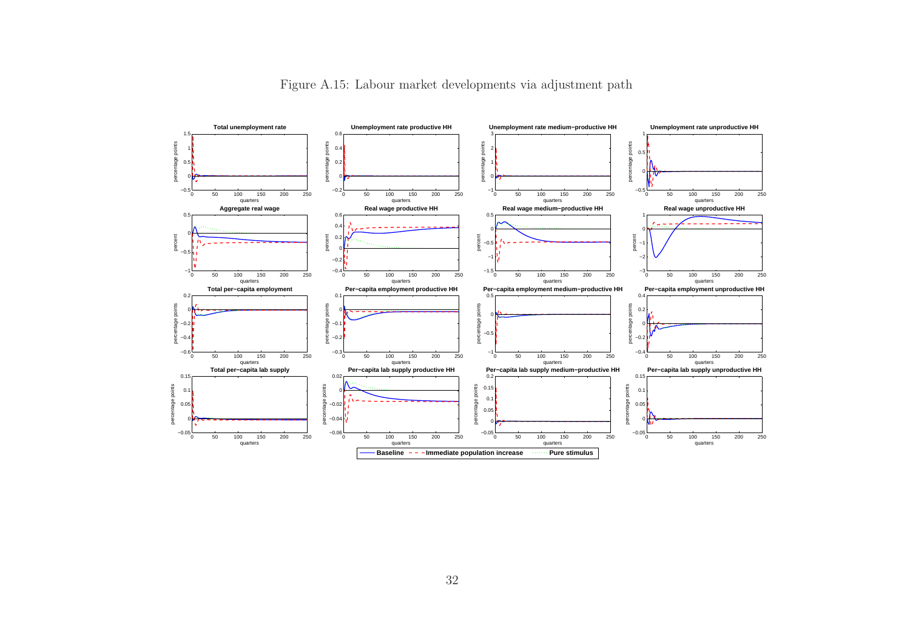Figure A.15: Labour market developments via adjustment path

Total unemployment rate
percentage points
quarters

Unemployment rate productive HH
percentage points
quarters

Unemployment rate medium−productive HH
percentage points
quarters

Unemployment rate unproductive HH
percentage points
quarters

Aggregate real wage
percent
quarters

Real wage productive HH
percent
quarters

Real wage medium−productive HH
percent
quarters

Real wage unproductive HH
percent
quarters

Total per−capita employment
percentage points
quarters

Per−capita employment productive HH
percentage points
quarters

Per−capita employment medium−productive HH
percentage points
quarters

Per−capita employment unproductive HH
percentage points
quarters

Total per−capita lab supply
percentage points
quarters

Per−capita lab supply productive HH
percentage points
quarters

Per−capita lab supply medium−productive HH
percentage points
quarters

Per−capita lab supply unproductive HH
percentage points
quarters

Baseline
Immediate population increase
Pure stimulus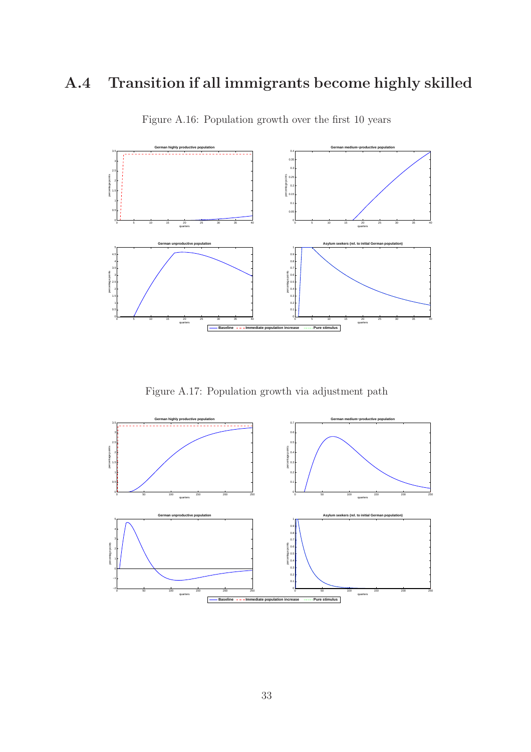## A.4 Transition if all immigrants become highly skilled

Figure A.16: Population growth over the first 10 years

German highly productive population

German medium-productive population

German unproductive population

Asylum seekers (rel. to initial German population)

percentage points

quarters

Baseline
Immediate population increase
Pure stimulus

Figure A.17: Population growth via adjustment path

German highly productive population

German medium-productive population

German unproductive population

Asylum seekers (rel. to initial German population)

percentage points

quarters

Baseline
Immediate population increase
Pure stimulus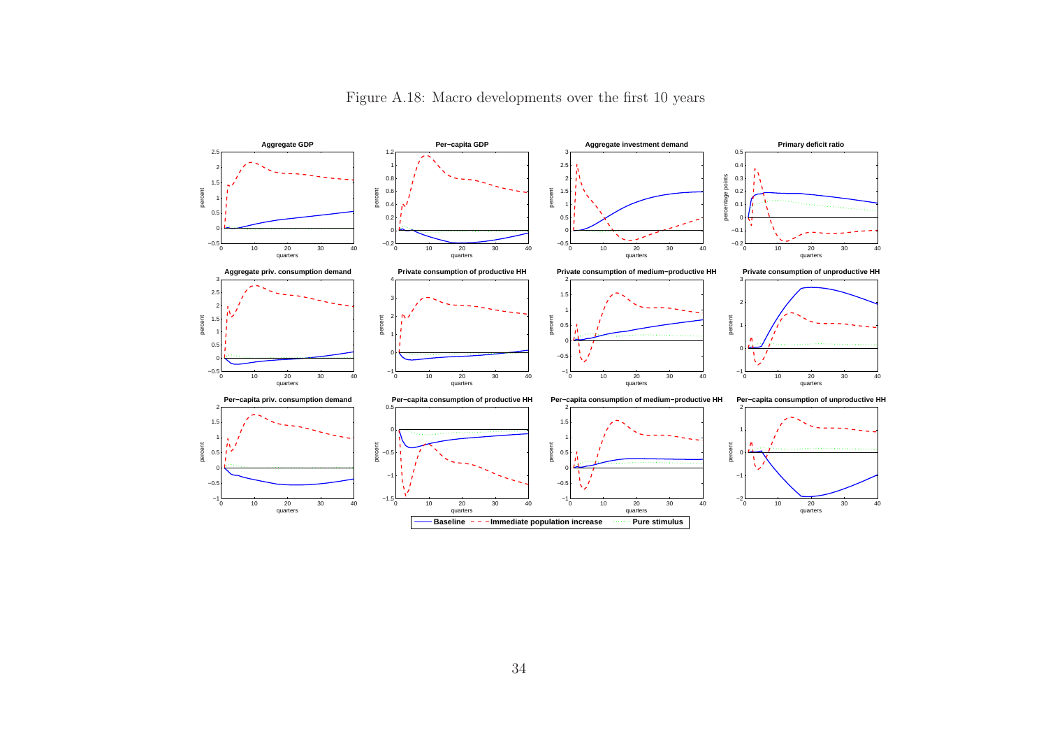Figure A.18: Macro developments over the first 10 years

Aggregate GDP
percent
quarters

Per−capita GDP
percent
quarters

Aggregate investment demand
percent
quarters

Primary deficit ratio
percentage points
quarters

Aggregate priv. consumption demand
percent
quarters

Private consumption of productive HH
percent
quarters

Private consumption of medium−productive HH
percent
quarters

Private consumption of unproductive HH
percent
quarters

Per−capita priv. consumption demand
percent
quarters

Per−capita consumption of productive HH
percent
quarters

Per−capita consumption of medium−productive HH
percent
quarters

Per−capita consumption of unproductive HH
percent
quarters

Baseline
Immediate population increase
Pure stimulus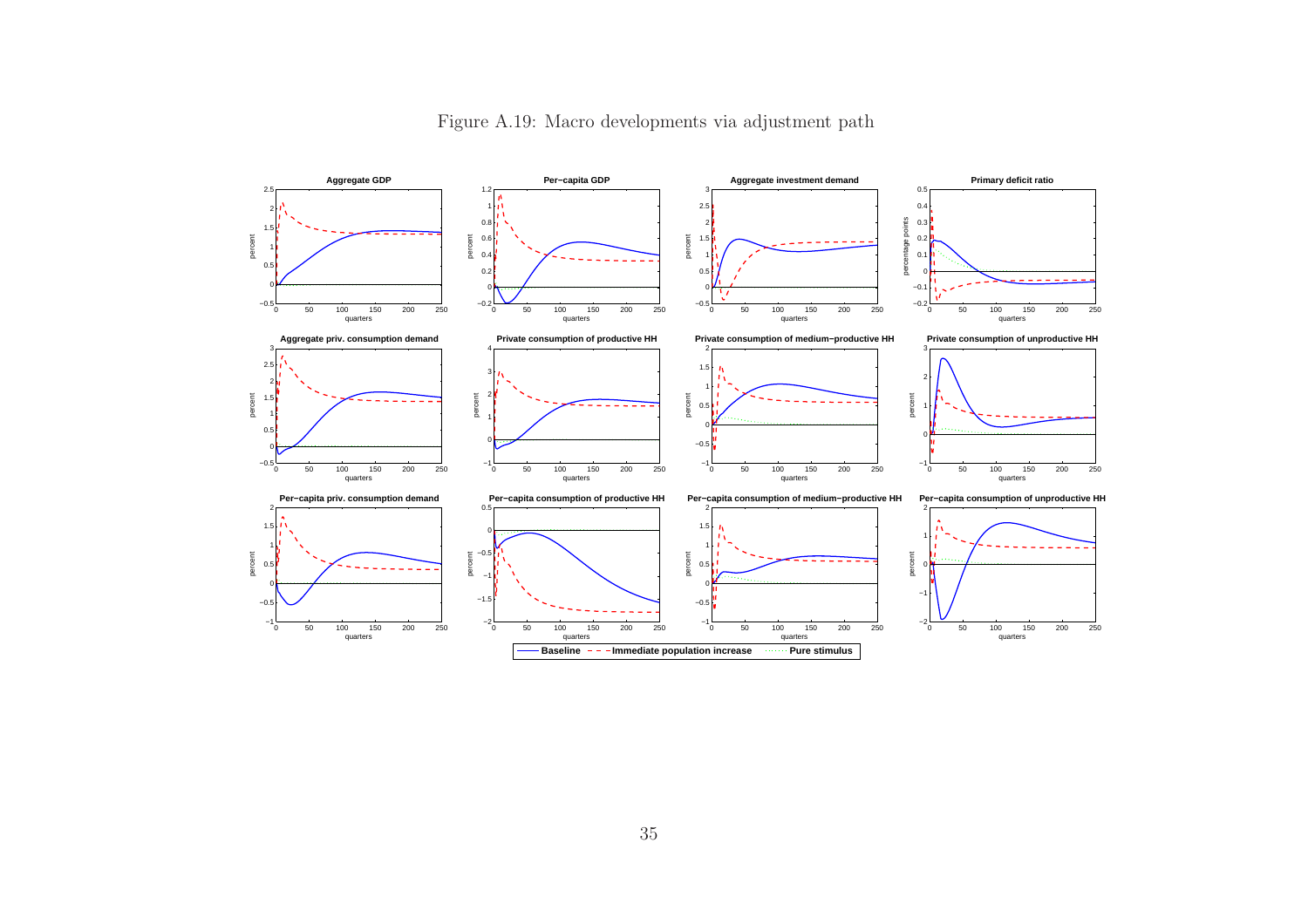Figure A.19: Macro developments via adjustment path

Aggregate GDP

Per−capita GDP

Aggregate investment demand

Primary deficit ratio

Aggregate priv. consumption demand

Private consumption of productive HH

Private consumption of medium−productive HH

Private consumption of unproductive HH

Per−capita priv. consumption demand

Per−capita consumption of productive HH

Per−capita consumption of medium−productive HH

Per−capita consumption of unproductive HH

percent

percentage points

quarters

Baseline — Immediate population increase — Pure stimulus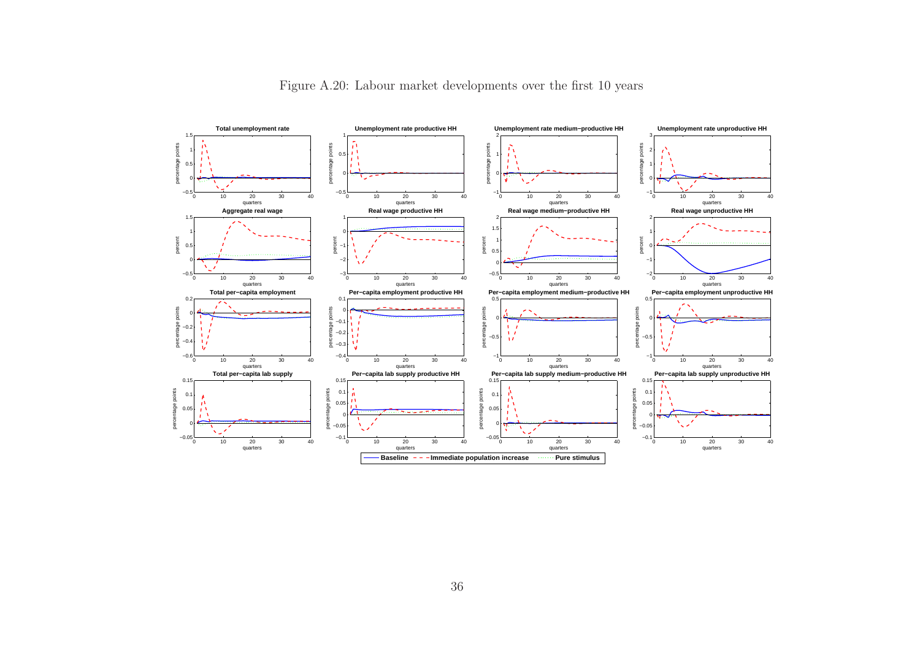Figure A.20: Labour market developments over the first 10 years

Total unemployment rate
percentage points
1.5
1
0.5
0
−0.5
0 10 20 30 40
quarters

Unemployment rate productive HH
percentage points
1
0.5
0
−0.5
0 10 20 30 40
quarters

Unemployment rate medium−productive HH
percentage points
2
1
0
−1
0 10 20 30 40
quarters

Unemployment rate unproductive HH
percentage points
3
2
1
0
−1
0 10 20 30 40
quarters

Aggregate real wage
percent
1.5
1
0.5
0
−0.5
0 10 20 30 40
quarters

Real wage productive HH
percent
1
0
−1
−2
−3
0 10 20 30 40
quarters

Real wage medium−productive HH
percent
2
1.5
1
0.5
0
−0.5
0 10 20 30 40
quarters

Real wage unproductive HH
percent
2
1
0
−1
−2
0 10 20 30 40
quarters

Total per−capita employment
percentage points
0.2
0
−0.2
−0.4
−0.6
0 10 20 30 40
quarters

Per−capita employment productive HH
percentage points
0.1
0
−0.1
−0.2
−0.3
−0.4
0 10 20 30 40
quarters

Per−capita employment medium−productive HH
percentage points
0.5
0
−0.5
−1
0 10 20 30 40
quarters

Per−capita employment unproductive HH
percentage points
0.5
0
−0.5
−1
0 10 20 30 40
quarters

Total per−capita lab supply
percentage points
0.15
0.1
0.05
0
−0.05
0 10 20 30 40
quarters

Per−capita lab supply productive HH
percentage points
0.15
0.1
0.05
0
−0.05
−0.1
0 10 20 30 40
quarters

Per−capita lab supply medium−productive HH
percentage points
0.15
0.1
0.05
0
−0.05
0 10 20 30 40
quarters

Per−capita lab supply unproductive HH
percentage points
0.15
0.1
0.05
0
−0.05
−0.1
0 10 20 30 40
quarters

Baseline — Immediate population increase — Pure stimulus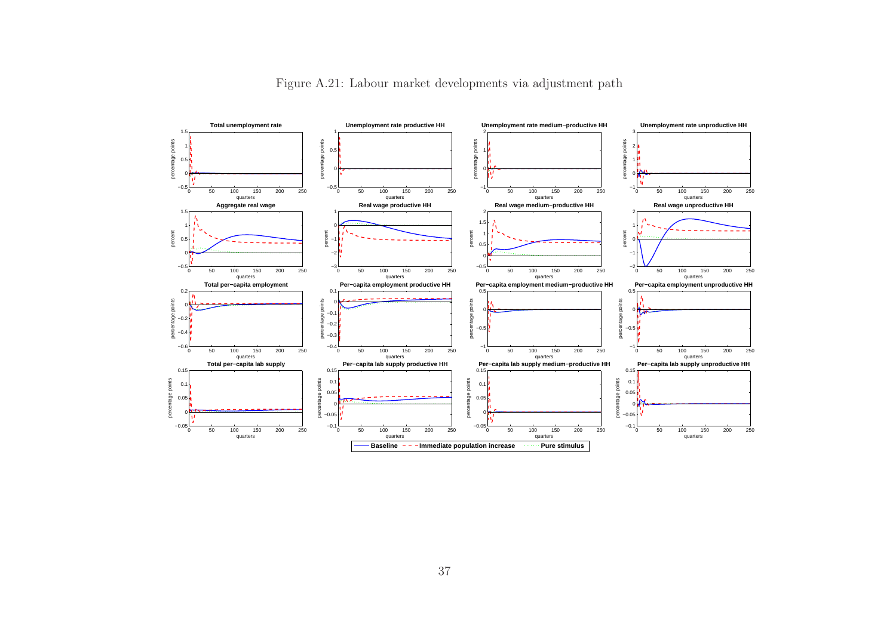Figure A.21: Labour market developments via adjustment path

Total unemployment rate
Unemployment rate productive HH
Unemployment rate medium−productive HH
Unemployment rate unproductive HH
Aggregate real wage
Real wage productive HH
Real wage medium−productive HH
Real wage unproductive HH
Total per−capita employment
Per−capita employment productive HH
Per−capita employment medium−productive HH
Per−capita employment unproductive HH
Total per−capita lab supply
Per−capita lab supply productive HH
Per−capita lab supply medium−productive HH
Per−capita lab supply unproductive HH

percentage points
percent
quarters
0 50 100 150 200 250

Baseline
Immediate population increase
Pure stimulus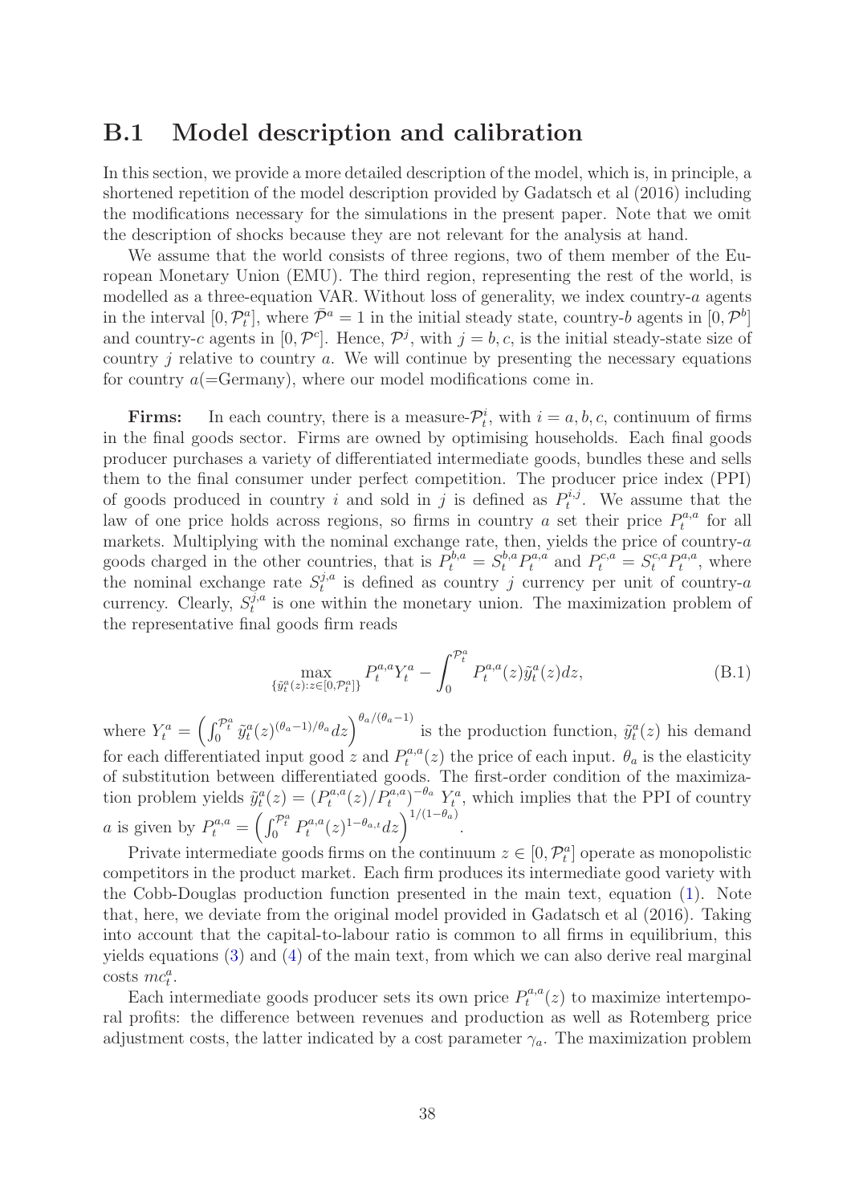## B.1 Model description and calibration

In this section, we provide a more detailed description of the model, which is, in principle, a shortened repetition of the model description provided by Gadatsch et al (2016) including the modifications necessary for the simulations in the present paper. Note that we omit the description of shocks because they are not relevant for the analysis at hand.

We assume that the world consists of three regions, two of them member of the European Monetary Union (EMU). The third region, representing the rest of the world, is modelled as a three-equation VAR. Without loss of generality, we index country-$a$ agents in the interval $[0, \mathcal{P}_t^a]$, where $\bar{\mathcal{P}}^a = 1$ in the initial steady state, country-$b$ agents in $[0, \mathcal{P}^b]$ and country-$c$ agents in $[0, \mathcal{P}^c]$. Hence, $\mathcal{P}^j$, with $j = b, c$, is the initial steady-state size of country $j$ relative to country $a$. We will continue by presenting the necessary equations for country $a$(=Germany), where our model modifications come in.

**Firms:** In each country, there is a measure-$\mathcal{P}_t^i$, with $i = a, b, c$, continuum of firms in the final goods sector. Firms are owned by optimising households. Each final goods producer purchases a variety of differentiated intermediate goods, bundles these and sells them to the final consumer under perfect competition. The producer price index (PPI) of goods produced in country $i$ and sold in $j$ is defined as $P_t^{i,j}$. We assume that the law of one price holds across regions, so firms in country $a$ set their price $P_t^{a,a}$ for all markets. Multiplying with the nominal exchange rate, then, yields the price of country-$a$ goods charged in the other countries, that is $P_t^{b,a} = S_t^{b,a} P_t^{a,a}$ and $P_t^{c,a} = S_t^{c,a} P_t^{a,a}$, where the nominal exchange rate $S_t^{j,a}$ is defined as country $j$ currency per unit of country-$a$ currency. Clearly, $S_t^{j,a}$ is one within the monetary union. The maximization problem of the representative final goods firm reads

$$\max_{\{\tilde{y}_t^a(z):z\in[0,\mathcal{P}_t^a]\}} P_t^{a,a} Y_t^a - \int_0^{\mathcal{P}_t^a} P_t^{a,a}(z)\tilde{y}_t^a(z)dz, \tag{B.1}$$

where $Y_t^a = \left(\int_0^{\mathcal{P}_t^a} \tilde{y}_t^a(z)^{(\theta_a-1)/\theta_a} dz\right)^{\theta_a/(\theta_a-1)}$ is the production function, $\tilde{y}_t^a(z)$ his demand for each differentiated input good $z$ and $P_t^{a,a}(z)$ the price of each input. $\theta_a$ is the elasticity of substitution between differentiated goods. The first-order condition of the maximization problem yields $\tilde{y}_t^a(z) = (P_t^{a,a}(z)/P_t^{a,a})^{-\theta_a} Y_t^a$, which implies that the PPI of country $a$ is given by $P_t^{a,a} = \left(\int_0^{\mathcal{P}_t^a} P_t^{a,a}(z)^{1-\theta_{a,t}} dz\right)^{1/(1-\theta_a)}$.

Private intermediate goods firms on the continuum $z \in [0, \mathcal{P}_t^a]$ operate as monopolistic competitors in the product market. Each firm produces its intermediate good variety with the Cobb-Douglas production function presented in the main text, equation (1). Note that, here, we deviate from the original model provided in Gadatsch et al (2016). Taking into account that the capital-to-labour ratio is common to all firms in equilibrium, this yields equations (3) and (4) of the main text, from which we can also derive real marginal costs $mc_t^a$.

Each intermediate goods producer sets its own price $P_t^{a,a}(z)$ to maximize intertemporal profits: the difference between revenues and production as well as Rotemberg price adjustment costs, the latter indicated by a cost parameter $\gamma_a$. The maximization problem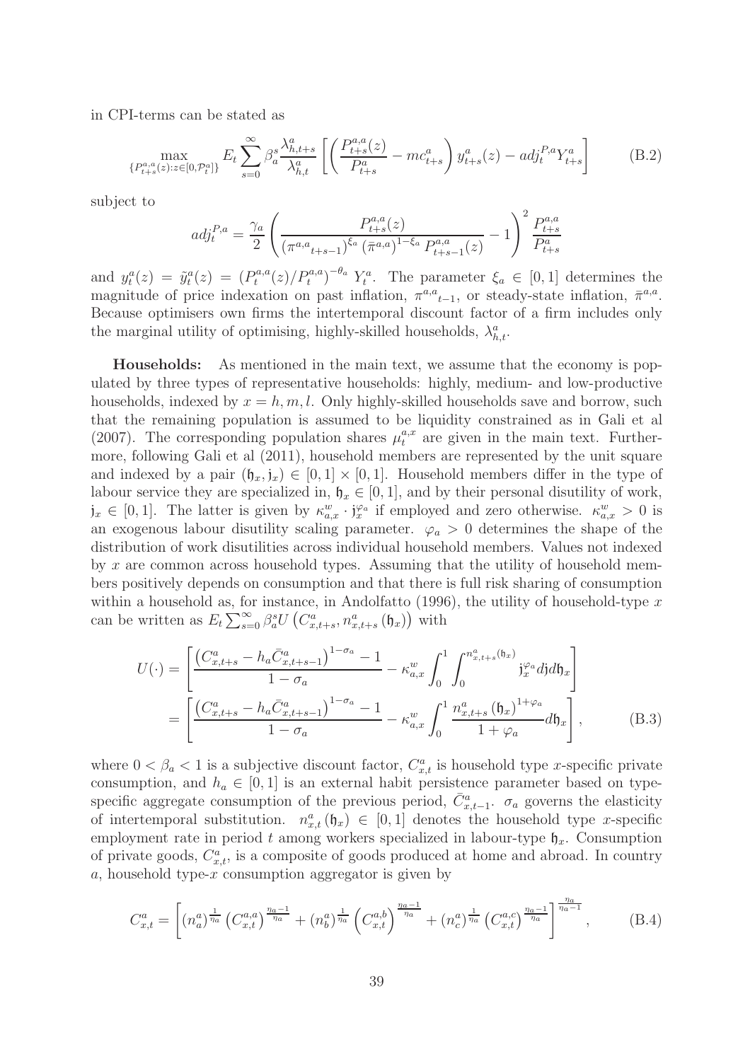in CPI-terms can be stated as

$$\max_{\{P^{a,a}_{t+s}(z):z\in[0,\mathcal{P}^a_t]\}} E_t \sum_{s=0}^{\infty} \beta_a^s \frac{\lambda^a_{h,t+s}}{\lambda^a_{h,t}} \left[ \left( \frac{P^{a,a}_{t+s}(z)}{P^a_{t+s}} - mc^a_{t+s} \right) y^a_{t+s}(z) - adj^{P,a}_t Y^a_{t+s} \right] \tag{B.2}$$

subject to

$$adj^{P,a}_t = \frac{\gamma_a}{2} \left( \frac{P^{a,a}_{t+s}(z)}{\left(\pi^{a,a}{}_{t+s-1}\right)^{\xi_a} \left(\bar{\pi}^{a,a}\right)^{1-\xi_a} P^{a,a}_{t+s-1}(z)} - 1 \right)^2 \frac{P^{a,a}_{t+s}}{P^a_{t+s}}$$

and $y^a_t(z) = \tilde{y}^a_t(z) = \left(P^{a,a}_t(z)/P^{a,a}_t\right)^{-\theta_a} Y^a_t$. The parameter $\xi_a \in [0,1]$ determines the magnitude of price indexation on past inflation, $\pi^{a,a}{}_{t-1}$, or steady-state inflation, $\bar{\pi}^{a,a}$. Because optimisers own firms the intertemporal discount factor of a firm includes only the marginal utility of optimising, highly-skilled households, $\lambda^a_{h,t}$.

**Households:** As mentioned in the main text, we assume that the economy is populated by three types of representative households: highly, medium- and low-productive households, indexed by $x = h, m, l$. Only highly-skilled households save and borrow, such that the remaining population is assumed to be liquidity constrained as in Gali et al (2007). The corresponding population shares $\mu^{a,x}_t$ are given in the main text. Furthermore, following Gali et al (2011), household members are represented by the unit square and indexed by a pair $(\mathfrak{h}_x, \mathfrak{j}_x) \in [0,1] \times [0,1]$. Household members differ in the type of labour service they are specialized in, $\mathfrak{h}_x \in [0,1]$, and by their personal disutility of work, $\mathfrak{j}_x \in [0,1]$. The latter is given by $\kappa^w_{a,x} \cdot \mathfrak{j}^{\varphi_a}_x$ if employed and zero otherwise. $\kappa^w_{a,x} > 0$ is an exogenous labour disutility scaling parameter. $\varphi_a > 0$ determines the shape of the distribution of work disutilities across individual household members. Values not indexed by $x$ are common across household types. Assuming that the utility of household members positively depends on consumption and that there is full risk sharing of consumption within a household as, for instance, in Andolfatto (1996), the utility of household-type $x$ can be written as $E_t \sum_{s=0}^{\infty} \beta_a^s U\left(C^a_{x,t+s}, n^a_{x,t+s}(\mathfrak{h}_x)\right)$ with

$$\begin{aligned} U(\cdot) &= \left[ \frac{\left(C^a_{x,t+s} - h_a \bar{C}^a_{x,t+s-1}\right)^{1-\sigma_a} - 1}{1-\sigma_a} - \kappa^w_{a,x} \int_0^1 \int_0^{n^a_{x,t+s}(\mathfrak{h}_x)} \mathfrak{j}^{\varphi_a}_x d\mathfrak{j} d\mathfrak{h}_x \right] \\ &= \left[ \frac{\left(C^a_{x,t+s} - h_a \bar{C}^a_{x,t+s-1}\right)^{1-\sigma_a} - 1}{1-\sigma_a} - \kappa^w_{a,x} \int_0^1 \frac{n^a_{x,t+s}(\mathfrak{h}_x)^{1+\varphi_a}}{1+\varphi_a} d\mathfrak{h}_x \right], \end{aligned} \tag{B.3}$$

where $0 < \beta_a < 1$ is a subjective discount factor, $C^a_{x,t}$ is household type $x$-specific private consumption, and $h_a \in [0,1]$ is an external habit persistence parameter based on type-specific aggregate consumption of the previous period, $\bar{C}^a_{x,t-1}$. $\sigma_a$ governs the elasticity of intertemporal substitution. $n^a_{x,t}(\mathfrak{h}_x) \in [0,1]$ denotes the household type $x$-specific employment rate in period $t$ among workers specialized in labour-type $\mathfrak{h}_x$. Consumption of private goods, $C^a_{x,t}$, is a composite of goods produced at home and abroad. In country $a$, household type-$x$ consumption aggregator is given by

$$C^a_{x,t} = \left[ \left(n^a_a\right)^{\frac{1}{\eta_a}} \left(C^{a,a}_{x,t}\right)^{\frac{\eta_a-1}{\eta_a}} + \left(n^a_b\right)^{\frac{1}{\eta_a}} \left(C^{a,b}_{x,t}\right)^{\frac{\eta_a-1}{\eta_a}} + \left(n^a_c\right)^{\frac{1}{\eta_a}} \left(C^{a,c}_{x,t}\right)^{\frac{\eta_a-1}{\eta_a}} \right]^{\frac{\eta_a}{\eta_a-1}}, \tag{B.4}$$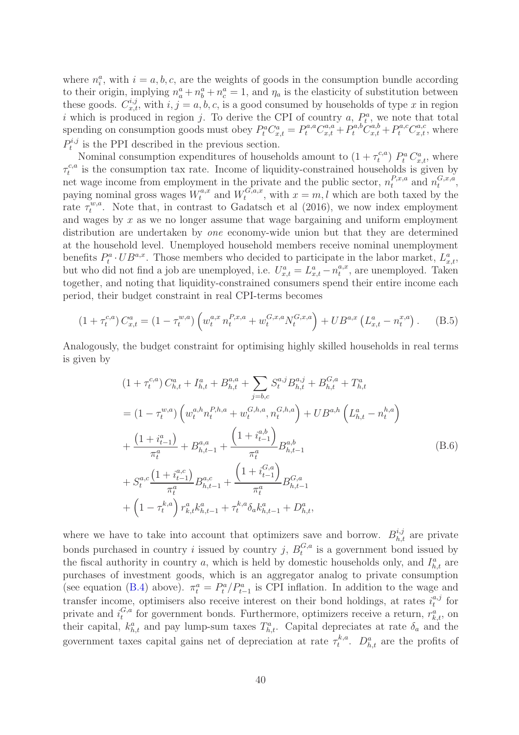where $n_i^a$, with $i = a, b, c$, are the weights of goods in the consumption bundle according to their origin, implying $n_a^a + n_b^a + n_c^a = 1$, and $\eta_a$ is the elasticity of substitution between these goods. $C_{x,t}^{i,j}$, with $i, j = a, b, c$, is a good consumed by households of type $x$ in region $i$ which is produced in region $j$. To derive the CPI of country $a$, $P_t^a$, we note that total spending on consumption goods must obey $P_t^a C_{x,t}^a = P_t^{a,a} C_{x,t}^{a,a} + P_t^{a,b} C_{x,t}^{a,b} + P_t^{a,c} C_{x,t}^{a,c}$, where $P_t^{i,j}$ is the PPI described in the previous section.

Nominal consumption expenditures of households amount to $(1 + \tau_t^{c,a})\, P_t^a\, C_{x,t}^a$, where $\tau_t^{c,a}$ is the consumption tax rate. Income of liquidity-constrained households is given by net wage income from employment in the private and the public sector, $n_t^{P,x,a}$ and $n_t^{G,x,a}$, paying nominal gross wages $W_t^{a,x}$ and $W_t^{G,a,x}$, with $x = m, l$ which are both taxed by the rate $\tau_t^{w,a}$. Note that, in contrast to Gadatsch et al (2016), we now index employment and wages by $x$ as we no longer assume that wage bargaining and uniform employment distribution are undertaken by *one* economy-wide union but that they are determined at the household level. Unemployed household members receive nominal unemployment benefits $P_t^a \cdot UB^{a,x}$. Those members who decided to participate in the labor market, $L_{x,t}^a$, but who did not find a job are unemployed, i.e. $U_{x,t}^a = L_{x,t}^a - n_t^{a,x}$, are unemployed. Taken together, and noting that liquidity-constrained consumers spend their entire income each period, their budget constraint in real CPI-terms becomes

$$
(1 + \tau_t^{c,a})\, C_{x,t}^a = (1 - \tau_t^{w,a}) \left( w_t^{a,x}\, n_t^{P,x,a} + w_t^{G,x,a} N_t^{G,x,a} \right) + UB^{a,x} \left( L_{x,t}^a - n_t^{x,a} \right). \tag{B.5}
$$

Analogously, the budget constraint for optimising highly skilled households in real terms is given by

$$
\begin{aligned}
&(1 + \tau_t^{c,a})\, C_{h,t}^a + I_{h,t}^a + B_{h,t}^{a,a} + \sum_{j=b,c} S_t^{a,j} B_{h,t}^{a,j} + B_{h,t}^{G,a} + T_{h,t}^a \\
&= (1 - \tau_t^{w,a}) \left( w_t^{a,h} n_t^{P,h,a} + w_t^{G,h,a}, n_t^{G,h,a} \right) + UB^{a,h} \left( L_{h,t}^a - n_t^{h,a} \right) \\
&+ \frac{\left(1 + i_{t-1}^a\right)}{\pi_t^a} + B_{h,t-1}^{a,a} + \frac{\left(1 + i_{t-1}^{a,b}\right)}{\pi_t^a} B_{h,t-1}^{a,b} \\
&+ S_t^{a,c} \frac{\left(1 + i_{t-1}^{a,c}\right)}{\pi_t^a} B_{h,t-1}^{a,c} + \frac{\left(1 + i_{t-1}^{G,a}\right)}{\pi_t^a} B_{h,t-1}^{G,a} \\
&+ \left(1 - \tau_t^{k,a}\right) r_{k,t}^a k_{h,t-1}^a + \tau_t^{k,a} \delta_a k_{h,t-1}^a + D_{h,t}^a,
\end{aligned} \tag{B.6}
$$

where we have to take into account that optimizers save and borrow. $B_{h,t}^{i,j}$ are private bonds purchased in country $i$ issued by country $j$, $B_t^{G,a}$ is a government bond issued by the fiscal authority in country $a$, which is held by domestic households only, and $I_{h,t}^a$ are purchases of investment goods, which is an aggregator analog to private consumption (see equation (B.4) above). $\pi_t^a = P_t^a / P_{t-1}^a$ is CPI inflation. In addition to the wage and transfer income, optimisers also receive interest on their bond holdings, at rates $i_t^{a,j}$ for private and $i_t^{G,a}$ for government bonds. Furthermore, optimizers receive a return, $r_{k,t}^a$, on their capital, $k_{h,t}^a$ and pay lump-sum taxes $T_{h,t}^a$. Capital depreciates at rate $\delta_a$ and the government taxes capital gains net of depreciation at rate $\tau_t^{k,a}$. $D_{h,t}^a$ are the profits of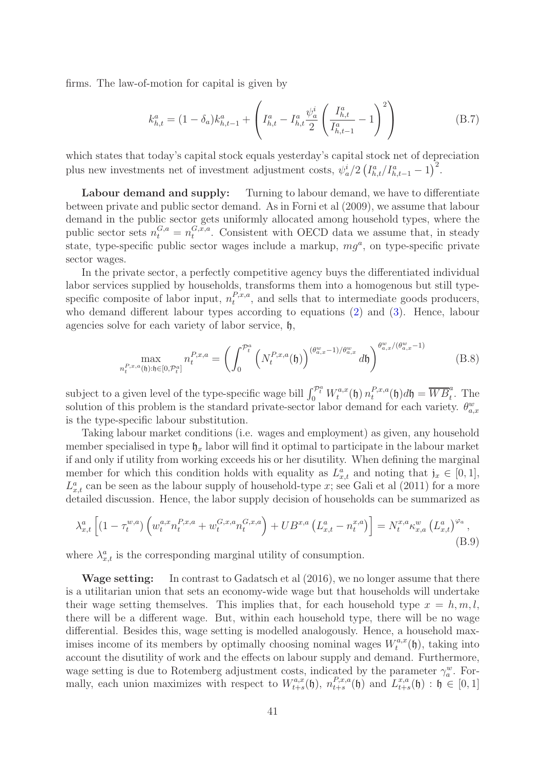firms. The law-of-motion for capital is given by

$$k^a_{h,t} = (1-\delta_a)k^a_{h,t-1} + \left( I^a_{h,t} - I^a_{h,t}\frac{\psi^i_a}{2}\left(\frac{I^a_{h,t}}{I^a_{h,t-1}} - 1\right)^2 \right) \tag{B.7}$$

which states that today's capital stock equals yesterday's capital stock net of depreciation plus new investments net of investment adjustment costs, $\psi^i_a/2\left(I^a_{h,t}/I^a_{h,t-1} - 1\right)^2$.

**Labour demand and supply:** Turning to labour demand, we have to differentiate between private and public sector demand. As in Forni et al (2009), we assume that labour demand in the public sector gets uniformly allocated among household types, where the public sector sets $n^{G,a}_t = n^{G,x,a}_t$. Consistent with OECD data we assume that, in steady state, type-specific public sector wages include a markup, $mg^a$, on type-specific private sector wages.

In the private sector, a perfectly competitive agency buys the differentiated individual labor services supplied by households, transforms them into a homogenous but still type-specific composite of labor input, $n^{P,x,a}_t$, and sells that to intermediate goods producers, who demand different labour types according to equations (2) and (3). Hence, labour agencies solve for each variety of labor service, $\mathfrak{h}$,

$$\max_{n^{P,x,a}_t(\mathfrak{h}):\mathfrak{h}\in[0,\mathcal{P}^a_t]} n^{P,x,a}_t = \left( \int_0^{\mathcal{P}^a_t} \left(N^{P,x,a}_t(\mathfrak{h})\right)^{(\theta^w_{a,x}-1)/\theta^w_{a,x}} d\mathfrak{h} \right)^{\theta^w_{a,x}/(\theta^w_{a,x}-1)} \tag{B.8}$$

subject to a given level of the type-specific wage bill $\int_0^{\mathcal{P}^a_t} W^{a,x}_t(\mathfrak{h})\, n^{P,x,a}_t(\mathfrak{h})d\mathfrak{h} = \overline{WB}^a_t$. The solution of this problem is the standard private-sector labor demand for each variety. $\theta^w_{a,x}$ is the type-specific labour substitution.

Taking labour market conditions (i.e. wages and employment) as given, any household member specialised in type $\mathfrak{h}_x$ labor will find it optimal to participate in the labour market if and only if utility from working exceeds his or her disutility. When defining the marginal member for which this condition holds with equality as $L^a_{x,t}$ and noting that $\mathfrak{j}_x \in [0,1]$, $L^a_{x,t}$ can be seen as the labour supply of household-type $x$; see Gali et al (2011) for a more detailed discussion. Hence, the labor supply decision of households can be summarized as

$$\lambda^a_{x,t}\left[(1-\tau^{w,a}_t)\left(w^{a,x}_t n^{P,x,a}_t + w^{G,x,a}_t n^{G,x,a}_t\right) + UB^{x,a}\left(L^a_{x,t} - n^{x,a}_t\right)\right] = N^{x,a}_t \kappa^w_{x,a}\left(L^a_{x,t}\right)^{\varphi_a}, \tag{B.9}$$

where $\lambda^a_{x,t}$ is the corresponding marginal utility of consumption.

**Wage setting:** In contrast to Gadatsch et al (2016), we no longer assume that there is a utilitarian union that sets an economy-wide wage but that households will undertake their wage setting themselves. This implies that, for each household type $x = h, m, l$, there will be a different wage. But, within each household type, there will be no wage differential. Besides this, wage setting is modelled analogously. Hence, a household maximises income of its members by optimally choosing nominal wages $W^{a,x}_t(\mathfrak{h})$, taking into account the disutility of work and the effects on labour supply and demand. Furthermore, wage setting is due to Rotemberg adjustment costs, indicated by the parameter $\gamma^w_a$. Formally, each union maximizes with respect to $W^{a,x}_{t+s}(\mathfrak{h})$, $n^{P,x,a}_{t+s}(\mathfrak{h})$ and $L^{x,a}_{t+s}(\mathfrak{h}) : \mathfrak{h} \in [0,1]$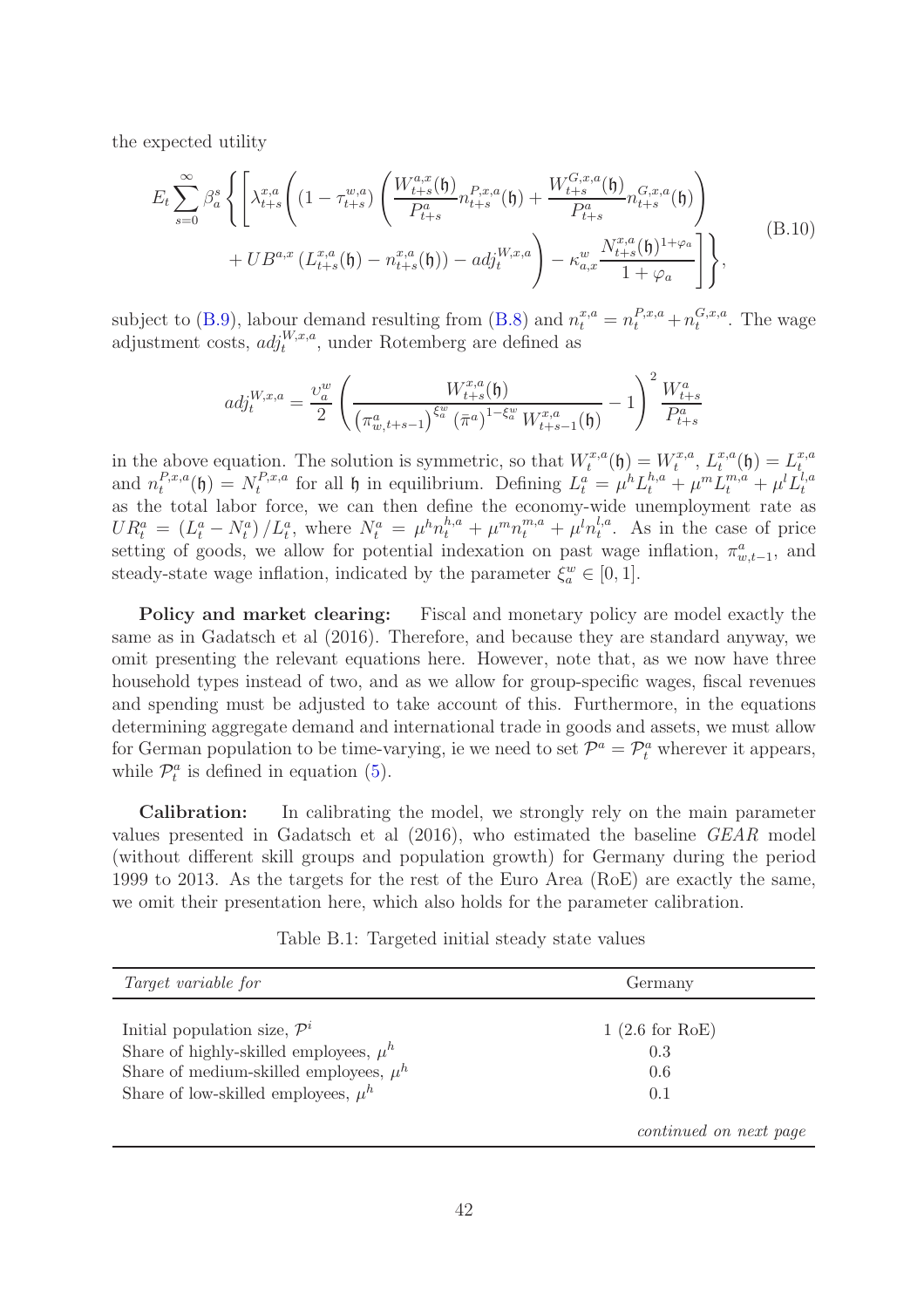the expected utility

$$
\begin{aligned}
E_t \sum_{s=0}^{\infty} \beta_a^s \Bigg\{ \Bigg[ \lambda_{t+s}^{x,a} \Bigg( & (1-\tau_{t+s}^{w,a}) \left( \frac{W_{t+s}^{a,x}(\mathfrak{h})}{P_{t+s}^a} n_{t+s}^{P,x,a}(\mathfrak{h}) + \frac{W_{t+s}^{G,x,a}(\mathfrak{h})}{P_{t+s}^a} n_{t+s}^{G,x,a}(\mathfrak{h}) \right) \\
& + UB^{a,x} \left( L_{t+s}^{x,a}(\mathfrak{h}) - n_{t+s}^{x,a}(\mathfrak{h}) \right) - adj_t^{W,x,a} \Bigg) - \kappa_{a,x}^w \frac{N_{t+s}^{x,a}(\mathfrak{h})^{1+\varphi_a}}{1+\varphi_a} \Bigg] \Bigg\},
\end{aligned}
\tag{B.10}
$$

subject to (B.9), labour demand resulting from (B.8) and $n_t^{x,a} = n_t^{P,x,a} + n_t^{G,x,a}$. The wage adjustment costs, $adj_t^{W,x,a}$, under Rotemberg are defined as

$$
adj_t^{W,x,a} = \frac{\upsilon_a^w}{2} \left( \frac{W_{t+s}^{x,a}(\mathfrak{h})}{\left(\pi_{w,t+s-1}^a\right)^{\xi_a^w} \left(\bar{\pi}^a\right)^{1-\xi_a^w} W_{t+s-1}^{x,a}(\mathfrak{h})} - 1 \right)^2 \frac{W_{t+s}^a}{P_{t+s}^a}
$$

in the above equation. The solution is symmetric, so that $W_t^{x,a}(\mathfrak{h}) = W_t^{x,a}$, $L_t^{x,a}(\mathfrak{h}) = L_t^{x,a}$ and $n_t^{P,x,a}(\mathfrak{h}) = N_t^{P,x,a}$ for all $\mathfrak{h}$ in equilibrium. Defining $L_t^a = \mu^h L_t^{h,a} + \mu^m L_t^{m,a} + \mu^l L_t^{l,a}$ as the total labor force, we can then define the economy-wide unemployment rate as $UR_t^a = \left(L_t^a - N_t^a\right)/L_t^a$, where $N_t^a = \mu^h n_t^{h,a} + \mu^m n_t^{m,a} + \mu^l n_t^{l,a}$. As in the case of price setting of goods, we allow for potential indexation on past wage inflation, $\pi_{w,t-1}^a$, and steady-state wage inflation, indicated by the parameter $\xi_a^w \in [0,1]$.

**Policy and market clearing:** Fiscal and monetary policy are model exactly the same as in Gadatsch et al (2016). Therefore, and because they are standard anyway, we omit presenting the relevant equations here. However, note that, as we now have three household types instead of two, and as we allow for group-specific wages, fiscal revenues and spending must be adjusted to take account of this. Furthermore, in the equations determining aggregate demand and international trade in goods and assets, we must allow for German population to be time-varying, ie we need to set $\mathcal{P}^a = \mathcal{P}_t^a$ wherever it appears, while $\mathcal{P}_t^a$ is defined in equation (5).

**Calibration:** In calibrating the model, we strongly rely on the main parameter values presented in Gadatsch et al (2016), who estimated the baseline *GEAR* model (without different skill groups and population growth) for Germany during the period 1999 to 2013. As the targets for the rest of the Euro Area (RoE) are exactly the same, we omit their presentation here, which also holds for the parameter calibration.

Table B.1: Targeted initial steady state values

| *Target variable for* | Germany |
|---|---|
| Initial population size, $\mathcal{P}^i$ | 1 (2.6 for RoE) |
| Share of highly-skilled employees, $\mu^h$ | 0.3 |
| Share of medium-skilled employees, $\mu^h$ | 0.6 |
| Share of low-skilled employees, $\mu^h$ | 0.1 |
| | *continued on next page* |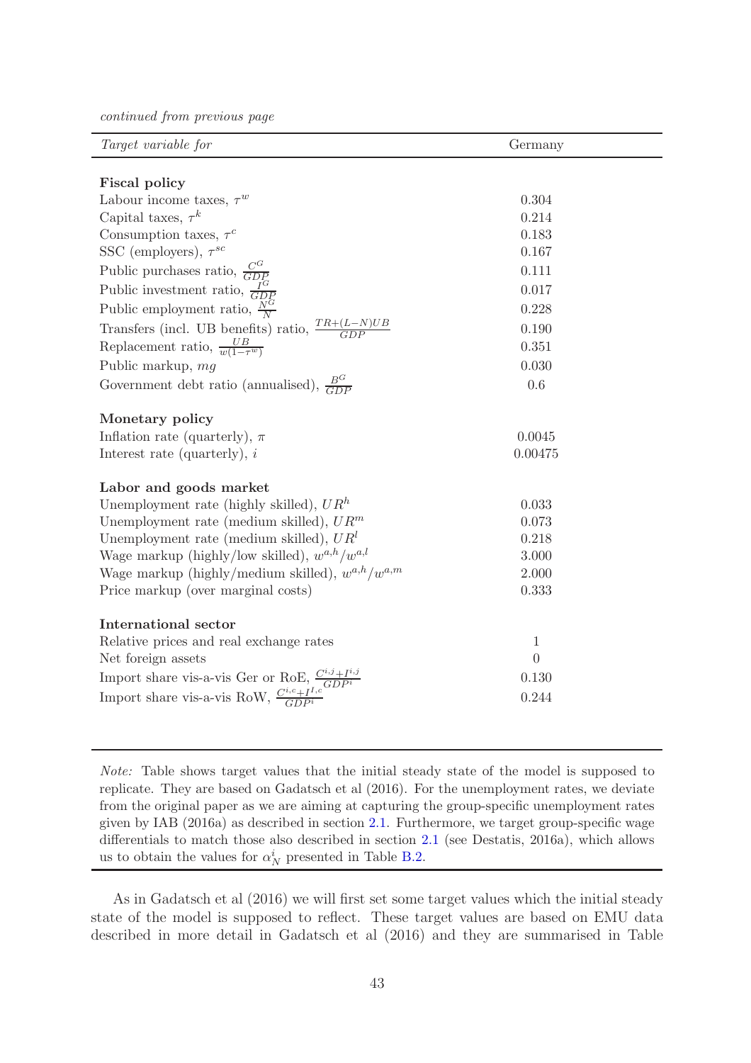*continued from previous page*

| *Target variable for* | Germany |
|---|---|
| **Fiscal policy** | |
| Labour income taxes, $\tau^w$ | 0.304 |
| Capital taxes, $\tau^k$ | 0.214 |
| Consumption taxes, $\tau^c$ | 0.183 |
| SSC (employers), $\tau^{sc}$ | 0.167 |
| Public purchases ratio, $\frac{C^G}{GDP}$ | 0.111 |
| Public investment ratio, $\frac{I^G}{GDP}$ | 0.017 |
| Public employment ratio, $\frac{N^G}{N}$ | 0.228 |
| Transfers (incl. UB benefits) ratio, $\frac{TR+(L-N)UB}{GDP}$ | 0.190 |
| Replacement ratio, $\frac{UB}{w(1-\tau^w)}$ | 0.351 |
| Public markup, $mg$ | 0.030 |
| Government debt ratio (annualised), $\frac{B^G}{GDP}$ | 0.6 |
| **Monetary policy** | |
| Inflation rate (quarterly), $\pi$ | 0.0045 |
| Interest rate (quarterly), $i$ | 0.00475 |
| **Labor and goods market** | |
| Unemployment rate (highly skilled), $UR^h$ | 0.033 |
| Unemployment rate (medium skilled), $UR^m$ | 0.073 |
| Unemployment rate (medium skilled), $UR^l$ | 0.218 |
| Wage markup (highly/low skilled), $w^{a,h}/w^{a,l}$ | 3.000 |
| Wage markup (highly/medium skilled), $w^{a,h}/w^{a,m}$ | 2.000 |
| Price markup (over marginal costs) | 0.333 |
| **International sector** | |
| Relative prices and real exchange rates | 1 |
| Net foreign assets | 0 |
| Import share vis-a-vis Ger or RoE, $\frac{C^{i,j}+I^{i,j}}{GDP^i}$ | 0.130 |
| Import share vis-a-vis RoW, $\frac{C^{i,c}+I^{I,c}}{GDP^i}$ | 0.244 |

*Note:* Table shows target values that the initial steady state of the model is supposed to replicate. They are based on Gadatsch et al (2016). For the unemployment rates, we deviate from the original paper as we are aiming at capturing the group-specific unemployment rates given by IAB (2016a) as described in section 2.1. Furthermore, we target group-specific wage differentials to match those also described in section 2.1 (see Destatis, 2016a), which allows us to obtain the values for $\alpha_N^i$ presented in Table B.2.

As in Gadatsch et al (2016) we will first set some target values which the initial steady state of the model is supposed to reflect. These target values are based on EMU data described in more detail in Gadatsch et al (2016) and they are summarised in Table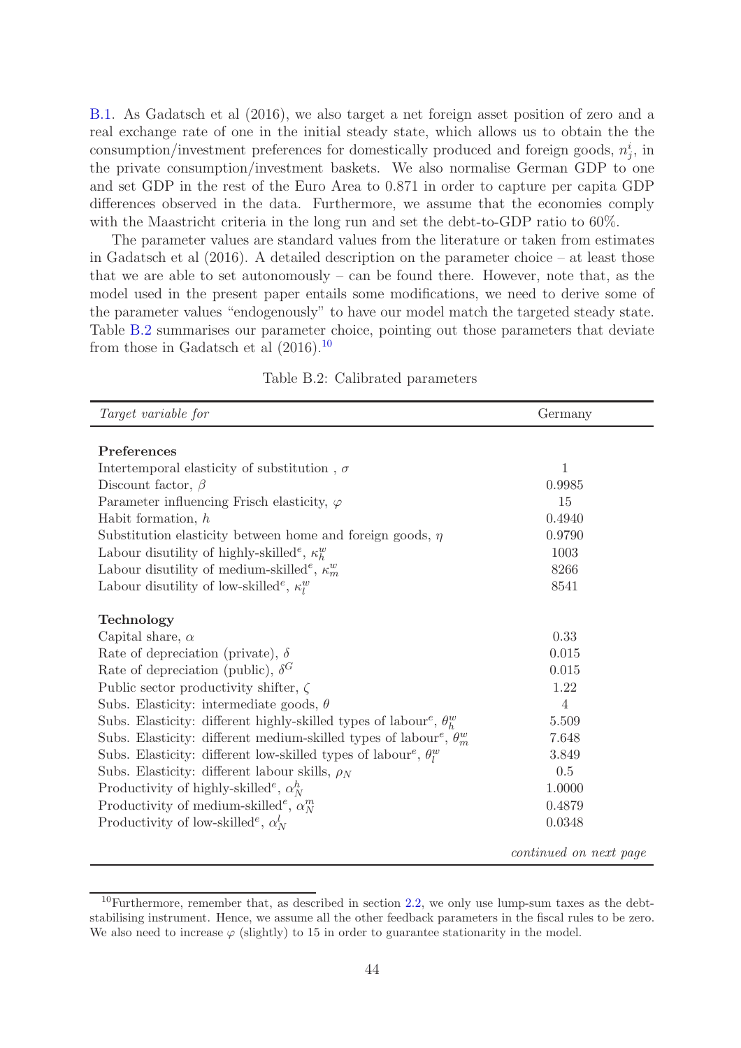B.1. As Gadatsch et al (2016), we also target a net foreign asset position of zero and a real exchange rate of one in the initial steady state, which allows us to obtain the the consumption/investment preferences for domestically produced and foreign goods, $n_j^i$, in the private consumption/investment baskets. We also normalise German GDP to one and set GDP in the rest of the Euro Area to 0.871 in order to capture per capita GDP differences observed in the data. Furthermore, we assume that the economies comply with the Maastricht criteria in the long run and set the debt-to-GDP ratio to 60%.

The parameter values are standard values from the literature or taken from estimates in Gadatsch et al (2016). A detailed description on the parameter choice – at least those that we are able to set autonomously – can be found there. However, note that, as the model used in the present paper entails some modifications, we need to derive some of the parameter values "endogenously" to have our model match the targeted steady state. Table B.2 summarises our parameter choice, pointing out those parameters that deviate from those in Gadatsch et al (2016).[10]

Table B.2: Calibrated parameters

| *Target variable for* | Germany |
|---|---|
| **Preferences** | |
| Intertemporal elasticity of substitution , $\sigma$ | 1 |
| Discount factor, $\beta$ | 0.9985 |
| Parameter influencing Frisch elasticity, $\varphi$ | 15 |
| Habit formation, $h$ | 0.4940 |
| Substitution elasticity between home and foreign goods, $\eta$ | 0.9790 |
| Labour disutility of highly-skilled[e], $\kappa_h^w$ | 1003 |
| Labour disutility of medium-skilled[e], $\kappa_m^w$ | 8266 |
| Labour disutility of low-skilled[e], $\kappa_l^w$ | 8541 |
| **Technology** | |
| Capital share, $\alpha$ | 0.33 |
| Rate of depreciation (private), $\delta$ | 0.015 |
| Rate of depreciation (public), $\delta^G$ | 0.015 |
| Public sector productivity shifter, $\zeta$ | 1.22 |
| Subs. Elasticity: intermediate goods, $\theta$ | 4 |
| Subs. Elasticity: different highly-skilled types of labour[e], $\theta_h^w$ | 5.509 |
| Subs. Elasticity: different medium-skilled types of labour[e], $\theta_m^w$ | 7.648 |
| Subs. Elasticity: different low-skilled types of labour[e], $\theta_l^w$ | 3.849 |
| Subs. Elasticity: different labour skills, $\rho_N$ | 0.5 |
| Productivity of highly-skilled[e], $\alpha_N^h$ | 1.0000 |
| Productivity of medium-skilled[e], $\alpha_N^m$ | 0.4879 |
| Productivity of low-skilled[e], $\alpha_N^l$ | 0.0348 |

*continued on next page*

[10] Furthermore, remember that, as described in section 2.2, we only use lump-sum taxes as the debt-stabilising instrument. Hence, we assume all the other feedback parameters in the fiscal rules to be zero. We also need to increase $\varphi$ (slightly) to 15 in order to guarantee stationarity in the model.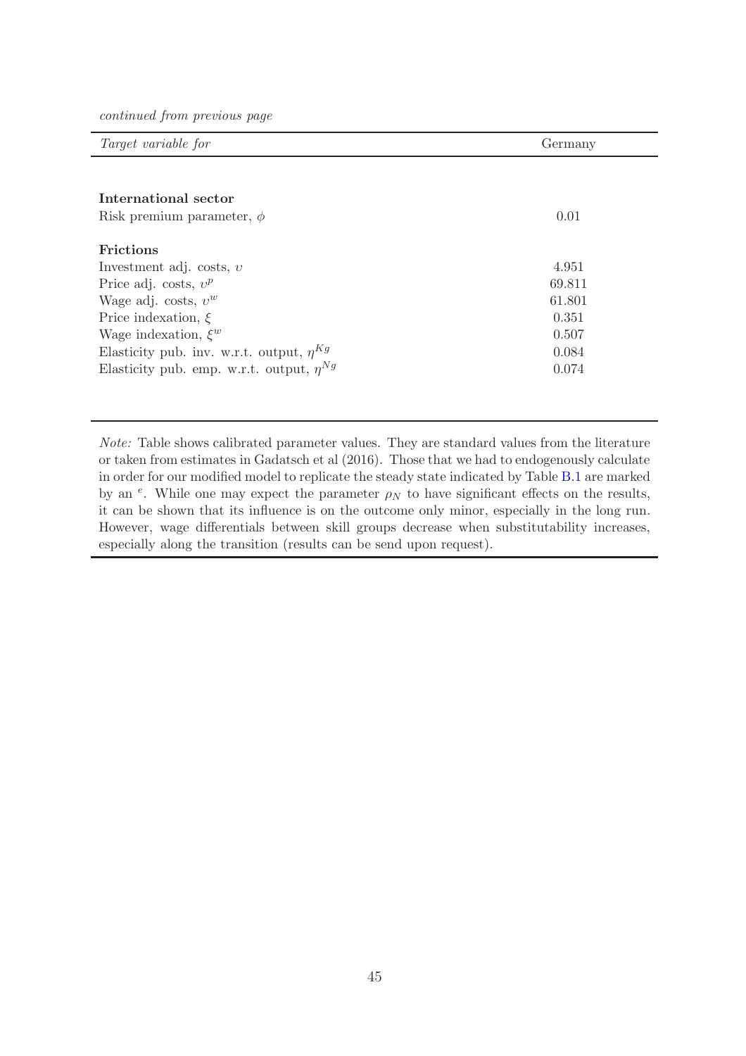*continued from previous page*

| *Target variable for* | Germany |
|---|---|
| **International sector** | |
| Risk premium parameter, $\phi$ | 0.01 |
| **Frictions** | |
| Investment adj. costs, $\upsilon$ | 4.951 |
| Price adj. costs, $\upsilon^p$ | 69.811 |
| Wage adj. costs, $\upsilon^w$ | 61.801 |
| Price indexation, $\xi$ | 0.351 |
| Wage indexation, $\xi^w$ | 0.507 |
| Elasticity pub. inv. w.r.t. output, $\eta^{Kg}$ | 0.084 |
| Elasticity pub. emp. w.r.t. output, $\eta^{Ng}$ | 0.074 |

*Note:* Table shows calibrated parameter values. They are standard values from the literature or taken from estimates in Gadatsch et al (2016). Those that we had to endogenously calculate in order for our modified model to replicate the steady state indicated by Table B.1 are marked by an $^e$. While one may expect the parameter $\rho_N$ to have significant effects on the results, it can be shown that its influence is on the outcome only minor, especially in the long run. However, wage differentials between skill groups decrease when substitutability increases, especially along the transition (results can be send upon request).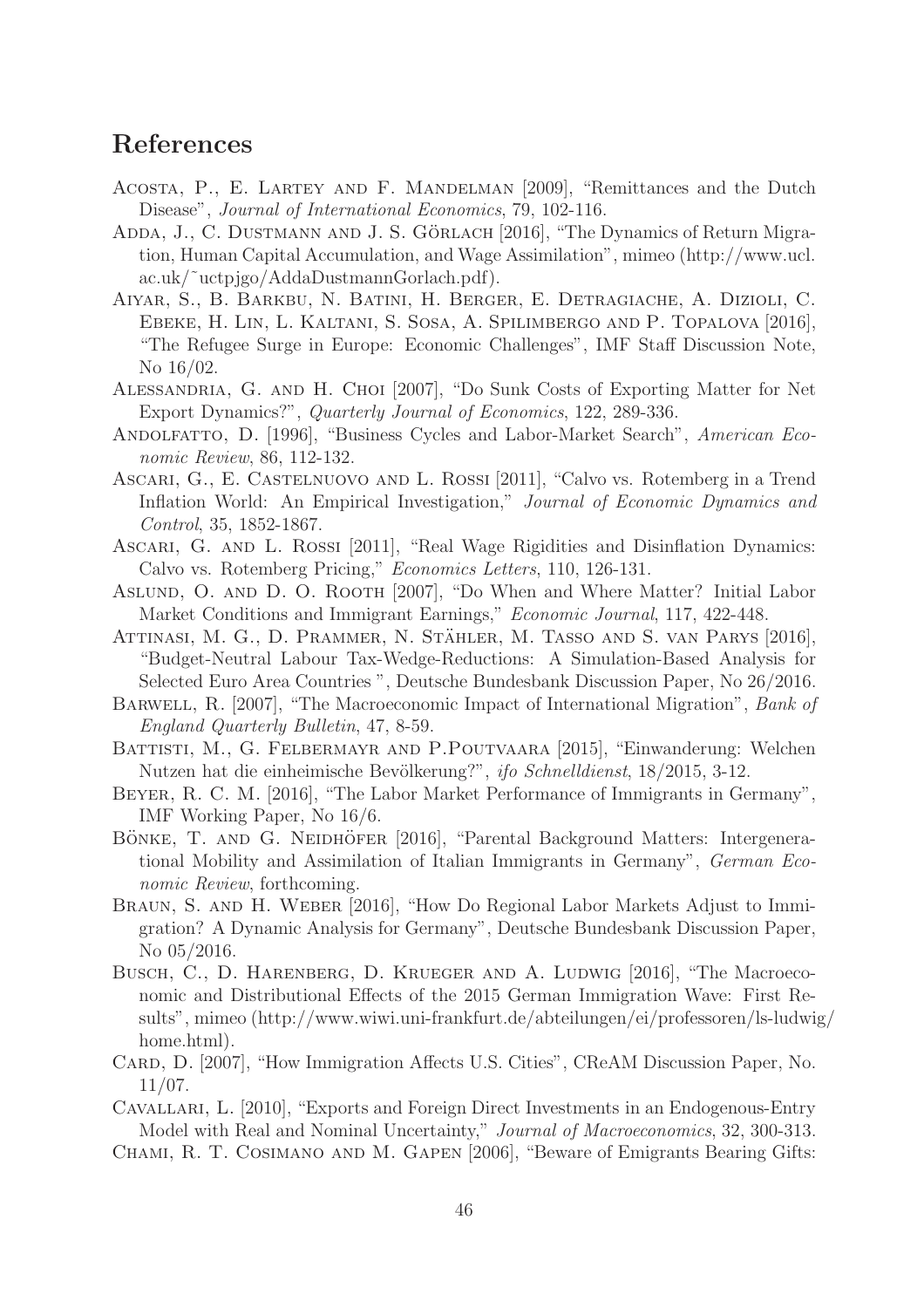# References

Acosta, P., E. Lartey and F. Mandelman [2009], "Remittances and the Dutch Disease", *Journal of International Economics*, 79, 102-116.

Adda, J., C. Dustmann and J. S. Görlach [2016], "The Dynamics of Return Migration, Human Capital Accumulation, and Wage Assimilation", mimeo (http://www.ucl.ac.uk/˜uctpjgo/AddaDustmannGorlach.pdf).

Aiyar, S., B. Barkbu, N. Batini, H. Berger, E. Detragiache, A. Dizioli, C. Ebeke, H. Lin, L. Kaltani, S. Sosa, A. Spilimbergo and P. Topalova [2016], "The Refugee Surge in Europe: Economic Challenges", IMF Staff Discussion Note, No 16/02.

Alessandria, G. and H. Choi [2007], "Do Sunk Costs of Exporting Matter for Net Export Dynamics?", *Quarterly Journal of Economics*, 122, 289-336.

Andolfatto, D. [1996], "Business Cycles and Labor-Market Search", *American Economic Review*, 86, 112-132.

Ascari, G., E. Castelnuovo and L. Rossi [2011], "Calvo vs. Rotemberg in a Trend Inflation World: An Empirical Investigation," *Journal of Economic Dynamics and Control*, 35, 1852-1867.

Ascari, G. and L. Rossi [2011], "Real Wage Rigidities and Disinflation Dynamics: Calvo vs. Rotemberg Pricing," *Economics Letters*, 110, 126-131.

Aslund, O. and D. O. Rooth [2007], "Do When and Where Matter? Initial Labor Market Conditions and Immigrant Earnings," *Economic Journal*, 117, 422-448.

Attinasi, M. G., D. Prammer, N. Stähler, M. Tasso and S. van Parys [2016], "Budget-Neutral Labour Tax-Wedge-Reductions: A Simulation-Based Analysis for Selected Euro Area Countries ", Deutsche Bundesbank Discussion Paper, No 26/2016.

Barwell, R. [2007], "The Macroeconomic Impact of International Migration", *Bank of England Quarterly Bulletin*, 47, 8-59.

Battisti, M., G. Felbermayr and P.Poutvaara [2015], "Einwanderung: Welchen Nutzen hat die einheimische Bevölkerung?", *ifo Schnelldienst*, 18/2015, 3-12.

Beyer, R. C. M. [2016], "The Labor Market Performance of Immigrants in Germany", IMF Working Paper, No 16/6.

Bönke, T. and G. Neidhöfer [2016], "Parental Background Matters: Intergenerational Mobility and Assimilation of Italian Immigrants in Germany", *German Economic Review*, forthcoming.

Braun, S. and H. Weber [2016], "How Do Regional Labor Markets Adjust to Immigration? A Dynamic Analysis for Germany", Deutsche Bundesbank Discussion Paper, No 05/2016.

Busch, C., D. Harenberg, D. Krueger and A. Ludwig [2016], "The Macroeconomic and Distributional Effects of the 2015 German Immigration Wave: First Results", mimeo (http://www.wiwi.uni-frankfurt.de/abteilungen/ei/professoren/ls-ludwig/home.html).

Card, D. [2007], "How Immigration Affects U.S. Cities", CReAM Discussion Paper, No. 11/07.

Cavallari, L. [2010], "Exports and Foreign Direct Investments in an Endogenous-Entry Model with Real and Nominal Uncertainty," *Journal of Macroeconomics*, 32, 300-313.

Chami, R. T. Cosimano and M. Gapen [2006], "Beware of Emigrants Bearing Gifts: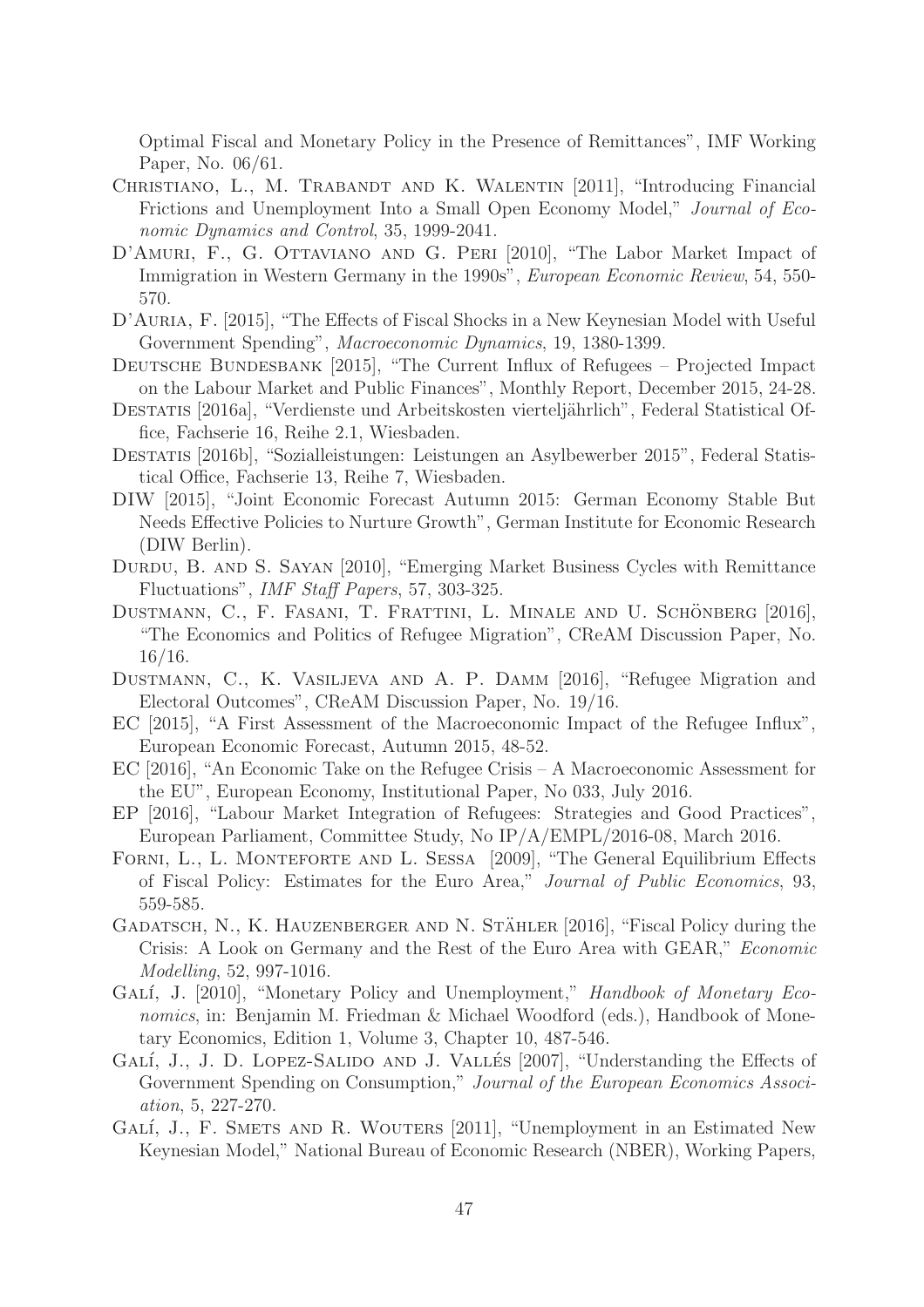Optimal Fiscal and Monetary Policy in the Presence of Remittances", IMF Working Paper, No. 06/61.

Christiano, L., M. Trabandt and K. Walentin [2011], "Introducing Financial Frictions and Unemployment Into a Small Open Economy Model," *Journal of Economic Dynamics and Control*, 35, 1999-2041.

D'Amuri, F., G. Ottaviano and G. Peri [2010], "The Labor Market Impact of Immigration in Western Germany in the 1990s", *European Economic Review*, 54, 550-570.

D'Auria, F. [2015], "The Effects of Fiscal Shocks in a New Keynesian Model with Useful Government Spending", *Macroeconomic Dynamics*, 19, 1380-1399.

Deutsche Bundesbank [2015], "The Current Influx of Refugees – Projected Impact on the Labour Market and Public Finances", Monthly Report, December 2015, 24-28.

Destatis [2016a], "Verdienste und Arbeitskosten vierteljährlich", Federal Statistical Office, Fachserie 16, Reihe 2.1, Wiesbaden.

Destatis [2016b], "Sozialleistungen: Leistungen an Asylbewerber 2015", Federal Statistical Office, Fachserie 13, Reihe 7, Wiesbaden.

DIW [2015], "Joint Economic Forecast Autumn 2015: German Economy Stable But Needs Effective Policies to Nurture Growth", German Institute for Economic Research (DIW Berlin).

Durdu, B. and S. Sayan [2010], "Emerging Market Business Cycles with Remittance Fluctuations", *IMF Staff Papers*, 57, 303-325.

Dustmann, C., F. Fasani, T. Frattini, L. Minale and U. Schönberg [2016], "The Economics and Politics of Refugee Migration", CReAM Discussion Paper, No. 16/16.

Dustmann, C., K. Vasiljeva and A. P. Damm [2016], "Refugee Migration and Electoral Outcomes", CReAM Discussion Paper, No. 19/16.

EC [2015], "A First Assessment of the Macroeconomic Impact of the Refugee Influx", European Economic Forecast, Autumn 2015, 48-52.

EC [2016], "An Economic Take on the Refugee Crisis – A Macroeconomic Assessment for the EU", European Economy, Institutional Paper, No 033, July 2016.

EP [2016], "Labour Market Integration of Refugees: Strategies and Good Practices", European Parliament, Committee Study, No IP/A/EMPL/2016-08, March 2016.

Forni, L., L. Monteforte and L. Sessa [2009], "The General Equilibrium Effects of Fiscal Policy: Estimates for the Euro Area," *Journal of Public Economics*, 93, 559-585.

Gadatsch, N., K. Hauzenberger and N. Stähler [2016], "Fiscal Policy during the Crisis: A Look on Germany and the Rest of the Euro Area with GEAR," *Economic Modelling*, 52, 997-1016.

Galí, J. [2010], "Monetary Policy and Unemployment," *Handbook of Monetary Economics*, in: Benjamin M. Friedman & Michael Woodford (eds.), Handbook of Monetary Economics, Edition 1, Volume 3, Chapter 10, 487-546.

Galí, J., J. D. Lopez-Salido and J. Vallés [2007], "Understanding the Effects of Government Spending on Consumption," *Journal of the European Economics Association*, 5, 227-270.

Galí, J., F. Smets and R. Wouters [2011], "Unemployment in an Estimated New Keynesian Model," National Bureau of Economic Research (NBER), Working Papers,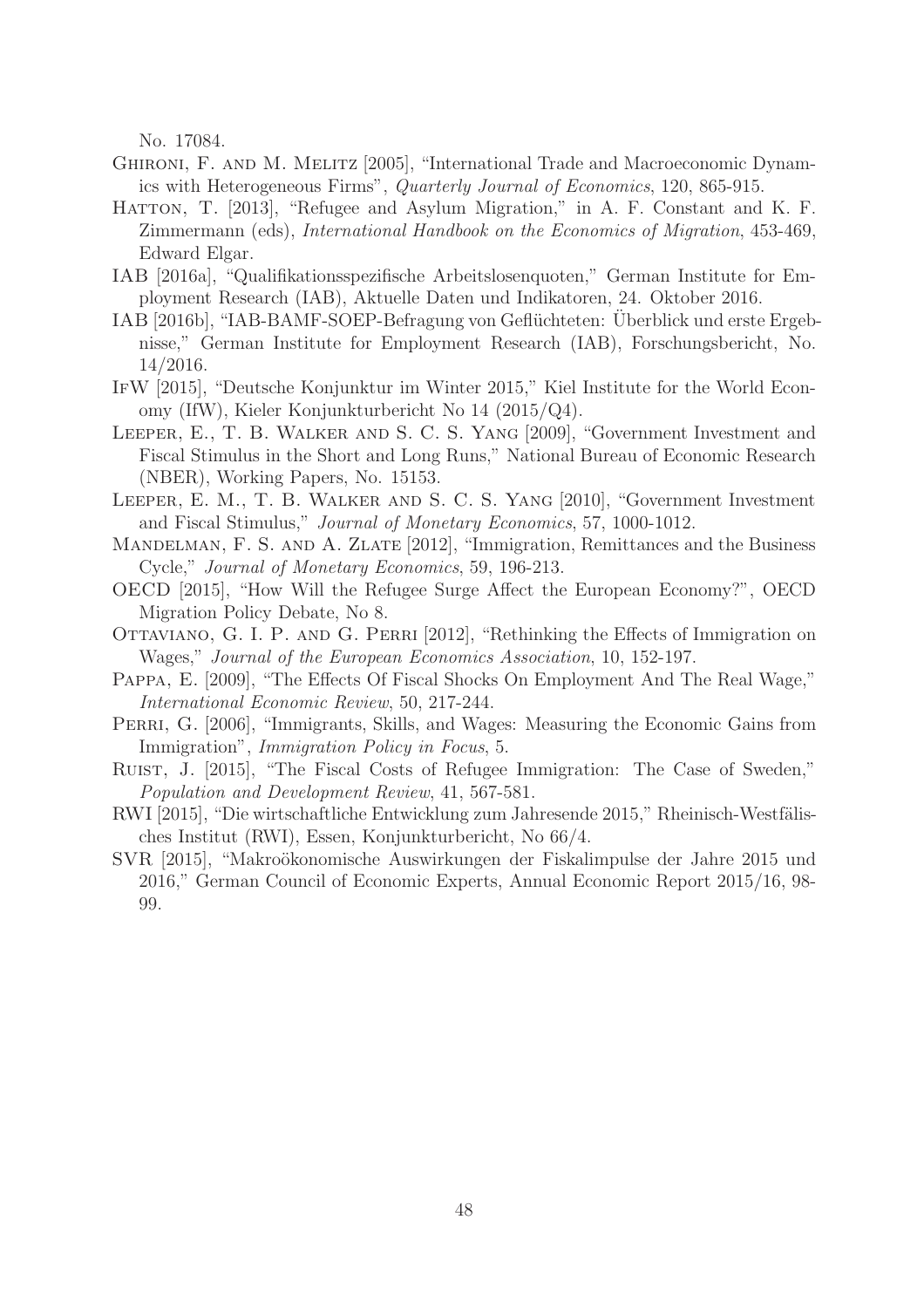No. 17084.

Ghironi, F. and M. Melitz [2005], "International Trade and Macroeconomic Dynamics with Heterogeneous Firms", *Quarterly Journal of Economics*, 120, 865-915.

Hatton, T. [2013], "Refugee and Asylum Migration," in A. F. Constant and K. F. Zimmermann (eds), *International Handbook on the Economics of Migration*, 453-469, Edward Elgar.

IAB [2016a], "Qualifikationsspezifische Arbeitslosenquoten," German Institute for Employment Research (IAB), Aktuelle Daten und Indikatoren, 24. Oktober 2016.

IAB [2016b], "IAB-BAMF-SOEP-Befragung von Geflüchteten: Überblick und erste Ergebnisse," German Institute for Employment Research (IAB), Forschungsbericht, No. 14/2016.

IfW [2015], "Deutsche Konjunktur im Winter 2015," Kiel Institute for the World Economy (IfW), Kieler Konjunkturbericht No 14 (2015/Q4).

Leeper, E., T. B. Walker and S. C. S. Yang [2009], "Government Investment and Fiscal Stimulus in the Short and Long Runs," National Bureau of Economic Research (NBER), Working Papers, No. 15153.

Leeper, E. M., T. B. Walker and S. C. S. Yang [2010], "Government Investment and Fiscal Stimulus," *Journal of Monetary Economics*, 57, 1000-1012.

Mandelman, F. S. and A. Zlate [2012], "Immigration, Remittances and the Business Cycle," *Journal of Monetary Economics*, 59, 196-213.

OECD [2015], "How Will the Refugee Surge Affect the European Economy?", OECD Migration Policy Debate, No 8.

Ottaviano, G. I. P. and G. Perri [2012], "Rethinking the Effects of Immigration on Wages," *Journal of the European Economics Association*, 10, 152-197.

Pappa, E. [2009], "The Effects Of Fiscal Shocks On Employment And The Real Wage," *International Economic Review*, 50, 217-244.

Perri, G. [2006], "Immigrants, Skills, and Wages: Measuring the Economic Gains from Immigration", *Immigration Policy in Focus*, 5.

Ruist, J. [2015], "The Fiscal Costs of Refugee Immigration: The Case of Sweden," *Population and Development Review*, 41, 567-581.

RWI [2015], "Die wirtschaftliche Entwicklung zum Jahresende 2015," Rheinisch-Westfälisches Institut (RWI), Essen, Konjunkturbericht, No 66/4.

SVR [2015], "Makroökonomische Auswirkungen der Fiskalimpulse der Jahre 2015 und 2016," German Council of Economic Experts, Annual Economic Report 2015/16, 98-99.